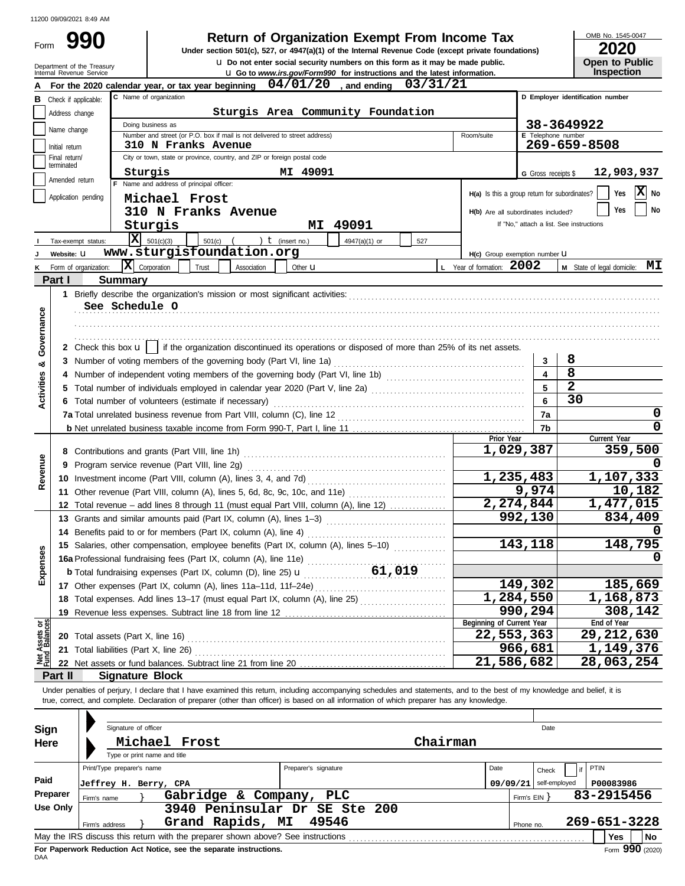11200 09/09/2021 8:49 AM

Form **990**

Department of the Treasury
Internal Revenue Service

# Return of Organization Exempt From Income Tax

**Under section 501(c), 527, or 4947(a)(1) of the Internal Revenue Code (except private foundations)**

u Do not enter social security numbers on this form as it may be made public.

u Go to *www.irs.gov/Form990* for instructions and the latest information.

OMB No. 1545-0047

**2020**

**Open to Public Inspection**

**A** For the 2020 calendar year, or tax year beginning 04/01/20 , and ending 03/31/21

**B** Check if applicable:
- Address change
- Name change
- Initial return
- Final return/terminated
- Amended return
- Application pending

**C** Name of organization: Sturgis Area Community Foundation

Doing business as

Number and street (or P.O. box if mail is not delivered to street address): 310 N Franks Avenue — Room/suite

City or town, state or province, country, and ZIP or foreign postal code: Sturgis MI 49091

**D** Employer identification number: 38-3649922

**E** Telephone number: 269-659-8508

**G** Gross receipts $ 12,903,937

**F** Name and address of principal officer: Michael Frost, 310 N Franks Avenue, Sturgis MI 49091

**H(a)** Is this a group return for subordinates? Yes [ ] No [X]

**H(b)** Are all subordinates included? Yes [ ] No [ ]
If "No," attach a list. See instructions

**I** Tax-exempt status: [X] 501(c)(3) [ ] 501(c) ( ) t (insert no.) [ ] 4947(a)(1) or [ ] 527

**J** Website: u www.sturgisfoundation.org

**H(c)** Group exemption number u

**K** Form of organization: [X] Corporation [ ] Trust [ ] Association [ ] Other u

**L** Year of formation: 2002

**M** State of legal domicile: MI

## Part I Summary

**Activities & Governance**

1 Briefly describe the organization's mission or most significant activities: See Schedule O

2 Check this box u [ ] if the organization discontinued its operations or disposed of more than 25% of its net assets.

| | | | |
|---|---|---|---|
| 3 | Number of voting members of the governing body (Part VI, line 1a) | 3 | 8 |
| 4 | Number of independent voting members of the governing body (Part VI, line 1b) | 4 | 8 |
| 5 | Total number of individuals employed in calendar year 2020 (Part V, line 2a) | 5 | 2 |
| 6 | Total number of volunteers (estimate if necessary) | 6 | 30 |
| 7a | Total unrelated business revenue from Part VIII, column (C), line 12 | 7a | 0 |
| b | Net unrelated business taxable income from Form 990-T, Part I, line 11 | 7b | 0 |

| | | | Prior Year | Current Year |
|---|---|---|---|---|
| **Revenue** | 8 | Contributions and grants (Part VIII, line 1h) | 1,029,387 | 359,500 |
| | 9 | Program service revenue (Part VIII, line 2g) | | 0 |
| | 10 | Investment income (Part VIII, column (A), lines 3, 4, and 7d) | 1,235,483 | 1,107,333 |
| | 11 | Other revenue (Part VIII, column (A), lines 5, 6d, 8c, 9c, 10c, and 11e) | 9,974 | 10,182 |
| | 12 | Total revenue – add lines 8 through 11 (must equal Part VIII, column (A), line 12) | 2,274,844 | 1,477,015 |
| **Expenses** | 13 | Grants and similar amounts paid (Part IX, column (A), lines 1–3) | 992,130 | 834,409 |
| | 14 | Benefits paid to or for members (Part IX, column (A), line 4) | | 0 |
| | 15 | Salaries, other compensation, employee benefits (Part IX, column (A), lines 5–10) | 143,118 | 148,795 |
| | 16a | Professional fundraising fees (Part IX, column (A), line 11e) | | 0 |
| | b | Total fundraising expenses (Part IX, column (D), line 25) u 61,019 | | |
| | 17 | Other expenses (Part IX, column (A), lines 11a–11d, 11f–24e) | 149,302 | 185,669 |
| | 18 | Total expenses. Add lines 13–17 (must equal Part IX, column (A), line 25) | 1,284,550 | 1,168,873 |
| | 19 | Revenue less expenses. Subtract line 18 from line 12 | 990,294 | 308,142 |
| | | | **Beginning of Current Year** | **End of Year** |
| **Net Assets or Fund Balances** | 20 | Total assets (Part X, line 16) | 22,553,363 | 29,212,630 |
| | 21 | Total liabilities (Part X, line 26) | 966,681 | 1,149,376 |
| | 22 | Net assets or fund balances. Subtract line 21 from line 20 | 21,586,682 | 28,063,254 |

## Part II Signature Block

Under penalties of perjury, I declare that I have examined this return, including accompanying schedules and statements, and to the best of my knowledge and belief, it is true, correct, and complete. Declaration of preparer (other than officer) is based on all information of which preparer has any knowledge.

**Sign Here**

Signature of officer — Date

Michael Frost, Chairman
Type or print name and title

**Paid Preparer Use Only**

| Print/Type preparer's name | Preparer's signature | Date | Check [ ] if self-employed | PTIN |
|---|---|---|---|---|
| Jeffrey H. Berry, CPA | | 09/09/21 | | P00083986 |

Firm's name } Gabridge & Company, PLC — Firm's EIN } 83-2915456

Firm's address } 3940 Peninsular Dr SE Ste 200, Grand Rapids, MI 49546 — Phone no. 269-651-3228

May the IRS discuss this return with the preparer shown above? See instructions — Yes [ ] No [ ]

**For Paperwork Reduction Act Notice, see the separate instructions.**

DAA

Form **990** (2020)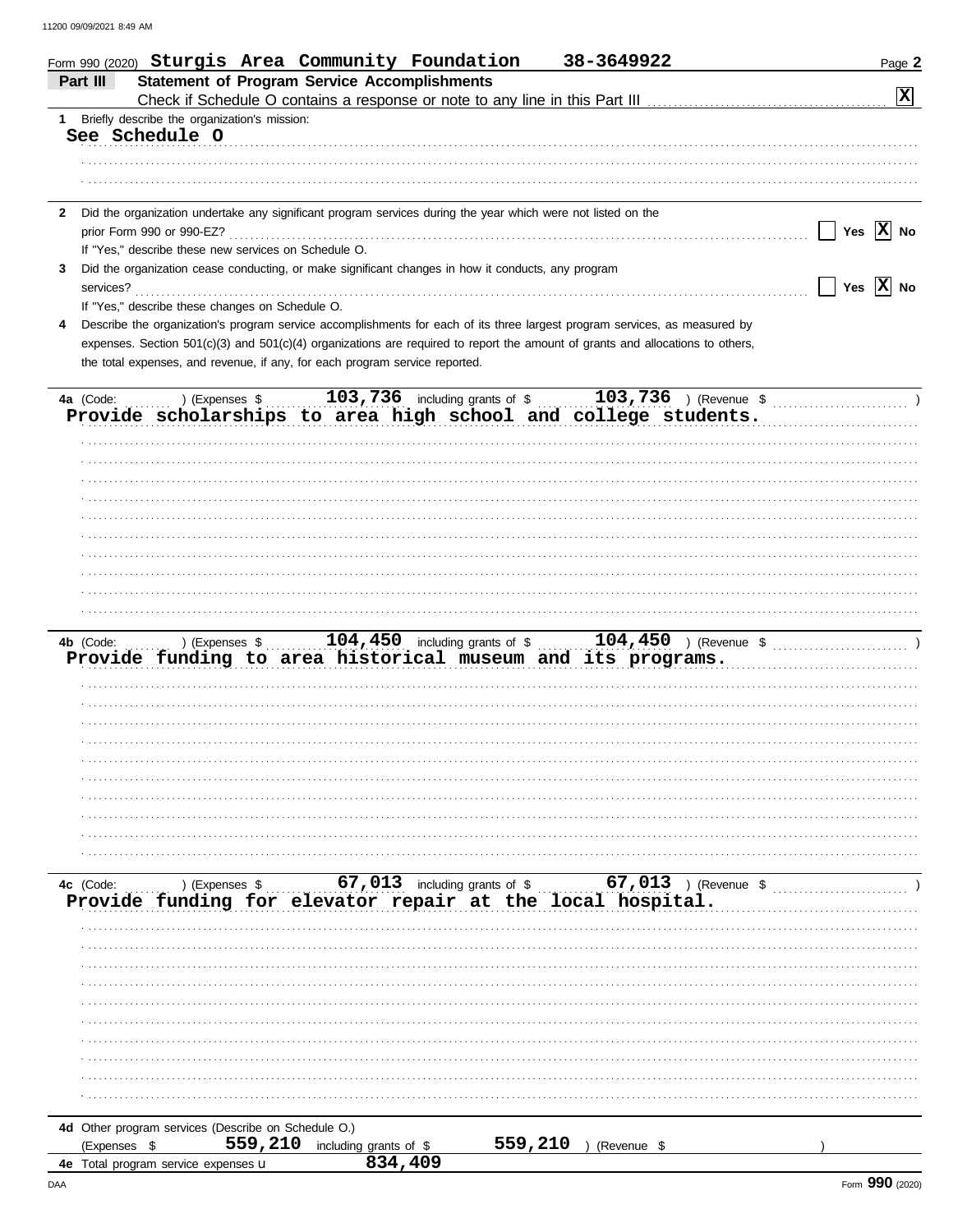Form 990 (2020) **Sturgis Area Community Foundation** **38-3649922** Page **2**

## Part III Statement of Program Service Accomplishments

Check if Schedule O contains a response or note to any line in this Part III ☒

**1** Briefly describe the organization's mission:

**See Schedule O**

**2** Did the organization undertake any significant program services during the year which were not listed on the prior Form 990 or 990-EZ? ☐ Yes ☒ No

If "Yes," describe these new services on Schedule O.

**3** Did the organization cease conducting, or make significant changes in how it conducts, any program services? ☐ Yes ☒ No

If "Yes," describe these changes on Schedule O.

**4** Describe the organization's program service accomplishments for each of its three largest program services, as measured by expenses. Section 501(c)(3) and 501(c)(4) organizations are required to report the amount of grants and allocations to others, the total expenses, and revenue, if any, for each program service reported.

**4a** (Code: ) (Expenses $ **103,736** including grants of $ **103,736** ) (Revenue $ )

**Provide scholarships to area high school and college students.**

**4b** (Code: ) (Expenses $ **104,450** including grants of $ **104,450** ) (Revenue $ )

**Provide funding to area historical museum and its programs.**

**4c** (Code: ) (Expenses $ **67,013** including grants of $ **67,013** ) (Revenue $ )

**Provide funding for elevator repair at the local hospital.**

**4d** Other program services (Describe on Schedule O.)

(Expenses $ **559,210** including grants of $ **559,210** ) (Revenue $ )

**4e** Total program service expenses **834,409**

Form **990** (2020)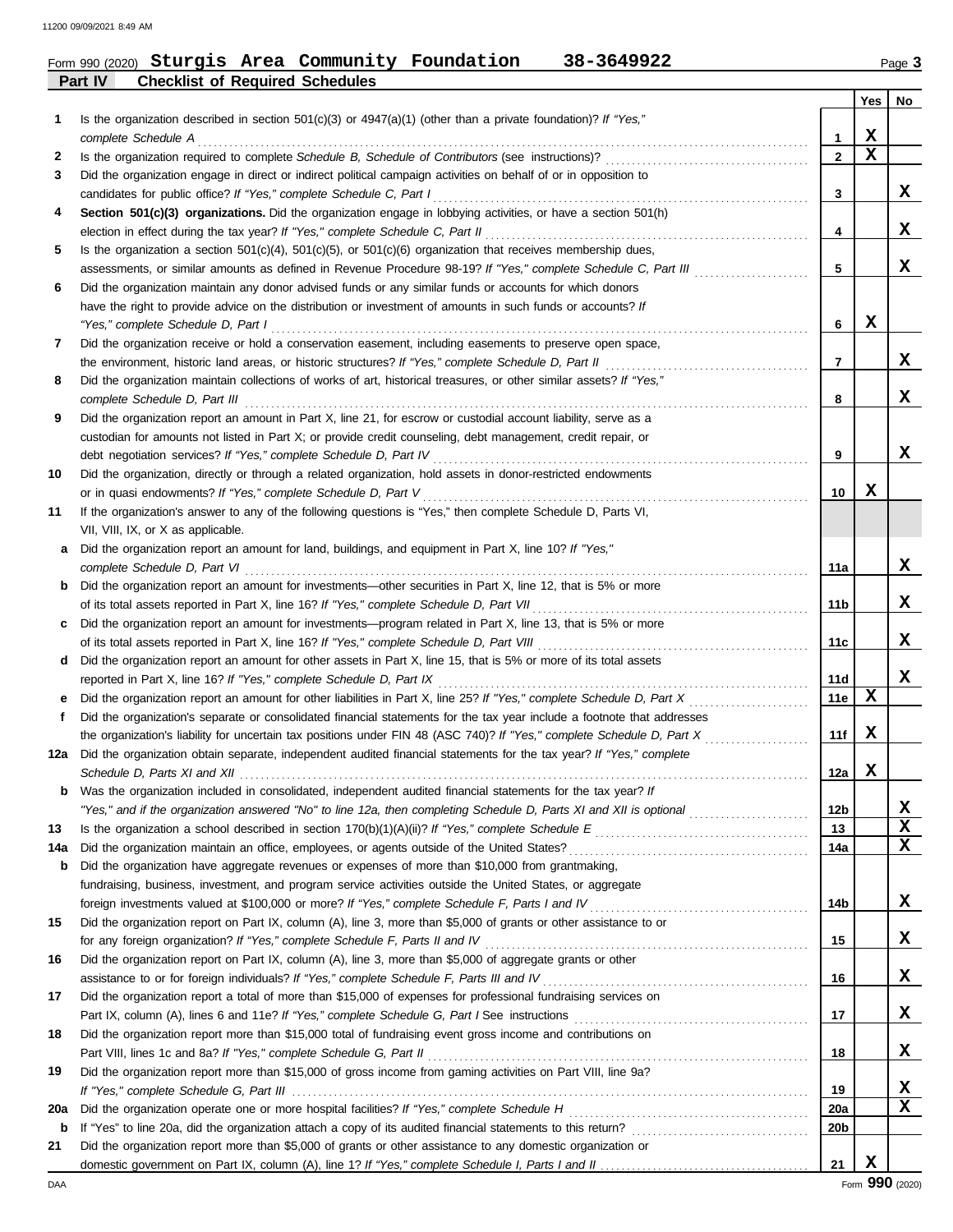Form 990 (2020) **Sturgis Area Community Foundation 38-3649922** Page **3**

**Part IV Checklist of Required Schedules**

| | | | Yes | No |
|---|---|---|---|---|
| **1** | Is the organization described in section 501(c)(3) or 4947(a)(1) (other than a private foundation)? *If "Yes," complete Schedule A* | **1** | X | |
| **2** | Is the organization required to complete *Schedule B, Schedule of Contributors* (see instructions)? | **2** | X | |
| **3** | Did the organization engage in direct or indirect political campaign activities on behalf of or in opposition to candidates for public office? *If "Yes," complete Schedule C, Part I* | **3** | | X |
| **4** | **Section 501(c)(3) organizations.** Did the organization engage in lobbying activities, or have a section 501(h) election in effect during the tax year? *If "Yes," complete Schedule C, Part II* | **4** | | X |
| **5** | Is the organization a section 501(c)(4), 501(c)(5), or 501(c)(6) organization that receives membership dues, assessments, or similar amounts as defined in Revenue Procedure 98-19? *If "Yes," complete Schedule C, Part III* | **5** | | X |
| **6** | Did the organization maintain any donor advised funds or any similar funds or accounts for which donors have the right to provide advice on the distribution or investment of amounts in such funds or accounts? *If "Yes," complete Schedule D, Part I* | **6** | X | |
| **7** | Did the organization receive or hold a conservation easement, including easements to preserve open space, the environment, historic land areas, or historic structures? *If "Yes," complete Schedule D, Part II* | **7** | | X |
| **8** | Did the organization maintain collections of works of art, historical treasures, or other similar assets? *If "Yes," complete Schedule D, Part III* | **8** | | X |
| **9** | Did the organization report an amount in Part X, line 21, for escrow or custodial account liability, serve as a custodian for amounts not listed in Part X; or provide credit counseling, debt management, credit repair, or debt negotiation services? *If "Yes," complete Schedule D, Part IV* | **9** | | X |
| **10** | Did the organization, directly or through a related organization, hold assets in donor-restricted endowments or in quasi endowments? *If "Yes," complete Schedule D, Part V* | **10** | X | |
| **11** | If the organization's answer to any of the following questions is "Yes," then complete Schedule D, Parts VI, VII, VIII, IX, or X as applicable. | | | |
| **a** | Did the organization report an amount for land, buildings, and equipment in Part X, line 10? *If "Yes," complete Schedule D, Part VI* | **11a** | | X |
| **b** | Did the organization report an amount for investments—other securities in Part X, line 12, that is 5% or more of its total assets reported in Part X, line 16? *If "Yes," complete Schedule D, Part VII* | **11b** | | X |
| **c** | Did the organization report an amount for investments—program related in Part X, line 13, that is 5% or more of its total assets reported in Part X, line 16? *If "Yes," complete Schedule D, Part VIII* | **11c** | | X |
| **d** | Did the organization report an amount for other assets in Part X, line 15, that is 5% or more of its total assets reported in Part X, line 16? *If "Yes," complete Schedule D, Part IX* | **11d** | | X |
| **e** | Did the organization report an amount for other liabilities in Part X, line 25? *If "Yes," complete Schedule D, Part X* | **11e** | X | |
| **f** | Did the organization's separate or consolidated financial statements for the tax year include a footnote that addresses the organization's liability for uncertain tax positions under FIN 48 (ASC 740)? *If "Yes," complete Schedule D, Part X* | **11f** | X | |
| **12a** | Did the organization obtain separate, independent audited financial statements for the tax year? *If "Yes," complete Schedule D, Parts XI and XII* | **12a** | X | |
| **b** | Was the organization included in consolidated, independent audited financial statements for the tax year? *If "Yes," and if the organization answered "No" to line 12a, then completing Schedule D, Parts XI and XII is optional* | **12b** | | X |
| **13** | Is the organization a school described in section 170(b)(1)(A)(ii)? *If "Yes," complete Schedule E* | **13** | | X |
| **14a** | Did the organization maintain an office, employees, or agents outside of the United States? | **14a** | | X |
| **b** | Did the organization have aggregate revenues or expenses of more than $10,000 from grantmaking, fundraising, business, investment, and program service activities outside the United States, or aggregate foreign investments valued at $100,000 or more? *If "Yes," complete Schedule F, Parts I and IV* | **14b** | | X |
| **15** | Did the organization report on Part IX, column (A), line 3, more than $5,000 of grants or other assistance to or for any foreign organization? *If "Yes," complete Schedule F, Parts II and IV* | **15** | | X |
| **16** | Did the organization report on Part IX, column (A), line 3, more than $5,000 of aggregate grants or other assistance to or for foreign individuals? *If "Yes," complete Schedule F, Parts III and IV* | **16** | | X |
| **17** | Did the organization report a total of more than $15,000 of expenses for professional fundraising services on Part IX, column (A), lines 6 and 11e? *If "Yes," complete Schedule G, Part I* See instructions | **17** | | X |
| **18** | Did the organization report more than $15,000 total of fundraising event gross income and contributions on Part VIII, lines 1c and 8a? *If "Yes," complete Schedule G, Part II* | **18** | | X |
| **19** | Did the organization report more than $15,000 of gross income from gaming activities on Part VIII, line 9a? *If "Yes," complete Schedule G, Part III* | **19** | | X |
| **20a** | Did the organization operate one or more hospital facilities? *If "Yes," complete Schedule H* | **20a** | | X |
| **b** | If "Yes" to line 20a, did the organization attach a copy of its audited financial statements to this return? | **20b** | | |
| **21** | Did the organization report more than $5,000 of grants or other assistance to any domestic organization or domestic government on Part IX, column (A), line 1? *If "Yes," complete Schedule I, Parts I and II* | **21** | X | |

DAA Form **990** (2020)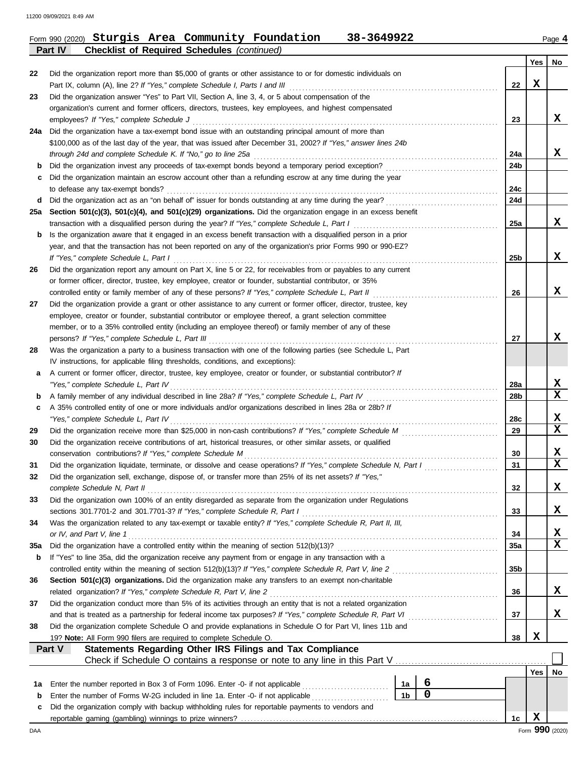Form 990 (2020) **Sturgis Area Community Foundation 38-3649922** Page 4

**Part IV Checklist of Required Schedules** *(continued)*

| | | | Yes | No |
|---|---|---|---|---|
| 22 | Did the organization report more than $5,000 of grants or other assistance to or for domestic individuals on Part IX, column (A), line 2? *If "Yes," complete Schedule I, Parts I and III* | 22 | X | |
| 23 | Did the organization answer "Yes" to Part VII, Section A, line 3, 4, or 5 about compensation of the organization's current and former officers, directors, trustees, key employees, and highest compensated employees? *If "Yes," complete Schedule J* | 23 | | X |
| 24a | Did the organization have a tax-exempt bond issue with an outstanding principal amount of more than $100,000 as of the last day of the year, that was issued after December 31, 2002? *If "Yes," answer lines 24b through 24d and complete Schedule K. If "No," go to line 25a* | 24a | | X |
| b | Did the organization invest any proceeds of tax-exempt bonds beyond a temporary period exception? | 24b | | |
| c | Did the organization maintain an escrow account other than a refunding escrow at any time during the year to defease any tax-exempt bonds? | 24c | | |
| d | Did the organization act as an "on behalf of" issuer for bonds outstanding at any time during the year? | 24d | | |
| 25a | **Section 501(c)(3), 501(c)(4), and 501(c)(29) organizations.** Did the organization engage in an excess benefit transaction with a disqualified person during the year? *If "Yes," complete Schedule L, Part I* | 25a | | X |
| b | Is the organization aware that it engaged in an excess benefit transaction with a disqualified person in a prior year, and that the transaction has not been reported on any of the organization's prior Forms 990 or 990-EZ? *If "Yes," complete Schedule L, Part I* | 25b | | X |
| 26 | Did the organization report any amount on Part X, line 5 or 22, for receivables from or payables to any current or former officer, director, trustee, key employee, creator or founder, substantial contributor, or 35% controlled entity or family member of any of these persons? *If "Yes," complete Schedule L, Part II* | 26 | | X |
| 27 | Did the organization provide a grant or other assistance to any current or former officer, director, trustee, key employee, creator or founder, substantial contributor or employee thereof, a grant selection committee member, or to a 35% controlled entity (including an employee thereof) or family member of any of these persons? *If "Yes," complete Schedule L, Part III* | 27 | | X |
| 28 | Was the organization a party to a business transaction with one of the following parties (see Schedule L, Part IV instructions, for applicable filing thresholds, conditions, and exceptions): | | | |
| a | A current or former officer, director, trustee, key employee, creator or founder, or substantial contributor? *If "Yes," complete Schedule L, Part IV* | 28a | | X |
| b | A family member of any individual described in line 28a? *If "Yes," complete Schedule L, Part IV* | 28b | | X |
| c | A 35% controlled entity of one or more individuals and/or organizations described in lines 28a or 28b? *If "Yes," complete Schedule L, Part IV* | 28c | | X |
| 29 | Did the organization receive more than $25,000 in non-cash contributions? *If "Yes," complete Schedule M* | 29 | | X |
| 30 | Did the organization receive contributions of art, historical treasures, or other similar assets, or qualified conservation contributions? *If "Yes," complete Schedule M* | 30 | | X |
| 31 | Did the organization liquidate, terminate, or dissolve and cease operations? *If "Yes," complete Schedule N, Part I* | 31 | | X |
| 32 | Did the organization sell, exchange, dispose of, or transfer more than 25% of its net assets? *If "Yes," complete Schedule N, Part II* | 32 | | X |
| 33 | Did the organization own 100% of an entity disregarded as separate from the organization under Regulations sections 301.7701-2 and 301.7701-3? *If "Yes," complete Schedule R, Part I* | 33 | | X |
| 34 | Was the organization related to any tax-exempt or taxable entity? *If "Yes," complete Schedule R, Part II, III, or IV, and Part V, line 1* | 34 | | X |
| 35a | Did the organization have a controlled entity within the meaning of section 512(b)(13)? | 35a | | X |
| b | If "Yes" to line 35a, did the organization receive any payment from or engage in any transaction with a controlled entity within the meaning of section 512(b)(13)? *If "Yes," complete Schedule R, Part V, line 2* | 35b | | |
| 36 | **Section 501(c)(3) organizations.** Did the organization make any transfers to an exempt non-charitable related organization? *If "Yes," complete Schedule R, Part V, line 2* | 36 | | X |
| 37 | Did the organization conduct more than 5% of its activities through an entity that is not a related organization and that is treated as a partnership for federal income tax purposes? *If "Yes," complete Schedule R, Part VI* | 37 | | X |
| 38 | Did the organization complete Schedule O and provide explanations in Schedule O for Part VI, lines 11b and 19? **Note:** All Form 990 filers are required to complete Schedule O. | 38 | X | |

**Part V Statements Regarding Other IRS Filings and Tax Compliance**

Check if Schedule O contains a response or note to any line in this Part V ☐

| | | | | | Yes | No |
|---|---|---|---|---|---|---|
| 1a | Enter the number reported in Box 3 of Form 1096. Enter -0- if not applicable | 1a | 6 | | | |
| b | Enter the number of Forms W-2G included in line 1a. Enter -0- if not applicable | 1b | 0 | | | |
| c | Did the organization comply with backup withholding rules for reportable payments to vendors and reportable gaming (gambling) winnings to prize winners? | | | 1c | X | |

DAA Form **990** (2020)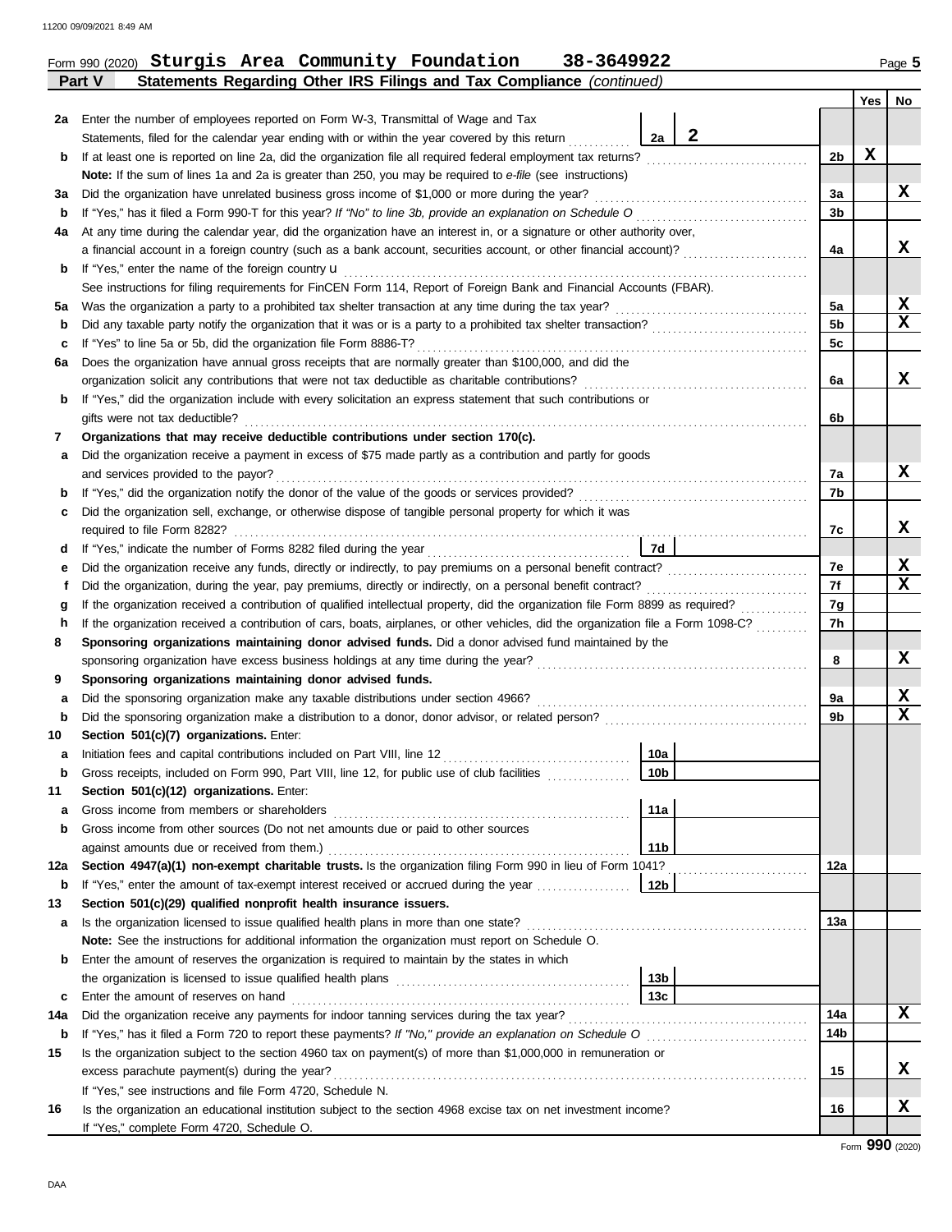Form 990 (2020) **Sturgis Area Community Foundation 38-3649922** Page **5**

**Part V Statements Regarding Other IRS Filings and Tax Compliance** *(continued)*

| | | | | Line | Yes | No |
|---|---|---|---|---|---|---|
| **2a** | Enter the number of employees reported on Form W-3, Transmittal of Wage and Tax Statements, filed for the calendar year ending with or within the year covered by this return | 2a | 2 | | | |
| **b** | If at least one is reported on line 2a, did the organization file all required federal employment tax returns? | | | 2b | X | |
| | **Note:** If the sum of lines 1a and 2a is greater than 250, you may be required to *e-file* (see instructions) | | | | | |
| **3a** | Did the organization have unrelated business gross income of $1,000 or more during the year? | | | 3a | | X |
| **b** | If "Yes," has it filed a Form 990-T for this year? *If "No" to line 3b, provide an explanation on Schedule O* | | | 3b | | |
| **4a** | At any time during the calendar year, did the organization have an interest in, or a signature or other authority over, a financial account in a foreign country (such as a bank account, securities account, or other financial account)? | | | 4a | | X |
| **b** | If "Yes," enter the name of the foreign country u | | | | | |
| | See instructions for filing requirements for FinCEN Form 114, Report of Foreign Bank and Financial Accounts (FBAR). | | | | | |
| **5a** | Was the organization a party to a prohibited tax shelter transaction at any time during the tax year? | | | 5a | | X |
| **b** | Did any taxable party notify the organization that it was or is a party to a prohibited tax shelter transaction? | | | 5b | | X |
| **c** | If "Yes" to line 5a or 5b, did the organization file Form 8886-T? | | | 5c | | |
| **6a** | Does the organization have annual gross receipts that are normally greater than $100,000, and did the organization solicit any contributions that were not tax deductible as charitable contributions? | | | 6a | | X |
| **b** | If "Yes," did the organization include with every solicitation an express statement that such contributions or gifts were not tax deductible? | | | 6b | | |
| **7** | **Organizations that may receive deductible contributions under section 170(c).** | | | | | |
| **a** | Did the organization receive a payment in excess of $75 made partly as a contribution and partly for goods and services provided to the payor? | | | 7a | | X |
| **b** | If "Yes," did the organization notify the donor of the value of the goods or services provided? | | | 7b | | |
| **c** | Did the organization sell, exchange, or otherwise dispose of tangible personal property for which it was required to file Form 8282? | | | 7c | | X |
| **d** | If "Yes," indicate the number of Forms 8282 filed during the year | 7d | | | | |
| **e** | Did the organization receive any funds, directly or indirectly, to pay premiums on a personal benefit contract? | | | 7e | | X |
| **f** | Did the organization, during the year, pay premiums, directly or indirectly, on a personal benefit contract? | | | 7f | | X |
| **g** | If the organization received a contribution of qualified intellectual property, did the organization file Form 8899 as required? | | | 7g | | |
| **h** | If the organization received a contribution of cars, boats, airplanes, or other vehicles, did the organization file a Form 1098-C? | | | 7h | | |
| **8** | **Sponsoring organizations maintaining donor advised funds.** Did a donor advised fund maintained by the sponsoring organization have excess business holdings at any time during the year? | | | 8 | | X |
| **9** | **Sponsoring organizations maintaining donor advised funds.** | | | | | |
| **a** | Did the sponsoring organization make any taxable distributions under section 4966? | | | 9a | | X |
| **b** | Did the sponsoring organization make a distribution to a donor, donor advisor, or related person? | | | 9b | | X |
| **10** | **Section 501(c)(7) organizations.** Enter: | | | | | |
| **a** | Initiation fees and capital contributions included on Part VIII, line 12 | 10a | | | | |
| **b** | Gross receipts, included on Form 990, Part VIII, line 12, for public use of club facilities | 10b | | | | |
| **11** | **Section 501(c)(12) organizations.** Enter: | | | | | |
| **a** | Gross income from members or shareholders | 11a | | | | |
| **b** | Gross income from other sources (Do not net amounts due or paid to other sources against amounts due or received from them.) | 11b | | | | |
| **12a** | **Section 4947(a)(1) non-exempt charitable trusts.** Is the organization filing Form 990 in lieu of Form 1041? | | | 12a | | |
| **b** | If "Yes," enter the amount of tax-exempt interest received or accrued during the year | 12b | | | | |
| **13** | **Section 501(c)(29) qualified nonprofit health insurance issuers.** | | | | | |
| **a** | Is the organization licensed to issue qualified health plans in more than one state? | | | 13a | | |
| | **Note:** See the instructions for additional information the organization must report on Schedule O. | | | | | |
| **b** | Enter the amount of reserves the organization is required to maintain by the states in which the organization is licensed to issue qualified health plans | 13b | | | | |
| **c** | Enter the amount of reserves on hand | 13c | | | | |
| **14a** | Did the organization receive any payments for indoor tanning services during the tax year? | | | 14a | | X |
| **b** | If "Yes," has it filed a Form 720 to report these payments? *If "No," provide an explanation on Schedule O* | | | 14b | | |
| **15** | Is the organization subject to the section 4960 tax on payment(s) of more than $1,000,000 in remuneration or excess parachute payment(s) during the year? | | | 15 | | X |
| | If "Yes," see instructions and file Form 4720, Schedule N. | | | | | |
| **16** | Is the organization an educational institution subject to the section 4968 excise tax on net investment income? | | | 16 | | X |
| | If "Yes," complete Form 4720, Schedule O. | | | | | |

Form **990** (2020)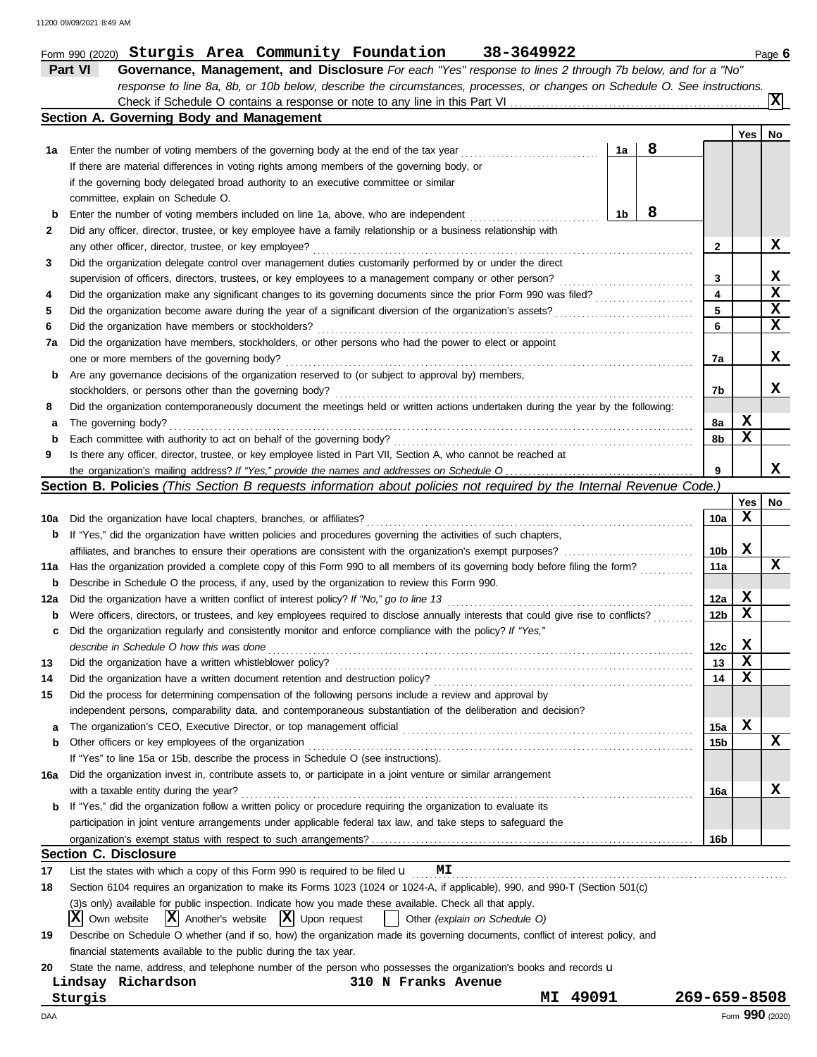Form 990 (2020) **Sturgis Area Community Foundation 38-3649922** Page **6**

## Part VI Governance, Management, and Disclosure

*For each "Yes" response to lines 2 through 7b below, and for a "No" response to line 8a, 8b, or 10b below, describe the circumstances, processes, or changes on Schedule O. See instructions.*

Check if Schedule O contains a response or note to any line in this Part VI .......... **X**

### Section A. Governing Body and Management

| | | | | Yes | No |
|---|---|---|---|---|---|
| **1a** | Enter the number of voting members of the governing body at the end of the tax year ..... **1a** **8** If there are material differences in voting rights among members of the governing body, or if the governing body delegated broad authority to an executive committee or similar committee, explain on Schedule O. | | | | |
| **b** | Enter the number of voting members included on line 1a, above, who are independent ..... **1b** **8** | | | | |
| **2** | Did any officer, director, trustee, or key employee have a family relationship or a business relationship with any other officer, director, trustee, or key employee? | | 2 | | X |
| **3** | Did the organization delegate control over management duties customarily performed by or under the direct supervision of officers, directors, trustees, or key employees to a management company or other person? | | 3 | | X |
| **4** | Did the organization make any significant changes to its governing documents since the prior Form 990 was filed? | | 4 | | X |
| **5** | Did the organization become aware during the year of a significant diversion of the organization's assets? | | 5 | | X |
| **6** | Did the organization have members or stockholders? | | 6 | | X |
| **7a** | Did the organization have members, stockholders, or other persons who had the power to elect or appoint one or more members of the governing body? | | 7a | | X |
| **b** | Are any governance decisions of the organization reserved to (or subject to approval by) members, stockholders, or persons other than the governing body? | | 7b | | X |
| **8** | Did the organization contemporaneously document the meetings held or written actions undertaken during the year by the following: | | | | |
| **a** | The governing body? | | 8a | X | |
| **b** | Each committee with authority to act on behalf of the governing body? | | 8b | X | |
| **9** | Is there any officer, director, trustee, or key employee listed in Part VII, Section A, who cannot be reached at the organization's mailing address? *If "Yes," provide the names and addresses on Schedule O* | | 9 | | X |

### Section B. Policies *(This Section B requests information about policies not required by the Internal Revenue Code.)*

| | | | Yes | No |
|---|---|---|---|---|
| **10a** | Did the organization have local chapters, branches, or affiliates? | 10a | X | |
| **b** | If "Yes," did the organization have written policies and procedures governing the activities of such chapters, affiliates, and branches to ensure their operations are consistent with the organization's exempt purposes? | 10b | X | |
| **11a** | Has the organization provided a complete copy of this Form 990 to all members of its governing body before filing the form? | 11a | | X |
| **b** | Describe in Schedule O the process, if any, used by the organization to review this Form 990. | | | |
| **12a** | Did the organization have a written conflict of interest policy? *If "No," go to line 13* | 12a | X | |
| **b** | Were officers, directors, or trustees, and key employees required to disclose annually interests that could give rise to conflicts? | 12b | X | |
| **c** | Did the organization regularly and consistently monitor and enforce compliance with the policy? *If "Yes," describe in Schedule O how this was done* | 12c | X | |
| **13** | Did the organization have a written whistleblower policy? | 13 | X | |
| **14** | Did the organization have a written document retention and destruction policy? | 14 | X | |
| **15** | Did the process for determining compensation of the following persons include a review and approval by independent persons, comparability data, and contemporaneous substantiation of the deliberation and decision? | | | |
| **a** | The organization's CEO, Executive Director, or top management official | 15a | X | |
| **b** | Other officers or key employees of the organization | 15b | | X |
| | If "Yes" to line 15a or 15b, describe the process in Schedule O (see instructions). | | | |
| **16a** | Did the organization invest in, contribute assets to, or participate in a joint venture or similar arrangement with a taxable entity during the year? | 16a | | X |
| **b** | If "Yes," did the organization follow a written policy or procedure requiring the organization to evaluate its participation in joint venture arrangements under applicable federal tax law, and take steps to safeguard the organization's exempt status with respect to such arrangements? | 16b | | |

### Section C. Disclosure

**17** List the states with which a copy of this Form 990 is required to be filed u **MI**

**18** Section 6104 requires an organization to make its Forms 1023 (1024 or 1024-A, if applicable), 990, and 990-T (Section 501(c)(3)s only) available for public inspection. Indicate how you made these available. Check all that apply.

**X** Own website **X** Another's website **X** Upon request ☐ Other *(explain on Schedule O)*

**19** Describe on Schedule O whether (and if so, how) the organization made its governing documents, conflict of interest policy, and financial statements available to the public during the tax year.

**20** State the name, address, and telephone number of the person who possesses the organization's books and records u

**Lindsay Richardson** **310 N Franks Avenue**
**Sturgis** **MI 49091** **269-659-8508**

Form **990** (2020)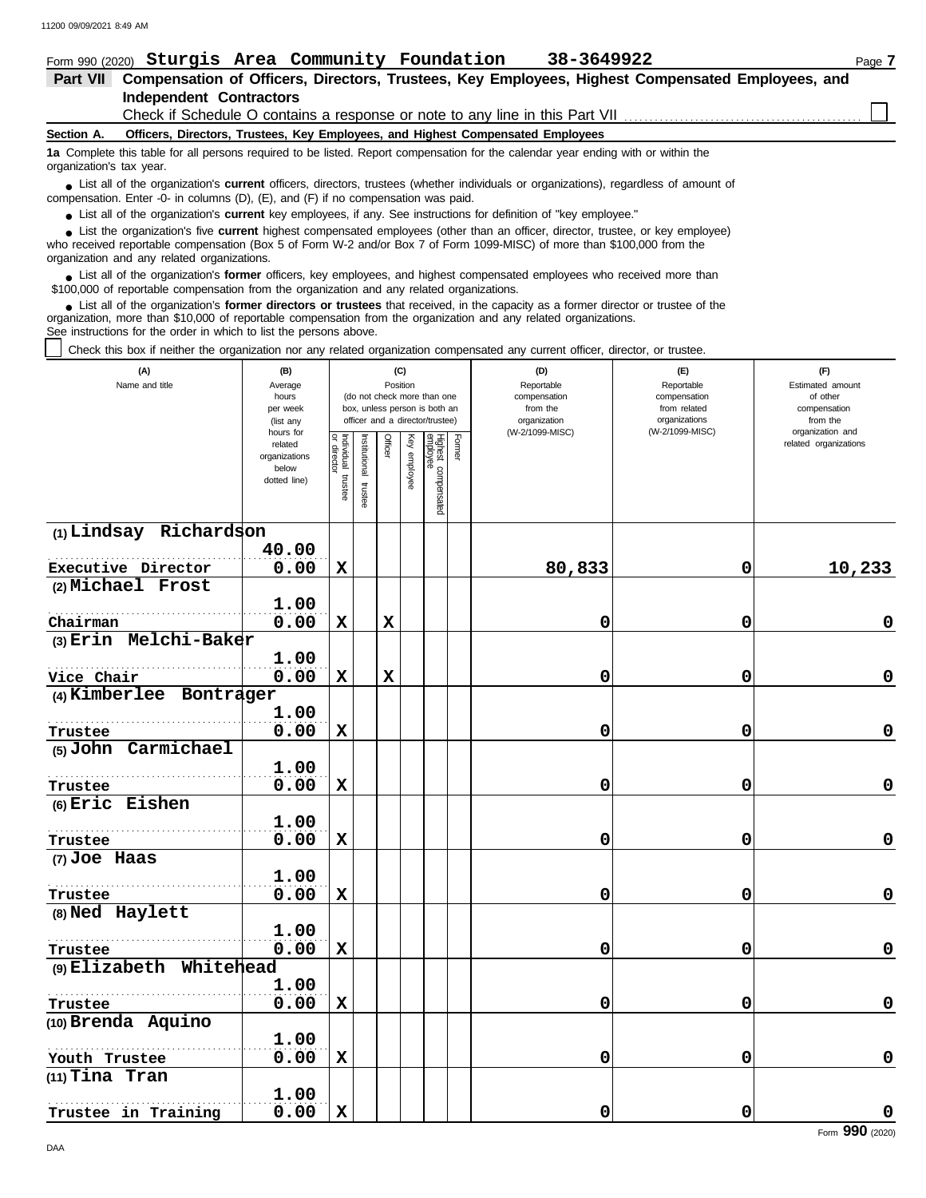Form 990 (2020) **Sturgis Area Community Foundation** **38-3649922** Page **7**

## Part VII Compensation of Officers, Directors, Trustees, Key Employees, Highest Compensated Employees, and Independent Contractors

Check if Schedule O contains a response or note to any line in this Part VII ☐

### Section A. Officers, Directors, Trustees, Key Employees, and Highest Compensated Employees

**1a** Complete this table for all persons required to be listed. Report compensation for the calendar year ending with or within the organization's tax year.

- List all of the organization's **current** officers, directors, trustees (whether individuals or organizations), regardless of amount of compensation. Enter -0- in columns (D), (E), and (F) if no compensation was paid.
- List all of the organization's **current** key employees, if any. See instructions for definition of "key employee."
- List the organization's five **current** highest compensated employees (other than an officer, director, trustee, or key employee) who received reportable compensation (Box 5 of Form W-2 and/or Box 7 of Form 1099-MISC) of more than $100,000 from the organization and any related organizations.
- List all of the organization's **former** officers, key employees, and highest compensated employees who received more than $100,000 of reportable compensation from the organization and any related organizations.
- List all of the organization's **former directors or trustees** that received, in the capacity as a former director or trustee of the organization, more than $10,000 of reportable compensation from the organization and any related organizations.

See instructions for the order in which to list the persons above.

☐ Check this box if neither the organization nor any related organization compensated any current officer, director, or trustee.

| (A) Name and title | (B) Average hours per week (list any hours for related organizations below dotted line) | (C) Position (do not check more than one box, unless person is both an officer and a director/trustee) | | | | | | (D) Reportable compensation from the organization (W-2/1099-MISC) | (E) Reportable compensation from related organizations (W-2/1099-MISC) | (F) Estimated amount of other compensation from the organization and related organizations |
|---|---|---|---|---|---|---|---|---|---|---|
| | | Individual trustee or director | Institutional trustee | Officer | Key employee | Highest compensated employee | Former | | | |
| (1) **Lindsay Richardson** Executive Director | 40.00 / 0.00 | X | | | | | | 80,833 | 0 | 10,233 |
| (2) **Michael Frost** Chairman | 1.00 / 0.00 | X | | X | | | | 0 | 0 | 0 |
| (3) **Erin Melchi-Baker** Vice Chair | 1.00 / 0.00 | X | | X | | | | 0 | 0 | 0 |
| (4) **Kimberlee Bontrager** Trustee | 1.00 / 0.00 | X | | | | | | 0 | 0 | 0 |
| (5) **John Carmichael** Trustee | 1.00 / 0.00 | X | | | | | | 0 | 0 | 0 |
| (6) **Eric Eishen** Trustee | 1.00 / 0.00 | X | | | | | | 0 | 0 | 0 |
| (7) **Joe Haas** Trustee | 1.00 / 0.00 | X | | | | | | 0 | 0 | 0 |
| (8) **Ned Haylett** Trustee | 1.00 / 0.00 | X | | | | | | 0 | 0 | 0 |
| (9) **Elizabeth Whitehead** Trustee | 1.00 / 0.00 | X | | | | | | 0 | 0 | 0 |
| (10) **Brenda Aquino** Youth Trustee | 1.00 / 0.00 | X | | | | | | 0 | 0 | 0 |
| (11) **Tina Tran** Trustee in Training | 1.00 / 0.00 | X | | | | | | 0 | 0 | 0 |

Form **990** (2020)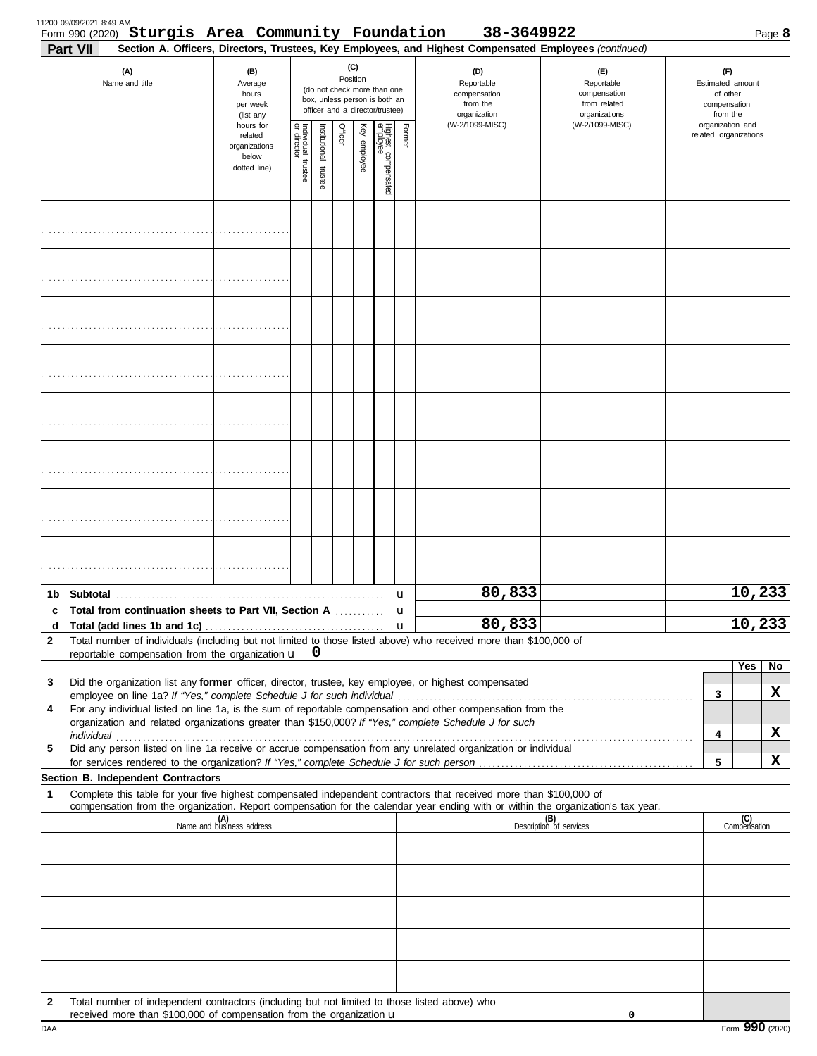Form 990 (2020) **Sturgis Area Community Foundation** **38-3649922** Page **8**

**Part VII** **Section A. Officers, Directors, Trustees, Key Employees, and Highest Compensated Employees** *(continued)*

| (A) Name and title | (B) Average hours per week (list any hours for related organizations below dotted line) | (C) Position (do not check more than one box, unless person is both an officer and a director/trustee): Individual trustee or director | Institutional trustee | Officer | Key employee | Highest compensated employee | Former | (D) Reportable compensation from the organization (W-2/1099-MISC) | (E) Reportable compensation from related organizations (W-2/1099-MISC) | (F) Estimated amount of other compensation from the organization and related organizations |
|---|---|---|---|---|---|---|---|---|---|---|
| | | | | | | | | | | |
| | | | | | | | | | | |
| | | | | | | | | | | |
| | | | | | | | | | | |
| | | | | | | | | | | |
| | | | | | | | | | | |
| | | | | | | | | | | |
| | | | | | | | | | | |
| **1b Subtotal** | | | | | | | | 80,833 | | 10,233 |
| **c Total from continuation sheets to Part VII, Section A** | | | | | | | | | | |
| **d Total (add lines 1b and 1c)** | | | | | | | | 80,833 | | 10,233 |

**2** Total number of individuals (including but not limited to those listed above) who received more than $100,000 of reportable compensation from the organization u **0**

| | | | Yes | No |
|---|---|---|---|---|
| **3** | Did the organization list any **former** officer, director, trustee, key employee, or highest compensated employee on line 1a? *If "Yes," complete Schedule J for such individual* | 3 | | X |
| **4** | For any individual listed on line 1a, is the sum of reportable compensation and other compensation from the organization and related organizations greater than $150,000? *If "Yes," complete Schedule J for such individual* | 4 | | X |
| **5** | Did any person listed on line 1a receive or accrue compensation from any unrelated organization or individual for services rendered to the organization? *If "Yes," complete Schedule J for such person* | 5 | | X |

**Section B. Independent Contractors**

**1** Complete this table for your five highest compensated independent contractors that received more than $100,000 of compensation from the organization. Report compensation for the calendar year ending with or within the organization's tax year.

| (A) Name and business address | (B) Description of services | (C) Compensation |
|---|---|---|
| | | |
| | | |
| | | |
| | | |
| | | |

**2** Total number of independent contractors (including but not limited to those listed above) who received more than $100,000 of compensation from the organization u **0**

DAA Form **990** (2020)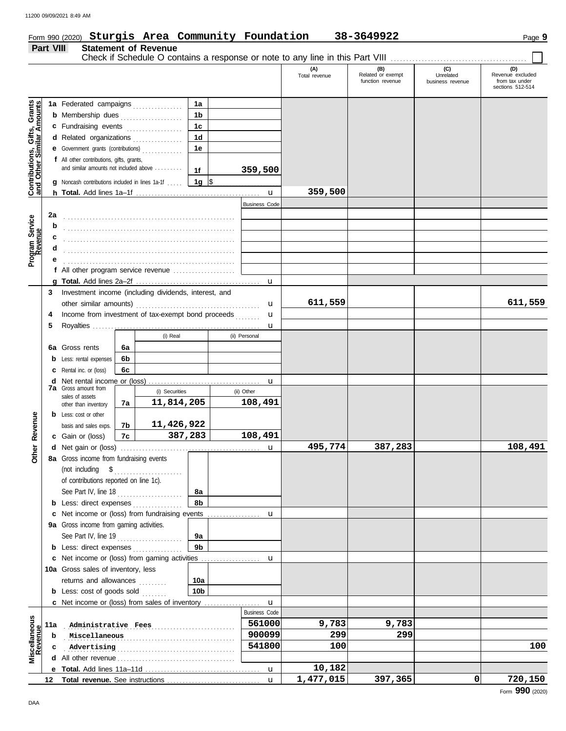Form 990 (2020) **Sturgis Area Community Foundation** **38-3649922**

## Part VIII Statement of Revenue

Check if Schedule O contains a response or note to any line in this Part VIII ☐

| | | | (A) Total revenue | (B) Related or exempt function revenue | (C) Unrelated business revenue | (D) Revenue excluded from tax under sections 512-514 |
|---|---|---|---|---|---|---|
| **Contributions, Gifts, Grants and Other Similar Amounts** | 1a Federated campaigns | 1a | | | | |
| | b Membership dues | 1b | | | | |
| | c Fundraising events | 1c | | | | |
| | d Related organizations | 1d | | | | |
| | e Government grants (contributions) | 1e | | | | |
| | f All other contributions, gifts, grants, and similar amounts not included above | 1f 359,500 | | | | |
| | g Noncash contributions included in lines 1a-1f | 1g $ | | | | |
| | h **Total.** Add lines 1a–1f | | 359,500 | | | |
| **Program Service Revenue** | | Business Code | | | | |
| | 2a | | | | | |
| | b | | | | | |
| | c | | | | | |
| | d | | | | | |
| | e | | | | | |
| | f All other program service revenue | | | | | |
| | g **Total.** Add lines 2a–2f | | | | | |
| **Other Revenue** | 3 Investment income (including dividends, interest, and other similar amounts) | | 611,559 | | | 611,559 |
| | 4 Income from investment of tax-exempt bond proceeds | | | | | |
| | 5 Royalties | | | | | |
| | | (i) Real / (ii) Personal | | | | |
| | 6a Gross rents | 6a | | | | |
| | b Less: rental expenses | 6b | | | | |
| | c Rental inc. or (loss) | 6c | | | | |
| | d Net rental income or (loss) | | | | | |
| | 7a Gross amount from sales of assets other than inventory | 7a (i) Securities: 11,814,205; (ii) Other: 108,491 | | | | |
| | b Less: cost or other basis and sales exps. | 7b (i) Securities: 11,426,922 | | | | |
| | c Gain or (loss) | 7c (i) Securities: 387,283; (ii) Other: 108,491 | | | | |
| | d Net gain or (loss) | | 495,774 | 387,283 | | 108,491 |
| | 8a Gross income from fundraising events (not including $ of contributions reported on line 1c). See Part IV, line 18 | 8a | | | | |
| | b Less: direct expenses | 8b | | | | |
| | c Net income or (loss) from fundraising events | | | | | |
| | 9a Gross income from gaming activities. See Part IV, line 19 | 9a | | | | |
| | b Less: direct expenses | 9b | | | | |
| | c Net income or (loss) from gaming activities | | | | | |
| | 10a Gross sales of inventory, less returns and allowances | 10a | | | | |
| | b Less: cost of goods sold | 10b | | | | |
| | c Net income or (loss) from sales of inventory | | | | | |
| **Miscellaneous Revenue** | | Business Code | | | | |
| | 11a Administrative Fees | 561000 | 9,783 | 9,783 | | |
| | b Miscellaneous | 900099 | 299 | 299 | | |
| | c Advertising | 541800 | 100 | | | 100 |
| | d All other revenue | | | | | |
| | e **Total.** Add lines 11a–11d | | 10,182 | | | |
| | 12 **Total revenue.** See instructions | | 1,477,015 | 397,365 | 0 | 720,150 |

Form **990** (2020)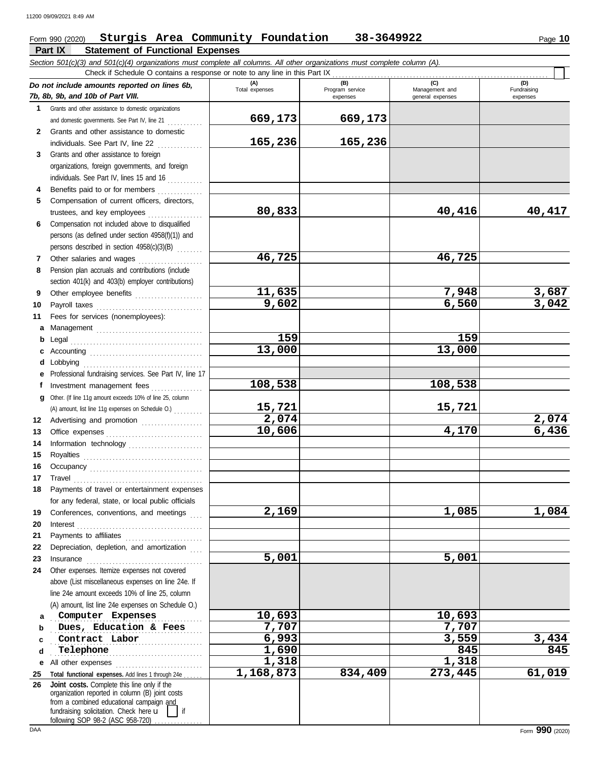Form 990 (2020) **Sturgis Area Community Foundation 38-3649922** Page **10**

## Part IX Statement of Functional Expenses

*Section 501(c)(3) and 501(c)(4) organizations must complete all columns. All other organizations must complete column (A).*

Check if Schedule O contains a response or note to any line in this Part IX ☐

| *Do not include amounts reported on lines 6b, 7b, 8b, 9b, and 10b of Part VIII.* | (A) Total expenses | (B) Program service expenses | (C) Management and general expenses | (D) Fundraising expenses |
|---|---|---|---|---|
| **1** Grants and other assistance to domestic organizations and domestic governments. See Part IV, line 21 | **669,173** | **669,173** | | |
| **2** Grants and other assistance to domestic individuals. See Part IV, line 22 | **165,236** | **165,236** | | |
| **3** Grants and other assistance to foreign organizations, foreign governments, and foreign individuals. See Part IV, lines 15 and 16 | | | | |
| **4** Benefits paid to or for members | | | | |
| **5** Compensation of current officers, directors, trustees, and key employees | **80,833** | | **40,416** | **40,417** |
| **6** Compensation not included above to disqualified persons (as defined under section 4958(f)(1)) and persons described in section 4958(c)(3)(B) | | | | |
| **7** Other salaries and wages | **46,725** | | **46,725** | |
| **8** Pension plan accruals and contributions (include section 401(k) and 403(b) employer contributions) | | | | |
| **9** Other employee benefits | **11,635** | | **7,948** | **3,687** |
| **10** Payroll taxes | **9,602** | | **6,560** | **3,042** |
| **11** Fees for services (nonemployees): | | | | |
| **a** Management | | | | |
| **b** Legal | **159** | | **159** | |
| **c** Accounting | **13,000** | | **13,000** | |
| **d** Lobbying | | | | |
| **e** Professional fundraising services. See Part IV, line 17 | | | | |
| **f** Investment management fees | **108,538** | | **108,538** | |
| **g** Other. (If line 11g amount exceeds 10% of line 25, column (A) amount, list line 11g expenses on Schedule O.) | **15,721** | | **15,721** | |
| **12** Advertising and promotion | **2,074** | | | **2,074** |
| **13** Office expenses | **10,606** | | **4,170** | **6,436** |
| **14** Information technology | | | | |
| **15** Royalties | | | | |
| **16** Occupancy | | | | |
| **17** Travel | | | | |
| **18** Payments of travel or entertainment expenses for any federal, state, or local public officials | | | | |
| **19** Conferences, conventions, and meetings | **2,169** | | **1,085** | **1,084** |
| **20** Interest | | | | |
| **21** Payments to affiliates | | | | |
| **22** Depreciation, depletion, and amortization | | | | |
| **23** Insurance | **5,001** | | **5,001** | |
| **24** Other expenses. Itemize expenses not covered above (List miscellaneous expenses on line 24e. If line 24e amount exceeds 10% of line 25, column (A) amount, list line 24e expenses on Schedule O.) | | | | |
| **a** Computer Expenses | **10,693** | | **10,693** | |
| **b** Dues, Education & Fees | **7,707** | | **7,707** | |
| **c** Contract Labor | **6,993** | | **3,559** | **3,434** |
| **d** Telephone | **1,690** | | **845** | **845** |
| **e** All other expenses | **1,318** | | **1,318** | |
| **25** **Total functional expenses.** Add lines 1 through 24e | **1,168,873** | **834,409** | **273,445** | **61,019** |
| **26** **Joint costs.** Complete this line only if the organization reported in column (B) joint costs from a combined educational campaign and fundraising solicitation. Check here ☐ if following SOP 98-2 (ASC 958-720) | | | | |

Form **990** (2020)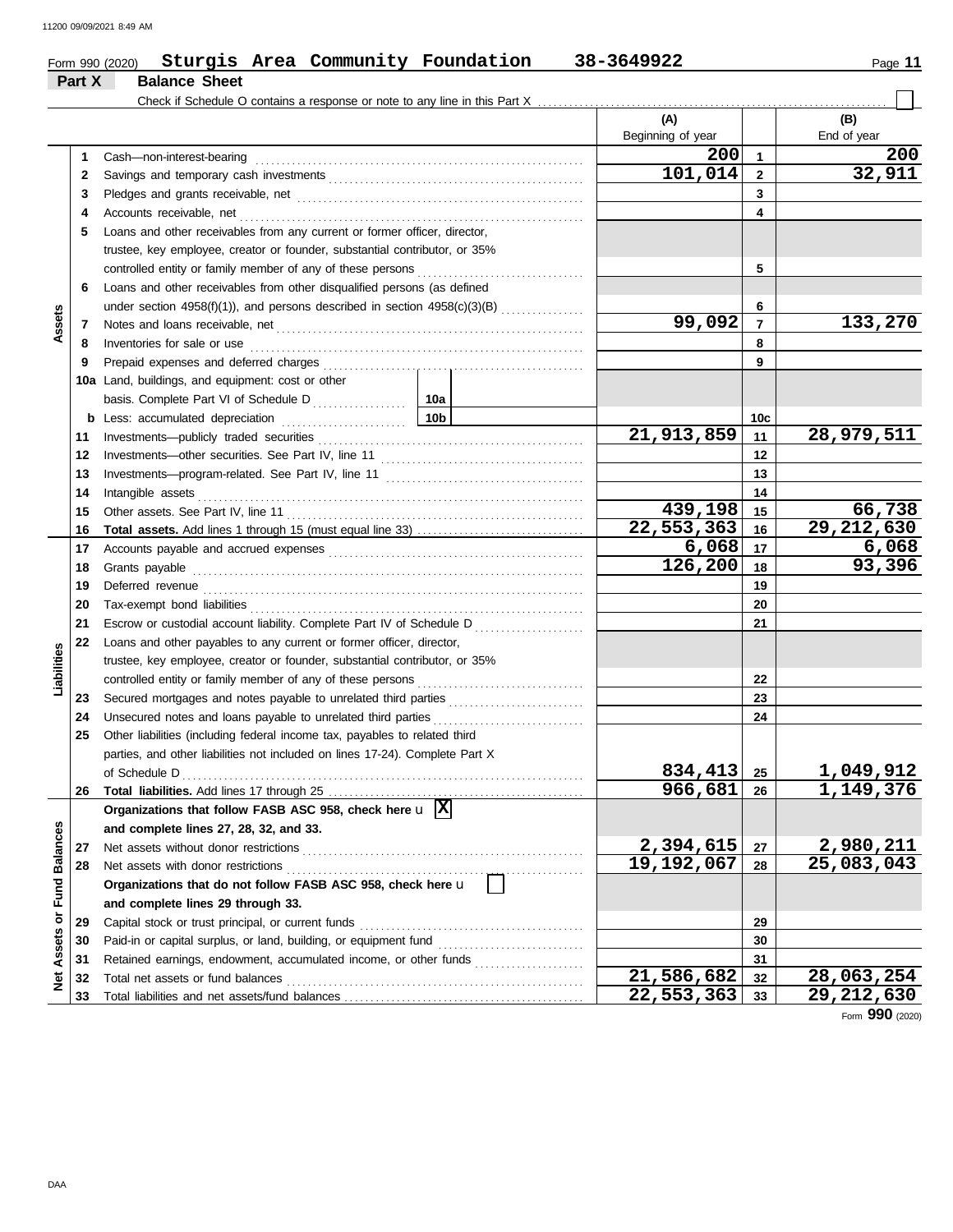Form 990 (2020) **Sturgis Area Community Foundation** **38-3649922** Page **11**

## Part X Balance Sheet

Check if Schedule O contains a response or note to any line in this Part X ☐

| | | | (A) Beginning of year | | (B) End of year |
|---|---|---|---|---|---|
| **Assets** | 1 | Cash—non-interest-bearing | 200 | 1 | 200 |
| | 2 | Savings and temporary cash investments | 101,014 | 2 | 32,911 |
| | 3 | Pledges and grants receivable, net | | 3 | |
| | 4 | Accounts receivable, net | | 4 | |
| | 5 | Loans and other receivables from any current or former officer, director, trustee, key employee, creator or founder, substantial contributor, or 35% controlled entity or family member of any of these persons | | 5 | |
| | 6 | Loans and other receivables from other disqualified persons (as defined under section 4958(f)(1)), and persons described in section 4958(c)(3)(B) | | 6 | |
| | 7 | Notes and loans receivable, net | 99,092 | 7 | 133,270 |
| | 8 | Inventories for sale or use | | 8 | |
| | 9 | Prepaid expenses and deferred charges | | 9 | |
| | 10a | Land, buildings, and equipment: cost or other basis. Complete Part VI of Schedule D ... 10a | | | |
| | b | Less: accumulated depreciation ... 10b | | 10c | |
| | 11 | Investments—publicly traded securities | 21,913,859 | 11 | 28,979,511 |
| | 12 | Investments—other securities. See Part IV, line 11 | | 12 | |
| | 13 | Investments—program-related. See Part IV, line 11 | | 13 | |
| | 14 | Intangible assets | | 14 | |
| | 15 | Other assets. See Part IV, line 11 | 439,198 | 15 | 66,738 |
| | 16 | **Total assets.** Add lines 1 through 15 (must equal line 33) | 22,553,363 | 16 | 29,212,630 |
| **Liabilities** | 17 | Accounts payable and accrued expenses | 6,068 | 17 | 6,068 |
| | 18 | Grants payable | 126,200 | 18 | 93,396 |
| | 19 | Deferred revenue | | 19 | |
| | 20 | Tax-exempt bond liabilities | | 20 | |
| | 21 | Escrow or custodial account liability. Complete Part IV of Schedule D | | 21 | |
| | 22 | Loans and other payables to any current or former officer, director, trustee, key employee, creator or founder, substantial contributor, or 35% controlled entity or family member of any of these persons | | 22 | |
| | 23 | Secured mortgages and notes payable to unrelated third parties | | 23 | |
| | 24 | Unsecured notes and loans payable to unrelated third parties | | 24 | |
| | 25 | Other liabilities (including federal income tax, payables to related third parties, and other liabilities not included on lines 17-24). Complete Part X of Schedule D | 834,413 | 25 | 1,049,912 |
| | 26 | **Total liabilities.** Add lines 17 through 25 | 966,681 | 26 | 1,149,376 |
| **Net Assets or Fund Balances** | | **Organizations that follow FASB ASC 958, check here** ☒ **and complete lines 27, 28, 32, and 33.** | | | |
| | 27 | Net assets without donor restrictions | 2,394,615 | 27 | 2,980,211 |
| | 28 | Net assets with donor restrictions | 19,192,067 | 28 | 25,083,043 |
| | | **Organizations that do not follow FASB ASC 958, check here** ☐ **and complete lines 29 through 33.** | | | |
| | 29 | Capital stock or trust principal, or current funds | | 29 | |
| | 30 | Paid-in or capital surplus, or land, building, or equipment fund | | 30 | |
| | 31 | Retained earnings, endowment, accumulated income, or other funds | | 31 | |
| | 32 | Total net assets or fund balances | 21,586,682 | 32 | 28,063,254 |
| | 33 | Total liabilities and net assets/fund balances | 22,553,363 | 33 | 29,212,630 |

Form **990** (2020)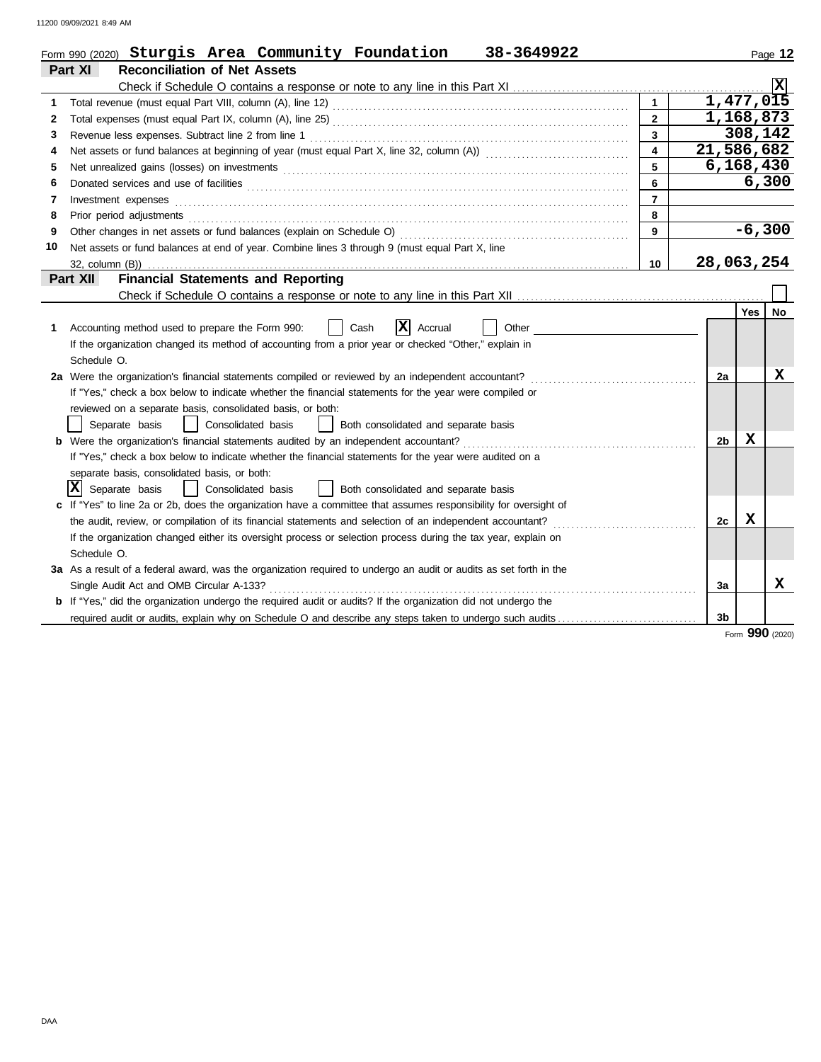Form 990 (2020) **Sturgis Area Community Foundation 38-3649922** Page **12**

## Part XI Reconciliation of Net Assets

Check if Schedule O contains a response or note to any line in this Part XI ... [X]

| | | | |
|---|---|---|---|
| 1 | Total revenue (must equal Part VIII, column (A), line 12) | 1 | 1,477,015 |
| 2 | Total expenses (must equal Part IX, column (A), line 25) | 2 | 1,168,873 |
| 3 | Revenue less expenses. Subtract line 2 from line 1 | 3 | 308,142 |
| 4 | Net assets or fund balances at beginning of year (must equal Part X, line 32, column (A)) | 4 | 21,586,682 |
| 5 | Net unrealized gains (losses) on investments | 5 | 6,168,430 |
| 6 | Donated services and use of facilities | 6 | 6,300 |
| 7 | Investment expenses | 7 | |
| 8 | Prior period adjustments | 8 | |
| 9 | Other changes in net assets or fund balances (explain on Schedule O) | 9 | -6,300 |
| 10 | Net assets or fund balances at end of year. Combine lines 3 through 9 (must equal Part X, line 32, column (B)) | 10 | 28,063,254 |

## Part XII Financial Statements and Reporting

Check if Schedule O contains a response or note to any line in this Part XII ... [ ]

| | | | Yes | No |
|---|---|---|---|---|
| 1 | Accounting method used to prepare the Form 990: [ ] Cash [X] Accrual [ ] Other<br>If the organization changed its method of accounting from a prior year or checked "Other," explain in Schedule O. | | | |
| 2a | Were the organization's financial statements compiled or reviewed by an independent accountant?<br>If "Yes," check a box below to indicate whether the financial statements for the year were compiled or reviewed on a separate basis, consolidated basis, or both:<br>[ ] Separate basis [ ] Consolidated basis [ ] Both consolidated and separate basis | 2a | | X |
| b | Were the organization's financial statements audited by an independent accountant?<br>If "Yes," check a box below to indicate whether the financial statements for the year were audited on a separate basis, consolidated basis, or both:<br>[X] Separate basis [ ] Consolidated basis [ ] Both consolidated and separate basis | 2b | X | |
| c | If "Yes" to line 2a or 2b, does the organization have a committee that assumes responsibility for oversight of the audit, review, or compilation of its financial statements and selection of an independent accountant?<br>If the organization changed either its oversight process or selection process during the tax year, explain on Schedule O. | 2c | X | |
| 3a | As a result of a federal award, was the organization required to undergo an audit or audits as set forth in the Single Audit Act and OMB Circular A-133? | 3a | | X |
| b | If "Yes," did the organization undergo the required audit or audits? If the organization did not undergo the required audit or audits, explain why on Schedule O and describe any steps taken to undergo such audits | 3b | | |

Form **990** (2020)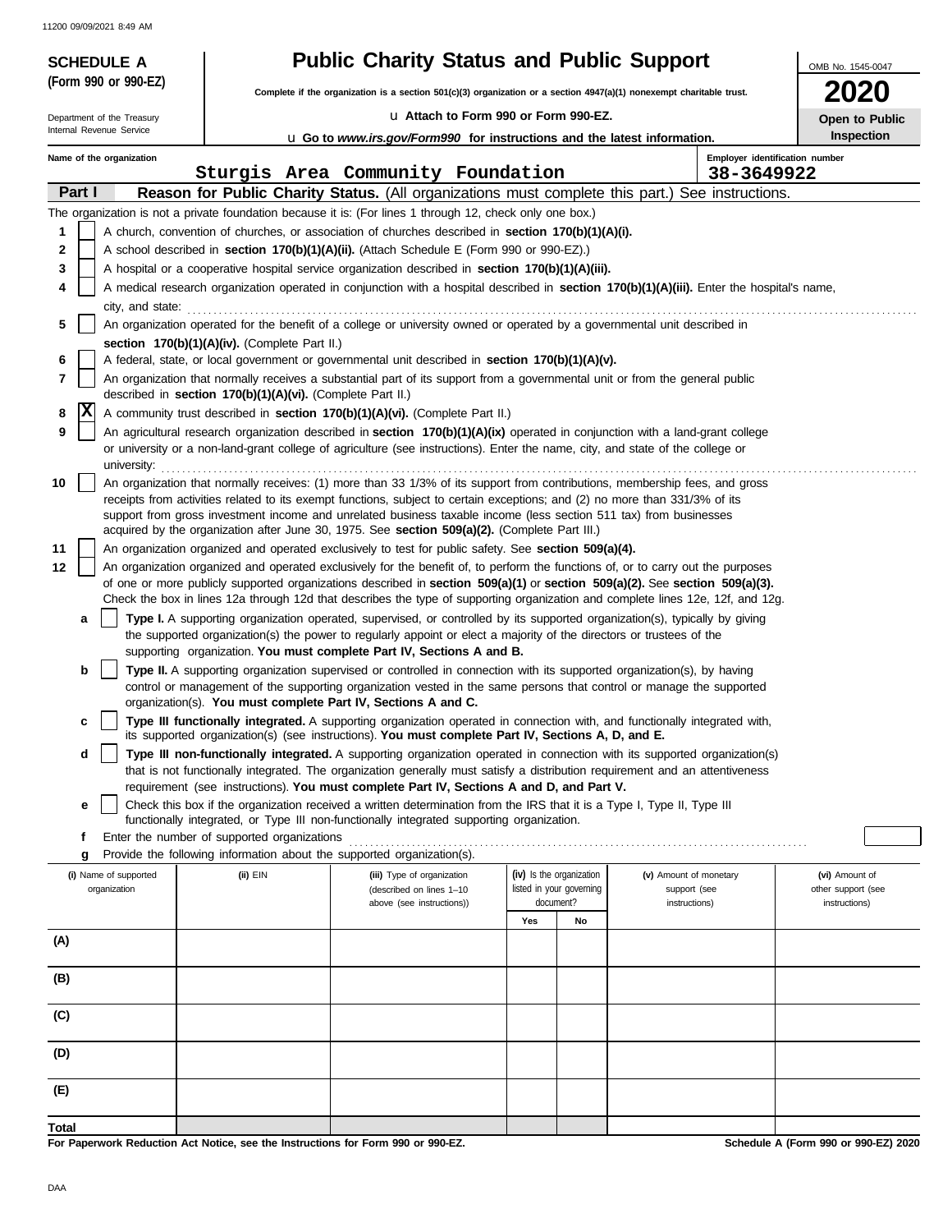# SCHEDULE A (Form 990 or 990-EZ)

# Public Charity Status and Public Support

**Complete if the organization is a section 501(c)(3) organization or a section 4947(a)(1) nonexempt charitable trust.**

u Attach to Form 990 or Form 990-EZ.

u Go to *www.irs.gov/Form990* for instructions and the latest information.

OMB No. 1545-0047

**2020**

**Open to Public Inspection**

Department of the Treasury
Internal Revenue Service

**Name of the organization:** Sturgis Area Community Foundation

**Employer identification number:** 38-3649922

## Part I — Reason for Public Charity Status. (All organizations must complete this part.) See instructions.

The organization is not a private foundation because it is: (For lines 1 through 12, check only one box.)

1. [ ] A church, convention of churches, or association of churches described in **section 170(b)(1)(A)(i).**
2. [ ] A school described in **section 170(b)(1)(A)(ii).** (Attach Schedule E (Form 990 or 990-EZ).)
3. [ ] A hospital or a cooperative hospital service organization described in **section 170(b)(1)(A)(iii).**
4. [ ] A medical research organization operated in conjunction with a hospital described in **section 170(b)(1)(A)(iii).** Enter the hospital's name, city, and state:
5. [ ] An organization operated for the benefit of a college or university owned or operated by a governmental unit described in **section 170(b)(1)(A)(iv).** (Complete Part II.)
6. [ ] A federal, state, or local government or governmental unit described in **section 170(b)(1)(A)(v).**
7. [ ] An organization that normally receives a substantial part of its support from a governmental unit or from the general public described in **section 170(b)(1)(A)(vi).** (Complete Part II.)
8. [X] A community trust described in **section 170(b)(1)(A)(vi).** (Complete Part II.)
9. [ ] An agricultural research organization described in **section 170(b)(1)(A)(ix)** operated in conjunction with a land-grant college or university or a non-land-grant college of agriculture (see instructions). Enter the name, city, and state of the college or university:
10. [ ] An organization that normally receives: (1) more than 33 1/3% of its support from contributions, membership fees, and gross receipts from activities related to its exempt functions, subject to certain exceptions; and (2) no more than 331/3% of its support from gross investment income and unrelated business taxable income (less section 511 tax) from businesses acquired by the organization after June 30, 1975. See **section 509(a)(2).** (Complete Part III.)
11. [ ] An organization organized and operated exclusively to test for public safety. See **section 509(a)(4).**
12. [ ] An organization organized and operated exclusively for the benefit of, to perform the functions of, or to carry out the purposes of one or more publicly supported organizations described in **section 509(a)(1)** or **section 509(a)(2).** See **section 509(a)(3).** Check the box in lines 12a through 12d that describes the type of supporting organization and complete lines 12e, 12f, and 12g.
   - **a** [ ] **Type I.** A supporting organization operated, supervised, or controlled by its supported organization(s), typically by giving the supported organization(s) the power to regularly appoint or elect a majority of the directors or trustees of the supporting organization. **You must complete Part IV, Sections A and B.**
   - **b** [ ] **Type II.** A supporting organization supervised or controlled in connection with its supported organization(s), by having control or management of the supporting organization vested in the same persons that control or manage the supported organization(s). **You must complete Part IV, Sections A and C.**
   - **c** [ ] **Type III functionally integrated.** A supporting organization operated in connection with, and functionally integrated with, its supported organization(s) (see instructions). **You must complete Part IV, Sections A, D, and E.**
   - **d** [ ] **Type III non-functionally integrated.** A supporting organization operated in connection with its supported organization(s) that is not functionally integrated. The organization generally must satisfy a distribution requirement and an attentiveness requirement (see instructions). **You must complete Part IV, Sections A and D, and Part V.**
   - **e** [ ] Check this box if the organization received a written determination from the IRS that it is a Type I, Type II, Type III functionally integrated, or Type III non-functionally integrated supporting organization.
   - **f** Enter the number of supported organizations
   - **g** Provide the following information about the supported organization(s).

| (i) Name of supported organization | (ii) EIN | (iii) Type of organization (described on lines 1–10 above (see instructions)) | (iv) Is the organization listed in your governing document? Yes | No | (v) Amount of monetary support (see instructions) | (vi) Amount of other support (see instructions) |
|---|---|---|---|---|---|---|
| (A) | | | | | | |
| (B) | | | | | | |
| (C) | | | | | | |
| (D) | | | | | | |
| (E) | | | | | | |
| **Total** | | | | | | |

**For Paperwork Reduction Act Notice, see the Instructions for Form 990 or 990-EZ.**

**Schedule A (Form 990 or 990-EZ) 2020**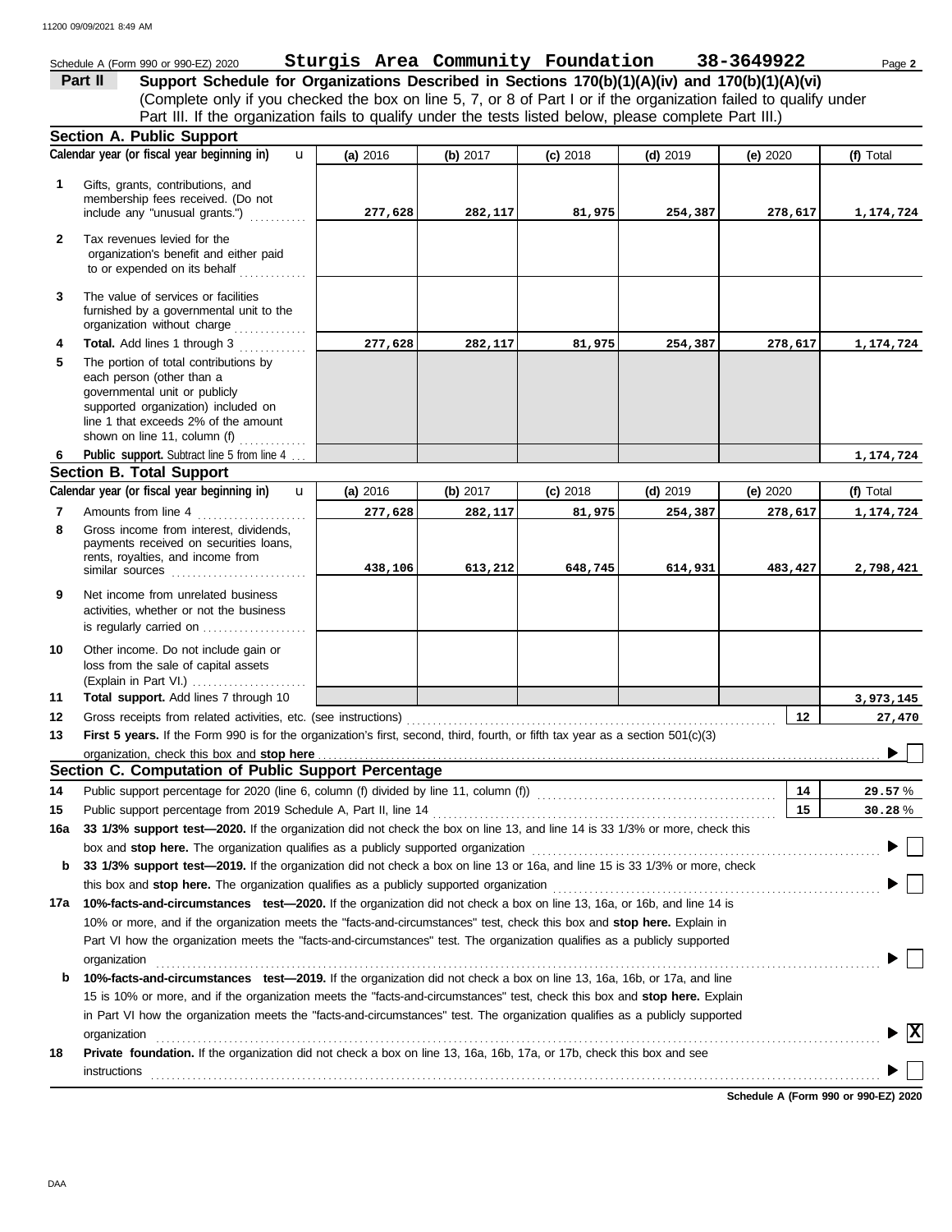Schedule A (Form 990 or 990-EZ) 2020 **Sturgis Area Community Foundation 38-3649922** Page **2**

## Part II Support Schedule for Organizations Described in Sections 170(b)(1)(A)(iv) and 170(b)(1)(A)(vi)

(Complete only if you checked the box on line 5, 7, or 8 of Part I or if the organization failed to qualify under Part III. If the organization fails to qualify under the tests listed below, please complete Part III.)

### Section A. Public Support

| | Calendar year (or fiscal year beginning in) | (a) 2016 | (b) 2017 | (c) 2018 | (d) 2019 | (e) 2020 | (f) Total |
|---|---|---|---|---|---|---|---|
| 1 | Gifts, grants, contributions, and membership fees received. (Do not include any "unusual grants.") | 277,628 | 282,117 | 81,975 | 254,387 | 278,617 | 1,174,724 |
| 2 | Tax revenues levied for the organization's benefit and either paid to or expended on its behalf | | | | | | |
| 3 | The value of services or facilities furnished by a governmental unit to the organization without charge | | | | | | |
| 4 | **Total.** Add lines 1 through 3 | 277,628 | 282,117 | 81,975 | 254,387 | 278,617 | 1,174,724 |
| 5 | The portion of total contributions by each person (other than a governmental unit or publicly supported organization) included on line 1 that exceeds 2% of the amount shown on line 11, column (f) | | | | | | |
| 6 | **Public support.** Subtract line 5 from line 4 | | | | | | 1,174,724 |

### Section B. Total Support

| | Calendar year (or fiscal year beginning in) | (a) 2016 | (b) 2017 | (c) 2018 | (d) 2019 | (e) 2020 | (f) Total |
|---|---|---|---|---|---|---|---|
| 7 | Amounts from line 4 | 277,628 | 282,117 | 81,975 | 254,387 | 278,617 | 1,174,724 |
| 8 | Gross income from interest, dividends, payments received on securities loans, rents, royalties, and income from similar sources | 438,106 | 613,212 | 648,745 | 614,931 | 483,427 | 2,798,421 |
| 9 | Net income from unrelated business activities, whether or not the business is regularly carried on | | | | | | |
| 10 | Other income. Do not include gain or loss from the sale of capital assets (Explain in Part VI.) | | | | | | |
| 11 | **Total support.** Add lines 7 through 10 | | | | | | 3,973,145 |

12 Gross receipts from related activities, etc. (see instructions) — **12** — 27,470

13 **First 5 years.** If the Form 990 is for the organization's first, second, third, fourth, or fifth tax year as a section 501(c)(3) organization, check this box and **stop here** ☐

### Section C. Computation of Public Support Percentage

14 Public support percentage for 2020 (line 6, column (f) divided by line 11, column (f)) — **14** — 29.57 %

15 Public support percentage from 2019 Schedule A, Part II, line 14 — **15** — 30.28 %

16a **33 1/3% support test—2020.** If the organization did not check the box on line 13, and line 14 is 33 1/3% or more, check this box and **stop here.** The organization qualifies as a publicly supported organization ☐

b **33 1/3% support test—2019.** If the organization did not check a box on line 13 or 16a, and line 15 is 33 1/3% or more, check this box and **stop here.** The organization qualifies as a publicly supported organization ☐

17a **10%-facts-and-circumstances test—2020.** If the organization did not check a box on line 13, 16a, or 16b, and line 14 is 10% or more, and if the organization meets the "facts-and-circumstances" test, check this box and **stop here.** Explain in Part VI how the organization meets the "facts-and-circumstances" test. The organization qualifies as a publicly supported organization ☐

b **10%-facts-and-circumstances test—2019.** If the organization did not check a box on line 13, 16a, 16b, or 17a, and line 15 is 10% or more, and if the organization meets the "facts-and-circumstances" test, check this box and **stop here.** Explain in Part VI how the organization meets the "facts-and-circumstances" test. The organization qualifies as a publicly supported organization ☒

18 **Private foundation.** If the organization did not check a box on line 13, 16a, 16b, 17a, or 17b, check this box and see instructions ☐

**Schedule A (Form 990 or 990-EZ) 2020**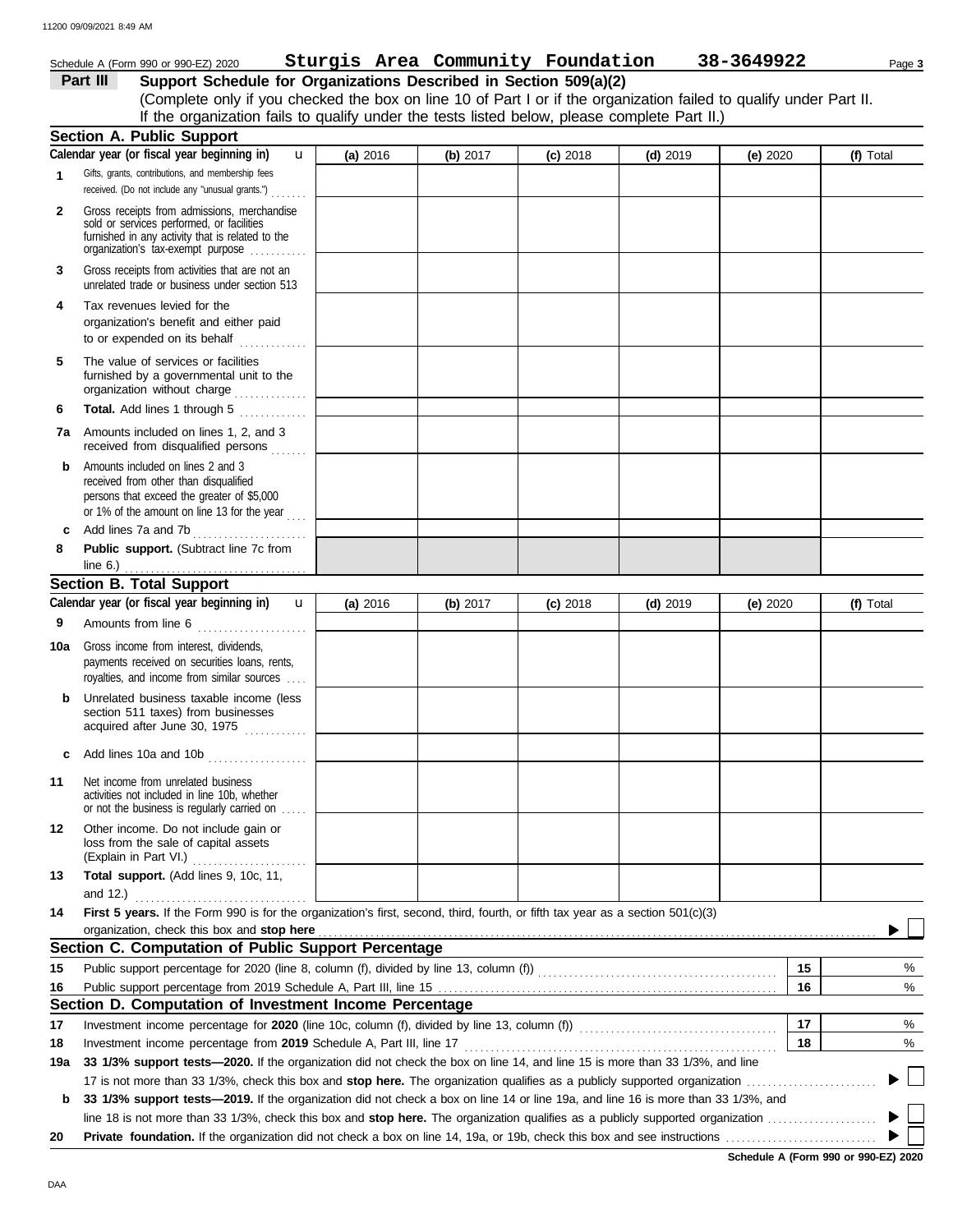Schedule A (Form 990 or 990-EZ) 2020 **Sturgis Area Community Foundation 38-3649922** Page **3**

**Part III Support Schedule for Organizations Described in Section 509(a)(2)**

(Complete only if you checked the box on line 10 of Part I or if the organization failed to qualify under Part II. If the organization fails to qualify under the tests listed below, please complete Part II.)

## Section A. Public Support

| Calendar year (or fiscal year beginning in) | (a) 2016 | (b) 2017 | (c) 2018 | (d) 2019 | (e) 2020 | (f) Total |
|---|---|---|---|---|---|---|
| **1** Gifts, grants, contributions, and membership fees received. (Do not include any "unusual grants.") | | | | | | |
| **2** Gross receipts from admissions, merchandise sold or services performed, or facilities furnished in any activity that is related to the organization's tax-exempt purpose | | | | | | |
| **3** Gross receipts from activities that are not an unrelated trade or business under section 513 | | | | | | |
| **4** Tax revenues levied for the organization's benefit and either paid to or expended on its behalf | | | | | | |
| **5** The value of services or facilities furnished by a governmental unit to the organization without charge | | | | | | |
| **6** **Total.** Add lines 1 through 5 | | | | | | |
| **7a** Amounts included on lines 1, 2, and 3 received from disqualified persons | | | | | | |
| **b** Amounts included on lines 2 and 3 received from other than disqualified persons that exceed the greater of $5,000 or 1% of the amount on line 13 for the year | | | | | | |
| **c** Add lines 7a and 7b | | | | | | |
| **8** **Public support.** (Subtract line 7c from line 6.) | | | | | | |

## Section B. Total Support

| Calendar year (or fiscal year beginning in) | (a) 2016 | (b) 2017 | (c) 2018 | (d) 2019 | (e) 2020 | (f) Total |
|---|---|---|---|---|---|---|
| **9** Amounts from line 6 | | | | | | |
| **10a** Gross income from interest, dividends, payments received on securities loans, rents, royalties, and income from similar sources | | | | | | |
| **b** Unrelated business taxable income (less section 511 taxes) from businesses acquired after June 30, 1975 | | | | | | |
| **c** Add lines 10a and 10b | | | | | | |
| **11** Net income from unrelated business activities not included in line 10b, whether or not the business is regularly carried on | | | | | | |
| **12** Other income. Do not include gain or loss from the sale of capital assets (Explain in Part VI.) | | | | | | |
| **13** **Total support.** (Add lines 9, 10c, 11, and 12.) | | | | | | |

**14** **First 5 years.** If the Form 990 is for the organization's first, second, third, fourth, or fifth tax year as a section 501(c)(3) organization, check this box and **stop here** ☐

## Section C. Computation of Public Support Percentage

| | | | |
|---|---|---|---|
| **15** | Public support percentage for 2020 (line 8, column (f), divided by line 13, column (f)) | 15 | % |
| **16** | Public support percentage from 2019 Schedule A, Part III, line 15 | 16 | % |

## Section D. Computation of Investment Income Percentage

| | | | |
|---|---|---|---|
| **17** | Investment income percentage for **2020** (line 10c, column (f), divided by line 13, column (f)) | 17 | % |
| **18** | Investment income percentage from **2019** Schedule A, Part III, line 17 | 18 | % |

**19a** **33 1/3% support tests—2020.** If the organization did not check the box on line 14, and line 15 is more than 33 1/3%, and line 17 is not more than 33 1/3%, check this box and **stop here.** The organization qualifies as a publicly supported organization ☐

**b** **33 1/3% support tests—2019.** If the organization did not check a box on line 14 or line 19a, and line 16 is more than 33 1/3%, and line 18 is not more than 33 1/3%, check this box and **stop here.** The organization qualifies as a publicly supported organization ☐

**20** **Private foundation.** If the organization did not check a box on line 14, 19a, or 19b, check this box and see instructions ☐

**Schedule A (Form 990 or 990-EZ) 2020**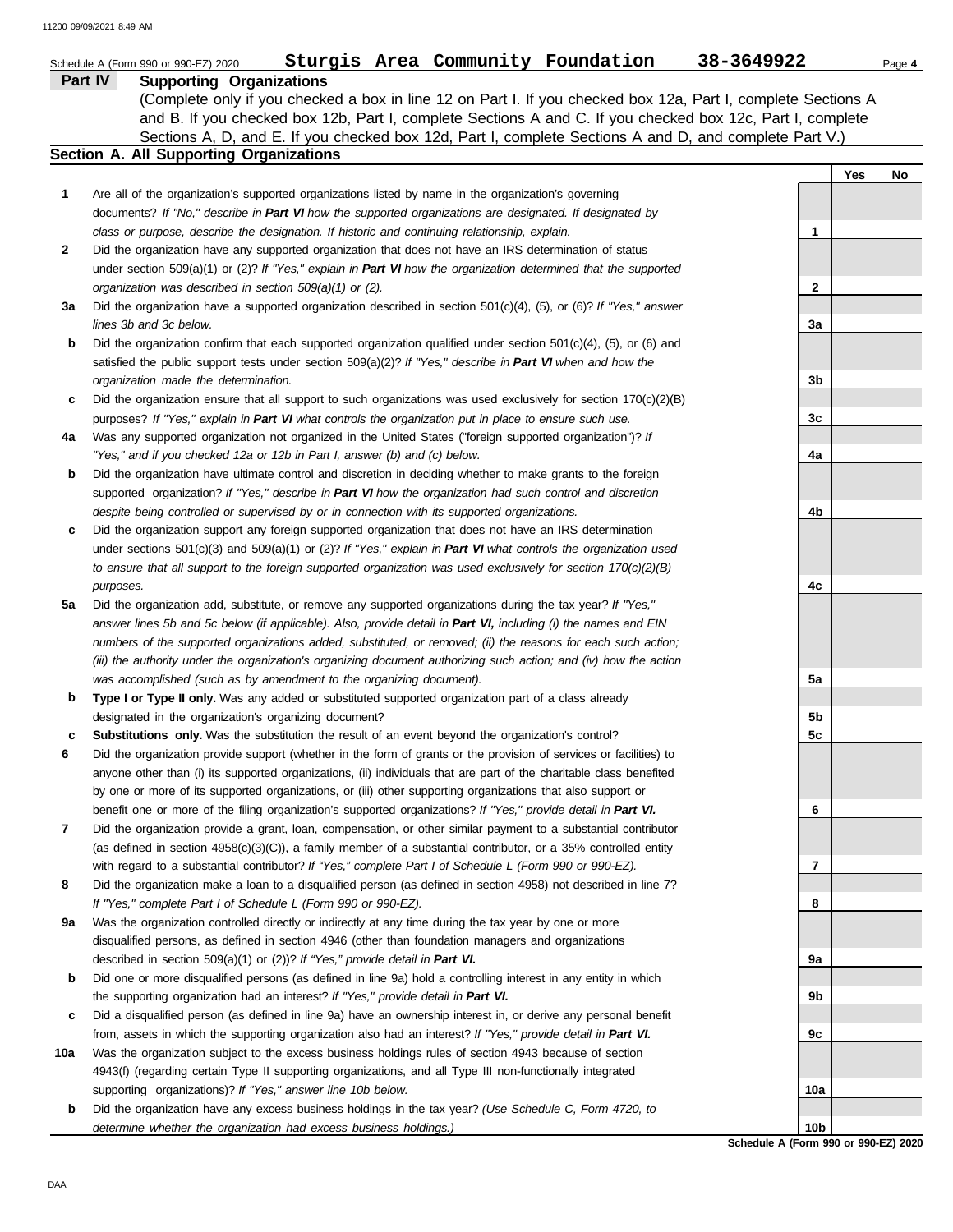Schedule A (Form 990 or 990-EZ) 2020 **Sturgis Area Community Foundation** **38-3649922**

## Part IV Supporting Organizations

(Complete only if you checked a box in line 12 on Part I. If you checked box 12a, Part I, complete Sections A and B. If you checked box 12b, Part I, complete Sections A and C. If you checked box 12c, Part I, complete Sections A, D, and E. If you checked box 12d, Part I, complete Sections A and D, and complete Part V.)

### Section A. All Supporting Organizations

| | | | Yes | No |
|---|---|---|---|---|
| **1** | Are all of the organization's supported organizations listed by name in the organization's governing documents? *If "No," describe in* ***Part VI*** *how the supported organizations are designated. If designated by class or purpose, describe the designation. If historic and continuing relationship, explain.* | 1 | | |
| **2** | Did the organization have any supported organization that does not have an IRS determination of status under section 509(a)(1) or (2)? *If "Yes," explain in* ***Part VI*** *how the organization determined that the supported organization was described in section 509(a)(1) or (2).* | 2 | | |
| **3a** | Did the organization have a supported organization described in section 501(c)(4), (5), or (6)? *If "Yes," answer lines 3b and 3c below.* | 3a | | |
| **b** | Did the organization confirm that each supported organization qualified under section 501(c)(4), (5), or (6) and satisfied the public support tests under section 509(a)(2)? *If "Yes," describe in* ***Part VI*** *when and how the organization made the determination.* | 3b | | |
| **c** | Did the organization ensure that all support to such organizations was used exclusively for section 170(c)(2)(B) purposes? *If "Yes," explain in* ***Part VI*** *what controls the organization put in place to ensure such use.* | 3c | | |
| **4a** | Was any supported organization not organized in the United States ("foreign supported organization")? *If "Yes," and if you checked 12a or 12b in Part I, answer (b) and (c) below.* | 4a | | |
| **b** | Did the organization have ultimate control and discretion in deciding whether to make grants to the foreign supported organization? *If "Yes," describe in* ***Part VI*** *how the organization had such control and discretion despite being controlled or supervised by or in connection with its supported organizations.* | 4b | | |
| **c** | Did the organization support any foreign supported organization that does not have an IRS determination under sections 501(c)(3) and 509(a)(1) or (2)? *If "Yes," explain in* ***Part VI*** *what controls the organization used to ensure that all support to the foreign supported organization was used exclusively for section 170(c)(2)(B) purposes.* | 4c | | |
| **5a** | Did the organization add, substitute, or remove any supported organizations during the tax year? *If "Yes," answer lines 5b and 5c below (if applicable). Also, provide detail in* ***Part VI,*** *including (i) the names and EIN numbers of the supported organizations added, substituted, or removed; (ii) the reasons for each such action; (iii) the authority under the organization's organizing document authorizing such action; and (iv) how the action was accomplished (such as by amendment to the organizing document).* | 5a | | |
| **b** | **Type I or Type II only.** Was any added or substituted supported organization part of a class already designated in the organization's organizing document? | 5b | | |
| **c** | **Substitutions only.** Was the substitution the result of an event beyond the organization's control? | 5c | | |
| **6** | Did the organization provide support (whether in the form of grants or the provision of services or facilities) to anyone other than (i) its supported organizations, (ii) individuals that are part of the charitable class benefited by one or more of its supported organizations, or (iii) other supporting organizations that also support or benefit one or more of the filing organization's supported organizations? *If "Yes," provide detail in* ***Part VI.*** | 6 | | |
| **7** | Did the organization provide a grant, loan, compensation, or other similar payment to a substantial contributor (as defined in section 4958(c)(3)(C)), a family member of a substantial contributor, or a 35% controlled entity with regard to a substantial contributor? *If "Yes," complete Part I of Schedule L (Form 990 or 990-EZ).* | 7 | | |
| **8** | Did the organization make a loan to a disqualified person (as defined in section 4958) not described in line 7? *If "Yes," complete Part I of Schedule L (Form 990 or 990-EZ).* | 8 | | |
| **9a** | Was the organization controlled directly or indirectly at any time during the tax year by one or more disqualified persons, as defined in section 4946 (other than foundation managers and organizations described in section 509(a)(1) or (2))? *If "Yes," provide detail in* ***Part VI.*** | 9a | | |
| **b** | Did one or more disqualified persons (as defined in line 9a) hold a controlling interest in any entity in which the supporting organization had an interest? *If "Yes," provide detail in* ***Part VI.*** | 9b | | |
| **c** | Did a disqualified person (as defined in line 9a) have an ownership interest in, or derive any personal benefit from, assets in which the supporting organization also had an interest? *If "Yes," provide detail in* ***Part VI.*** | 9c | | |
| **10a** | Was the organization subject to the excess business holdings rules of section 4943 because of section 4943(f) (regarding certain Type II supporting organizations, and all Type III non-functionally integrated supporting organizations)? *If "Yes," answer line 10b below.* | 10a | | |
| **b** | Did the organization have any excess business holdings in the tax year? *(Use Schedule C, Form 4720, to determine whether the organization had excess business holdings.)* | 10b | | |

**Schedule A (Form 990 or 990-EZ) 2020**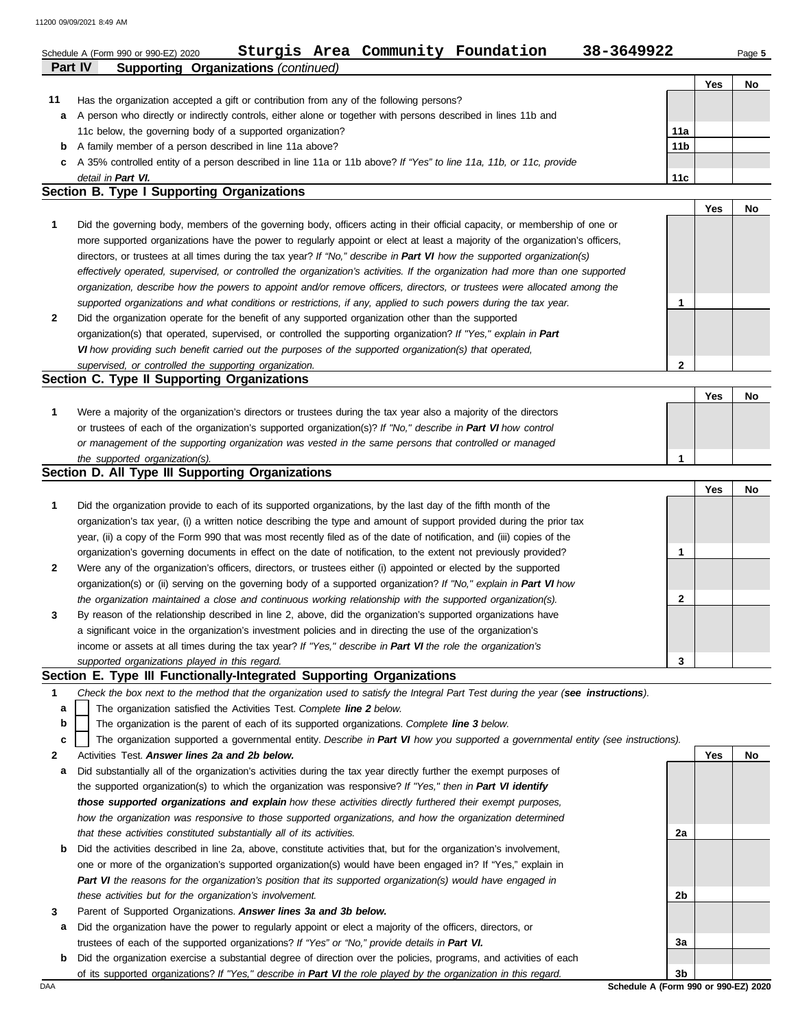Schedule A (Form 990 or 990-EZ) 2020 **Sturgis Area Community Foundation 38-3649922** Page **5**

**Part IV Supporting Organizations** *(continued)*

| | | | Yes | No |
|---|---|---|---|---|
| **11** | Has the organization accepted a gift or contribution from any of the following persons? | | | |
| **a** | A person who directly or indirectly controls, either alone or together with persons described in lines 11b and 11c below, the governing body of a supported organization? | **11a** | | |
| **b** | A family member of a person described in line 11a above? | **11b** | | |
| **c** | A 35% controlled entity of a person described in line 11a or 11b above? *If "Yes" to line 11a, 11b, or 11c, provide detail in* ***Part VI.*** | **11c** | | |

## Section B. Type I Supporting Organizations

| | | | Yes | No |
|---|---|---|---|---|
| **1** | Did the governing body, members of the governing body, officers acting in their official capacity, or membership of one or more supported organizations have the power to regularly appoint or elect at least a majority of the organization's officers, directors, or trustees at all times during the tax year? *If "No," describe in* ***Part VI*** *how the supported organization(s) effectively operated, supervised, or controlled the organization's activities. If the organization had more than one supported organization, describe how the powers to appoint and/or remove officers, directors, or trustees were allocated among the supported organizations and what conditions or restrictions, if any, applied to such powers during the tax year.* | **1** | | |
| **2** | Did the organization operate for the benefit of any supported organization other than the supported organization(s) that operated, supervised, or controlled the supporting organization? *If "Yes," explain in* ***Part VI*** *how providing such benefit carried out the purposes of the supported organization(s) that operated, supervised, or controlled the supporting organization.* | **2** | | |

## Section C. Type II Supporting Organizations

| | | | Yes | No |
|---|---|---|---|---|
| **1** | Were a majority of the organization's directors or trustees during the tax year also a majority of the directors or trustees of each of the organization's supported organization(s)? *If "No," describe in* ***Part VI*** *how control or management of the supporting organization was vested in the same persons that controlled or managed the supported organization(s).* | **1** | | |

## Section D. All Type III Supporting Organizations

| | | | Yes | No |
|---|---|---|---|---|
| **1** | Did the organization provide to each of its supported organizations, by the last day of the fifth month of the organization's tax year, (i) a written notice describing the type and amount of support provided during the prior tax year, (ii) a copy of the Form 990 that was most recently filed as of the date of notification, and (iii) copies of the organization's governing documents in effect on the date of notification, to the extent not previously provided? | **1** | | |
| **2** | Were any of the organization's officers, directors, or trustees either (i) appointed or elected by the supported organization(s) or (ii) serving on the governing body of a supported organization? *If "No," explain in* ***Part VI*** *how the organization maintained a close and continuous working relationship with the supported organization(s).* | **2** | | |
| **3** | By reason of the relationship described in line 2, above, did the organization's supported organizations have a significant voice in the organization's investment policies and in directing the use of the organization's income or assets at all times during the tax year? *If "Yes," describe in* ***Part VI*** *the role the organization's supported organizations played in this regard.* | **3** | | |

## Section E. Type III Functionally-Integrated Supporting Organizations

**1** *Check the box next to the method that the organization used to satisfy the Integral Part Test during the year (****see instructions****).*

- **a** ☐ The organization satisfied the Activities Test. *Complete* ***line 2*** *below.*
- **b** ☐ The organization is the parent of each of its supported organizations. *Complete* ***line 3*** *below.*
- **c** ☐ The organization supported a governmental entity. *Describe in* ***Part VI*** *how you supported a governmental entity (see instructions).*

| | | | Yes | No |
|---|---|---|---|---|
| **2** | Activities Test. ***Answer lines 2a and 2b below.*** | | | |
| **a** | Did substantially all of the organization's activities during the tax year directly further the exempt purposes of the supported organization(s) to which the organization was responsive? *If "Yes," then in* ***Part VI identify those supported organizations and explain*** *how these activities directly furthered their exempt purposes, how the organization was responsive to those supported organizations, and how the organization determined that these activities constituted substantially all of its activities.* | **2a** | | |
| **b** | Did the activities described in line 2a, above, constitute activities that, but for the organization's involvement, one or more of the organization's supported organization(s) would have been engaged in? If "Yes," explain in ***Part VI*** *the reasons for the organization's position that its supported organization(s) would have engaged in these activities but for the organization's involvement.* | **2b** | | |
| **3** | Parent of Supported Organizations. ***Answer lines 3a and 3b below.*** | | | |
| **a** | Did the organization have the power to regularly appoint or elect a majority of the officers, directors, or trustees of each of the supported organizations? *If "Yes" or "No," provide details in* ***Part VI.*** | **3a** | | |
| **b** | Did the organization exercise a substantial degree of direction over the policies, programs, and activities of each of its supported organizations? *If "Yes," describe in* ***Part VI*** *the role played by the organization in this regard.* | **3b** | | |

DAA **Schedule A (Form 990 or 990-EZ) 2020**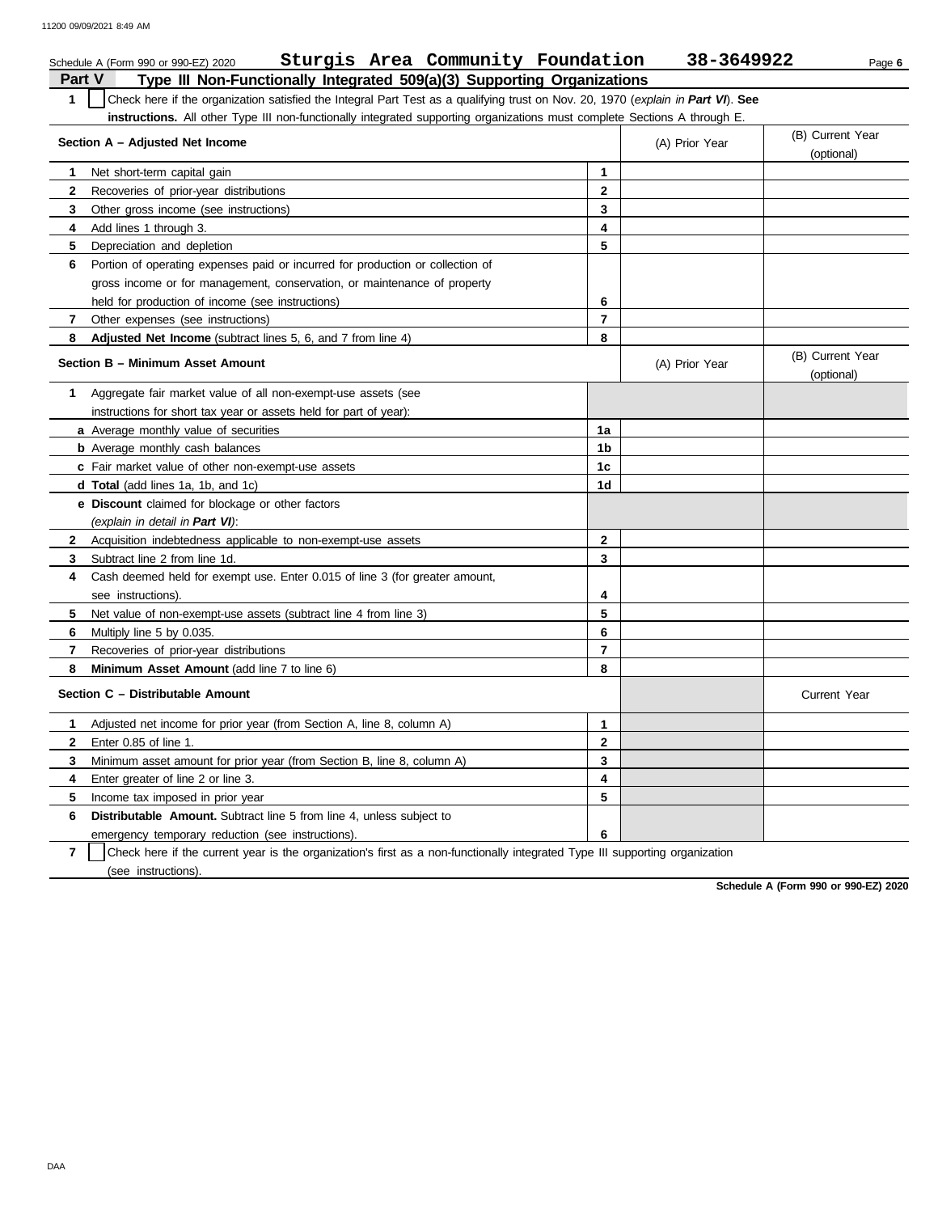Schedule A (Form 990 or 990-EZ) 2020 **Sturgis Area Community Foundation 38-3649922**

## Part V Type III Non-Functionally Integrated 509(a)(3) Supporting Organizations

**1** ☐ Check here if the organization satisfied the Integral Part Test as a qualifying trust on Nov. 20, 1970 (*explain in **Part VI***). **See instructions.** All other Type III non-functionally integrated supporting organizations must complete Sections A through E.

| Section A – Adjusted Net Income | | (A) Prior Year | (B) Current Year (optional) |
|---|---|---|---|
| **1** Net short-term capital gain | 1 | | |
| **2** Recoveries of prior-year distributions | 2 | | |
| **3** Other gross income (see instructions) | 3 | | |
| **4** Add lines 1 through 3. | 4 | | |
| **5** Depreciation and depletion | 5 | | |
| **6** Portion of operating expenses paid or incurred for production or collection of gross income or for management, conservation, or maintenance of property held for production of income (see instructions) | 6 | | |
| **7** Other expenses (see instructions) | 7 | | |
| **8** **Adjusted Net Income** (subtract lines 5, 6, and 7 from line 4) | 8 | | |

| Section B – Minimum Asset Amount | | (A) Prior Year | (B) Current Year (optional) |
|---|---|---|---|
| **1** Aggregate fair market value of all non-exempt-use assets (see instructions for short tax year or assets held for part of year): | | | |
| **a** Average monthly value of securities | 1a | | |
| **b** Average monthly cash balances | 1b | | |
| **c** Fair market value of other non-exempt-use assets | 1c | | |
| **d** **Total** (add lines 1a, 1b, and 1c) | 1d | | |
| **e** **Discount** claimed for blockage or other factors (*explain in detail in **Part VI***): | | | |
| **2** Acquisition indebtedness applicable to non-exempt-use assets | 2 | | |
| **3** Subtract line 2 from line 1d. | 3 | | |
| **4** Cash deemed held for exempt use. Enter 0.015 of line 3 (for greater amount, see instructions). | 4 | | |
| **5** Net value of non-exempt-use assets (subtract line 4 from line 3) | 5 | | |
| **6** Multiply line 5 by 0.035. | 6 | | |
| **7** Recoveries of prior-year distributions | 7 | | |
| **8** **Minimum Asset Amount** (add line 7 to line 6) | 8 | | |

| Section C – Distributable Amount | | | Current Year |
|---|---|---|---|
| **1** Adjusted net income for prior year (from Section A, line 8, column A) | 1 | | |
| **2** Enter 0.85 of line 1. | 2 | | |
| **3** Minimum asset amount for prior year (from Section B, line 8, column A) | 3 | | |
| **4** Enter greater of line 2 or line 3. | 4 | | |
| **5** Income tax imposed in prior year | 5 | | |
| **6** **Distributable Amount.** Subtract line 5 from line 4, unless subject to emergency temporary reduction (see instructions). | 6 | | |

**7** ☐ Check here if the current year is the organization's first as a non-functionally integrated Type III supporting organization (see instructions).

**Schedule A (Form 990 or 990-EZ) 2020**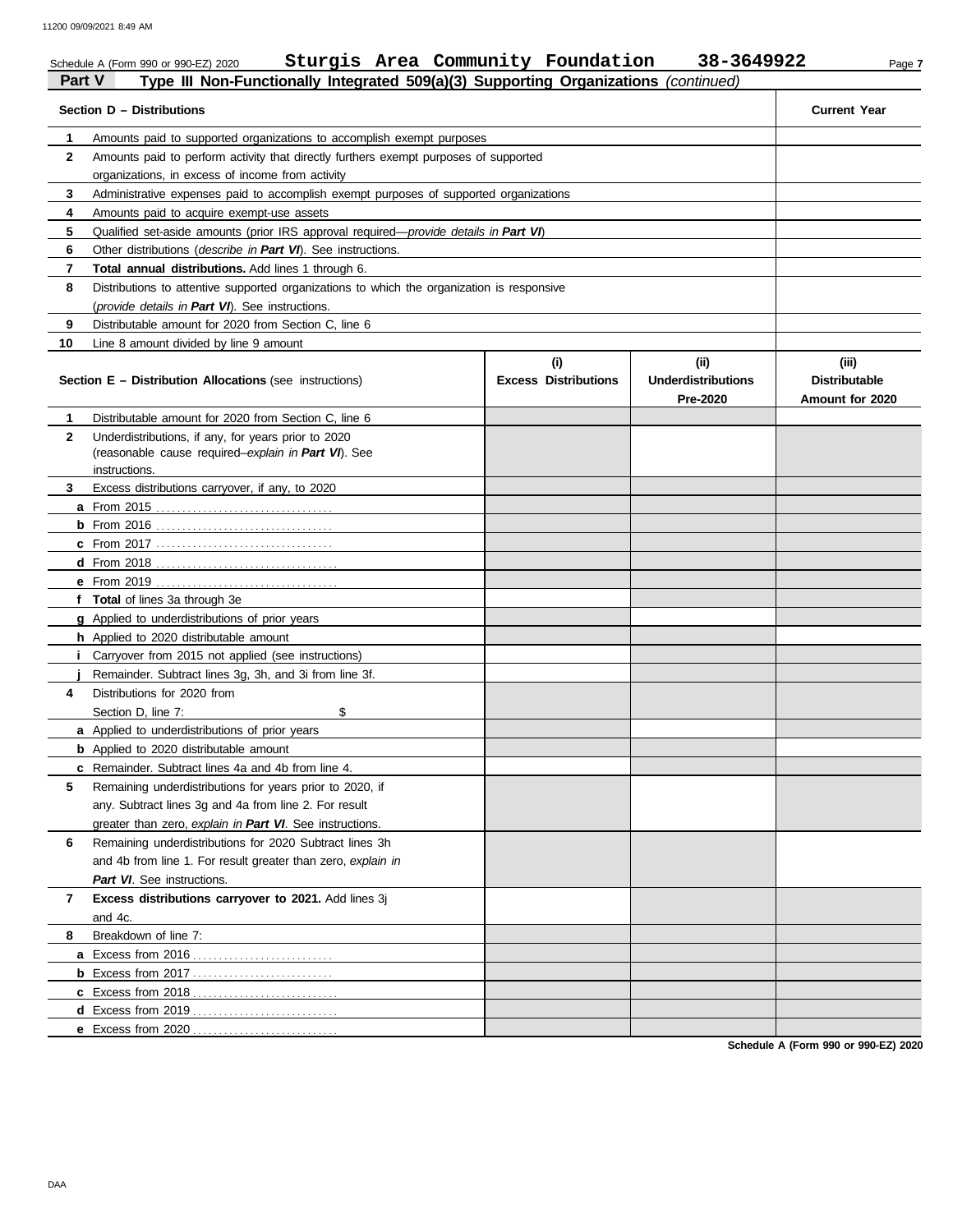Schedule A (Form 990 or 990-EZ) 2020 **Sturgis Area Community Foundation 38-3649922** Page 7

## Part V Type III Non-Functionally Integrated 509(a)(3) Supporting Organizations *(continued)*

| **Section D – Distributions** | **Current Year** |
|---|---|
| **1** Amounts paid to supported organizations to accomplish exempt purposes | |
| **2** Amounts paid to perform activity that directly furthers exempt purposes of supported organizations, in excess of income from activity | |
| **3** Administrative expenses paid to accomplish exempt purposes of supported organizations | |
| **4** Amounts paid to acquire exempt-use assets | |
| **5** Qualified set-aside amounts (prior IRS approval required—*provide details in* ***Part VI***) | |
| **6** Other distributions (*describe in* ***Part VI***). See instructions. | |
| **7** **Total annual distributions.** Add lines 1 through 6. | |
| **8** Distributions to attentive supported organizations to which the organization is responsive (*provide details in* ***Part VI***). See instructions. | |
| **9** Distributable amount for 2020 from Section C, line 6 | |
| **10** Line 8 amount divided by line 9 amount | |

| **Section E – Distribution Allocations** (see instructions) | **(i)** **Excess Distributions** | **(ii)** **Underdistributions Pre-2020** | **(iii)** **Distributable Amount for 2020** |
|---|---|---|---|
| **1** Distributable amount for 2020 from Section C, line 6 | | | |
| **2** Underdistributions, if any, for years prior to 2020 (reasonable cause required–*explain in* ***Part VI***). See instructions. | | | |
| **3** Excess distributions carryover, if any, to 2020 | | | |
| **a** From 2015 | | | |
| **b** From 2016 | | | |
| **c** From 2017 | | | |
| **d** From 2018 | | | |
| **e** From 2019 | | | |
| **f** **Total** of lines 3a through 3e | | | |
| **g** Applied to underdistributions of prior years | | | |
| **h** Applied to 2020 distributable amount | | | |
| **i** Carryover from 2015 not applied (see instructions) | | | |
| **j** Remainder. Subtract lines 3g, 3h, and 3i from line 3f. | | | |
| **4** Distributions for 2020 from Section D, line 7: $ | | | |
| **a** Applied to underdistributions of prior years | | | |
| **b** Applied to 2020 distributable amount | | | |
| **c** Remainder. Subtract lines 4a and 4b from line 4. | | | |
| **5** Remaining underdistributions for years prior to 2020, if any. Subtract lines 3g and 4a from line 2. For result greater than zero, *explain in* ***Part VI***. See instructions. | | | |
| **6** Remaining underdistributions for 2020 Subtract lines 3h and 4b from line 1. For result greater than zero, *explain in* ***Part VI***. See instructions. | | | |
| **7** **Excess distributions carryover to 2021.** Add lines 3j and 4c. | | | |
| **8** Breakdown of line 7: | | | |
| **a** Excess from 2016 | | | |
| **b** Excess from 2017 | | | |
| **c** Excess from 2018 | | | |
| **d** Excess from 2019 | | | |
| **e** Excess from 2020 | | | |

**Schedule A (Form 990 or 990-EZ) 2020**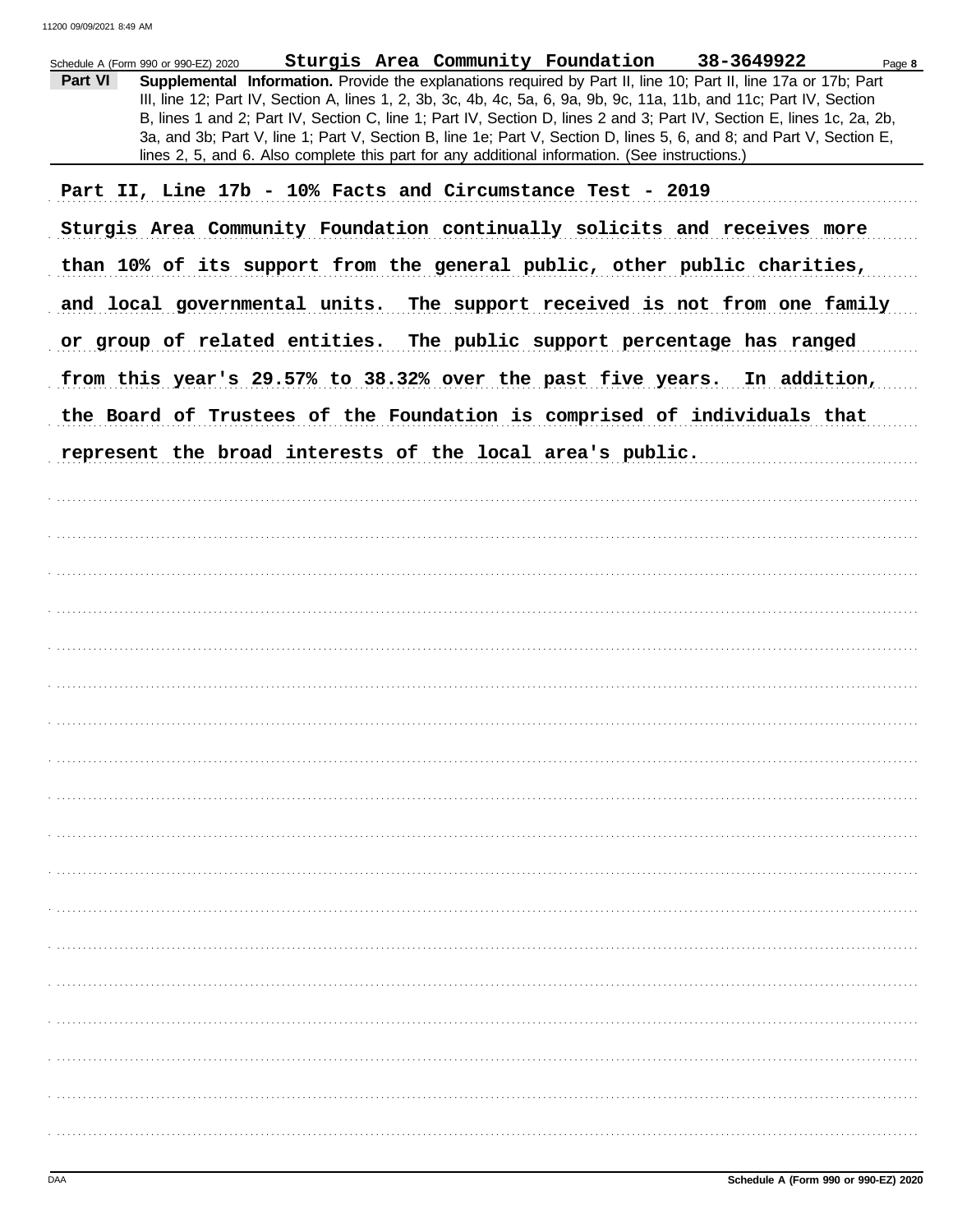Schedule A (Form 990 or 990-EZ) 2020 **Sturgis Area Community Foundation** **38-3649922** Page **8**

**Part VI** **Supplemental Information.** Provide the explanations required by Part II, line 10; Part II, line 17a or 17b; Part III, line 12; Part IV, Section A, lines 1, 2, 3b, 3c, 4b, 4c, 5a, 6, 9a, 9b, 9c, 11a, 11b, and 11c; Part IV, Section B, lines 1 and 2; Part IV, Section C, line 1; Part IV, Section D, lines 2 and 3; Part IV, Section E, lines 1c, 2a, 2b, 3a, and 3b; Part V, line 1; Part V, Section B, line 1e; Part V, Section D, lines 5, 6, and 8; and Part V, Section E, lines 2, 5, and 6. Also complete this part for any additional information. (See instructions.)

Part II, Line 17b - 10% Facts and Circumstance Test - 2019

Sturgis Area Community Foundation continually solicits and receives more than 10% of its support from the general public, other public charities, and local governmental units. The support received is not from one family or group of related entities. The public support percentage has ranged from this year's 29.57% to 38.32% over the past five years. In addition, the Board of Trustees of the Foundation is comprised of individuals that represent the broad interests of the local area's public.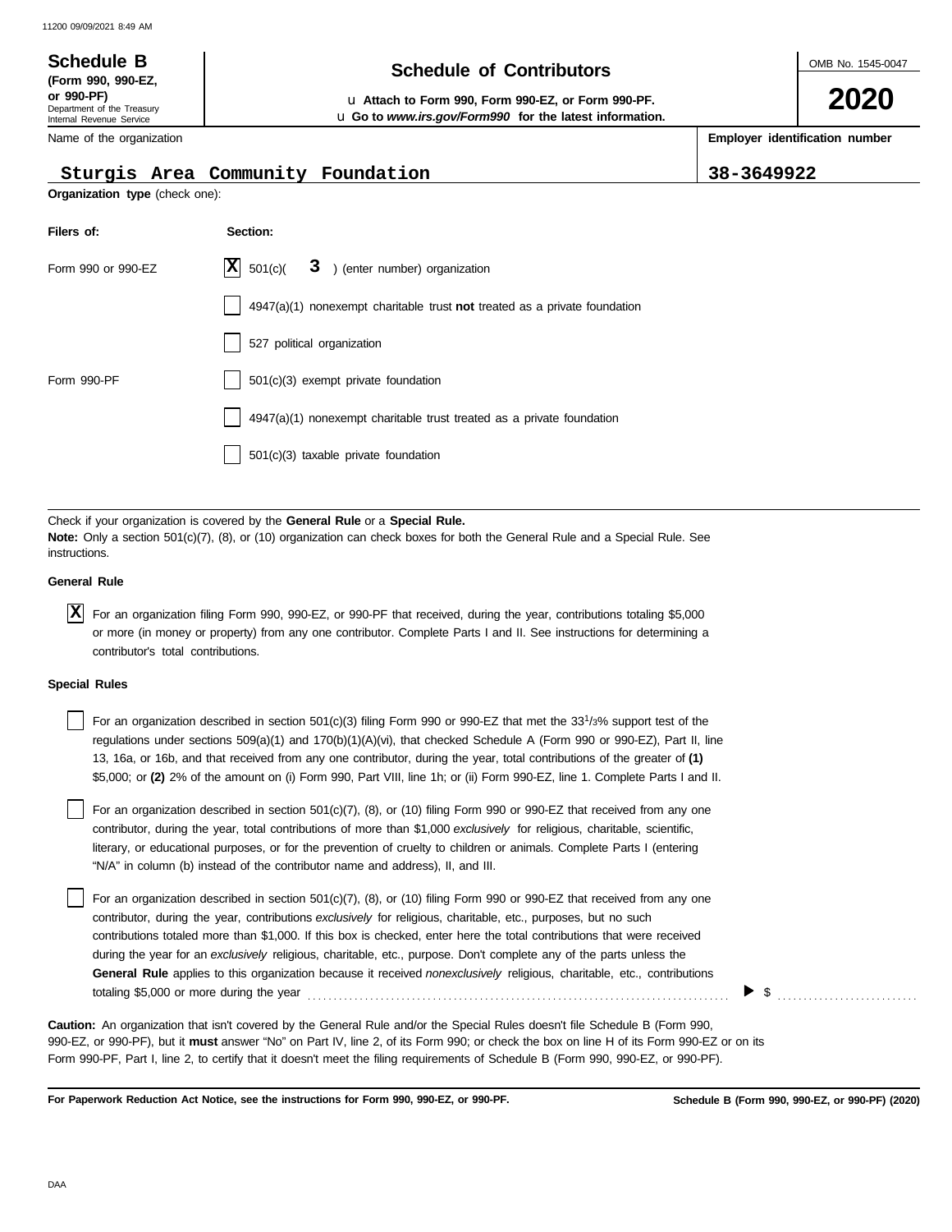11200 09/09/2021 8:49 AM

**Schedule B**
**(Form 990, 990-EZ, or 990-PF)**
Department of the Treasury
Internal Revenue Service

# Schedule of Contributors

u **Attach to Form 990, Form 990-EZ, or Form 990-PF.**
u **Go to *www.irs.gov/Form990* for the latest information.**

OMB No. 1545-0047

**2020**

Name of the organization: Sturgis Area Community Foundation

**Employer identification number:** 38-3649922

**Organization type** (check one):

| **Filers of:** | **Section:** |
|---|---|
| Form 990 or 990-EZ | [X] 501(c)( 3 ) (enter number) organization |
| | [ ] 4947(a)(1) nonexempt charitable trust **not** treated as a private foundation |
| | [ ] 527 political organization |
| Form 990-PF | [ ] 501(c)(3) exempt private foundation |
| | [ ] 4947(a)(1) nonexempt charitable trust treated as a private foundation |
| | [ ] 501(c)(3) taxable private foundation |

Check if your organization is covered by the **General Rule** or a **Special Rule.**
**Note:** Only a section 501(c)(7), (8), or (10) organization can check boxes for both the General Rule and a Special Rule. See instructions.

**General Rule**

[X] For an organization filing Form 990, 990-EZ, or 990-PF that received, during the year, contributions totaling $5,000 or more (in money or property) from any one contributor. Complete Parts I and II. See instructions for determining a contributor's total contributions.

**Special Rules**

[ ] For an organization described in section 501(c)(3) filing Form 990 or 990-EZ that met the 33 1/3% support test of the regulations under sections 509(a)(1) and 170(b)(1)(A)(vi), that checked Schedule A (Form 990 or 990-EZ), Part II, line 13, 16a, or 16b, and that received from any one contributor, during the year, total contributions of the greater of **(1)** $5,000; or **(2)** 2% of the amount on (i) Form 990, Part VIII, line 1h; or (ii) Form 990-EZ, line 1. Complete Parts I and II.

[ ] For an organization described in section 501(c)(7), (8), or (10) filing Form 990 or 990-EZ that received from any one contributor, during the year, total contributions of more than $1,000 *exclusively* for religious, charitable, scientific, literary, or educational purposes, or for the prevention of cruelty to children or animals. Complete Parts I (entering "N/A" in column (b) instead of the contributor name and address), II, and III.

[ ] For an organization described in section 501(c)(7), (8), or (10) filing Form 990 or 990-EZ that received from any one contributor, during the year, contributions *exclusively* for religious, charitable, etc., purposes, but no such contributions totaled more than $1,000. If this box is checked, enter here the total contributions that were received during the year for an *exclusively* religious, charitable, etc., purpose. Don't complete any of the parts unless the **General Rule** applies to this organization because it received *nonexclusively* religious, charitable, etc., contributions totaling $5,000 or more during the year ▶ $ ..........

**Caution:** An organization that isn't covered by the General Rule and/or the Special Rules doesn't file Schedule B (Form 990, 990-EZ, or 990-PF), but it **must** answer "No" on Part IV, line 2, of its Form 990; or check the box on line H of its Form 990-EZ or on its Form 990-PF, Part I, line 2, to certify that it doesn't meet the filing requirements of Schedule B (Form 990, 990-EZ, or 990-PF).

**For Paperwork Reduction Act Notice, see the instructions for Form 990, 990-EZ, or 990-PF.** **Schedule B (Form 990, 990-EZ, or 990-PF) (2020)**

DAA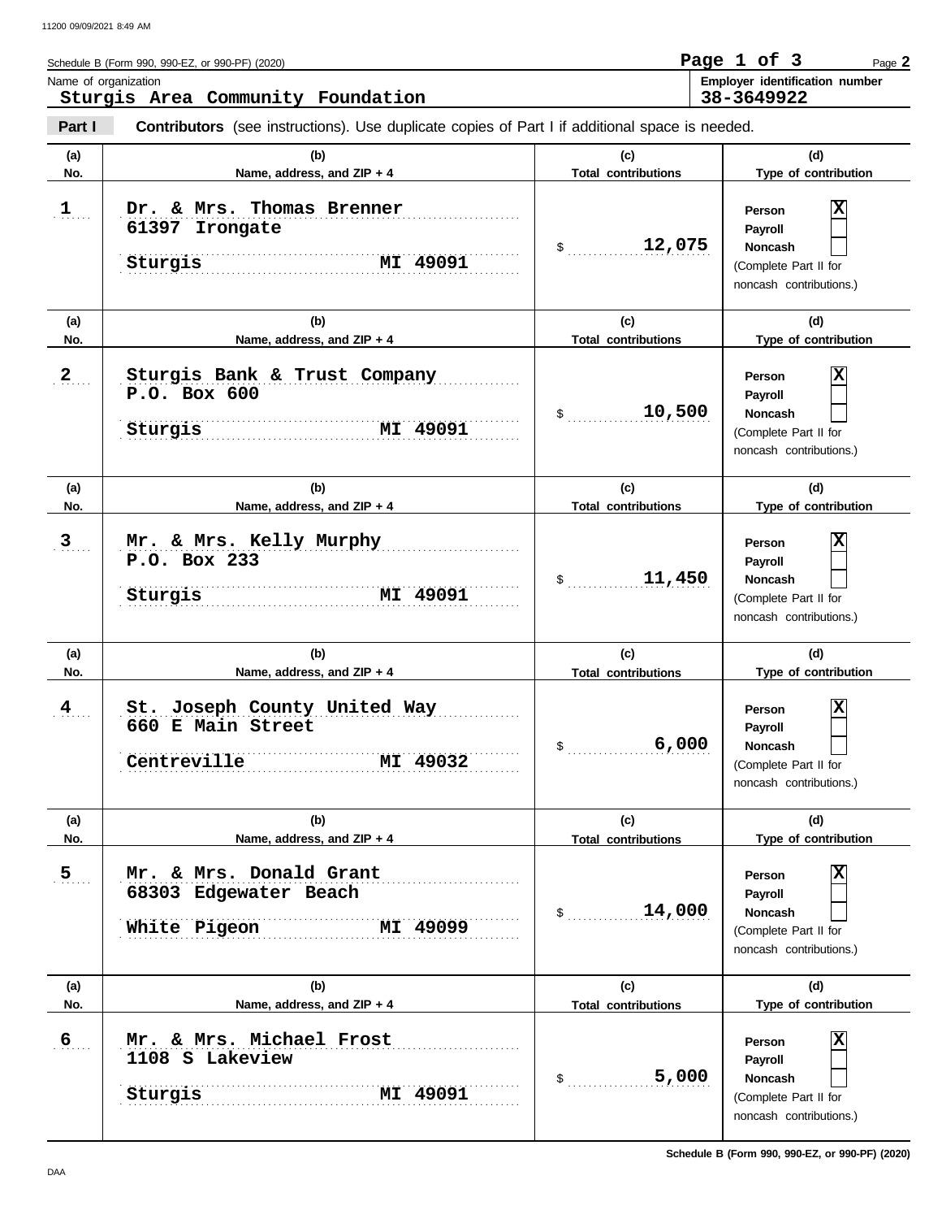Schedule B (Form 990, 990-EZ, or 990-PF) (2020)

Name of organization: **Sturgis Area Community Foundation**

Employer identification number: **38-3649922**

**Part I** **Contributors** (see instructions). Use duplicate copies of Part I if additional space is needed.

| (a) No. | (b) Name, address, and ZIP + 4 | (c) Total contributions | (d) Type of contribution |
|---|---|---|---|
| 1 | Dr. & Mrs. Thomas Brenner<br>61397 Irongate<br>Sturgis MI 49091 | $ 12,075 | Person [X]<br>Payroll [ ]<br>Noncash [ ]<br>(Complete Part II for noncash contributions.) |
| 2 | Sturgis Bank & Trust Company<br>P.O. Box 600<br>Sturgis MI 49091 | $ 10,500 | Person [X]<br>Payroll [ ]<br>Noncash [ ]<br>(Complete Part II for noncash contributions.) |
| 3 | Mr. & Mrs. Kelly Murphy<br>P.O. Box 233<br>Sturgis MI 49091 | $ 11,450 | Person [X]<br>Payroll [ ]<br>Noncash [ ]<br>(Complete Part II for noncash contributions.) |
| 4 | St. Joseph County United Way<br>660 E Main Street<br>Centreville MI 49032 | $ 6,000 | Person [X]<br>Payroll [ ]<br>Noncash [ ]<br>(Complete Part II for noncash contributions.) |
| 5 | Mr. & Mrs. Donald Grant<br>68303 Edgewater Beach<br>White Pigeon MI 49099 | $ 14,000 | Person [X]<br>Payroll [ ]<br>Noncash [ ]<br>(Complete Part II for noncash contributions.) |
| 6 | Mr. & Mrs. Michael Frost<br>1108 S Lakeview<br>Sturgis MI 49091 | $ 5,000 | Person [X]<br>Payroll [ ]<br>Noncash [ ]<br>(Complete Part II for noncash contributions.) |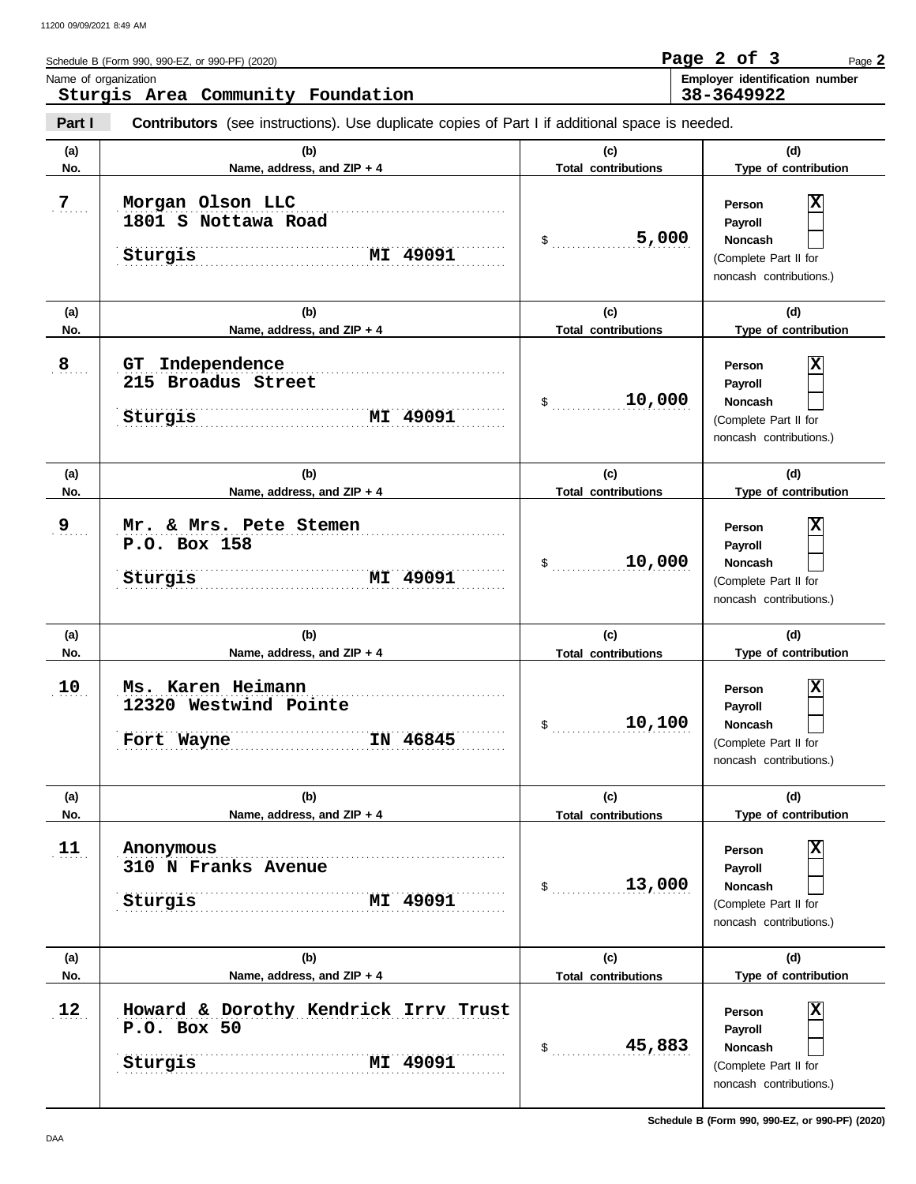Schedule B (Form 990, 990-EZ, or 990-PF) (2020)

Name of organization: **Sturgis Area Community Foundation**

Employer identification number: **38-3649922**

**Part I** **Contributors** (see instructions). Use duplicate copies of Part I if additional space is needed.

| (a) No. | (b) Name, address, and ZIP + 4 | (c) Total contributions | (d) Type of contribution |
|---|---|---|---|
| 7 | Morgan Olson LLC<br>1801 S Nottawa Road<br>Sturgis MI 49091 | $ 5,000 | Person [X] Payroll [ ] Noncash [ ] (Complete Part II for noncash contributions.) |
| 8 | GT Independence<br>215 Broadus Street<br>Sturgis MI 49091 | $ 10,000 | Person [X] Payroll [ ] Noncash [ ] (Complete Part II for noncash contributions.) |
| 9 | Mr. & Mrs. Pete Stemen<br>P.O. Box 158<br>Sturgis MI 49091 | $ 10,000 | Person [X] Payroll [ ] Noncash [ ] (Complete Part II for noncash contributions.) |
| 10 | Ms. Karen Heimann<br>12320 Westwind Pointe<br>Fort Wayne IN 46845 | $ 10,100 | Person [X] Payroll [ ] Noncash [ ] (Complete Part II for noncash contributions.) |
| 11 | Anonymous<br>310 N Franks Avenue<br>Sturgis MI 49091 | $ 13,000 | Person [X] Payroll [ ] Noncash [ ] (Complete Part II for noncash contributions.) |
| 12 | Howard & Dorothy Kendrick Irrv Trust<br>P.O. Box 50<br>Sturgis MI 49091 | $ 45,883 | Person [X] Payroll [ ] Noncash [ ] (Complete Part II for noncash contributions.) |

Schedule B (Form 990, 990-EZ, or 990-PF) (2020)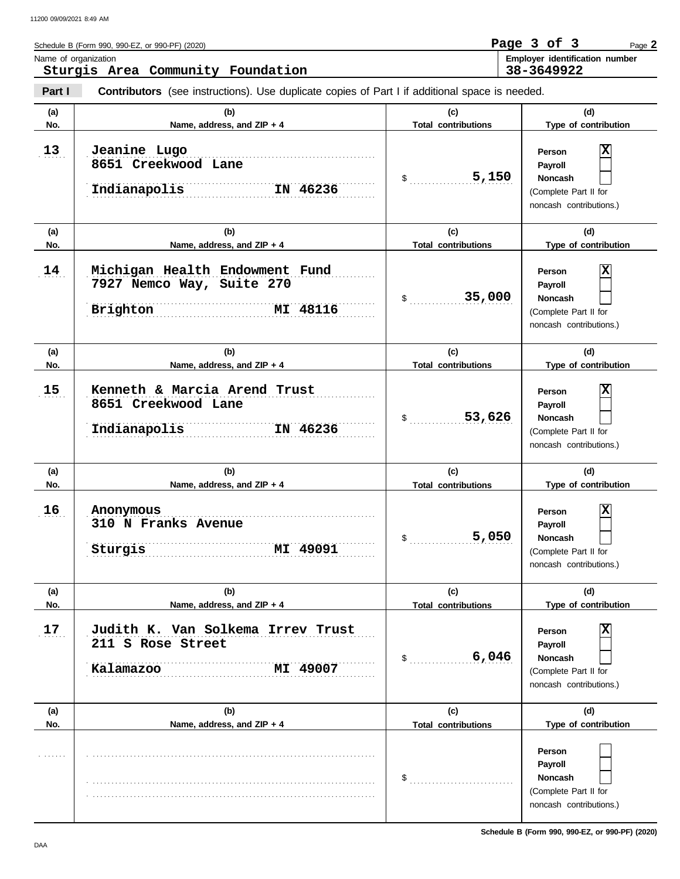Schedule B (Form 990, 990-EZ, or 990-PF) (2020)

Name of organization: **Sturgis Area Community Foundation**

Employer identification number: **38-3649922**

**Part I** **Contributors** (see instructions). Use duplicate copies of Part I if additional space is needed.

| (a) No. | (b) Name, address, and ZIP + 4 | (c) Total contributions | (d) Type of contribution |
|---|---|---|---|
| 13 | Jeanine Lugo<br>8651 Creekwood Lane<br>Indianapolis IN 46236 | $ 5,150 | Person [X]<br>Payroll [ ]<br>Noncash [ ]<br>(Complete Part II for noncash contributions.) |
| 14 | Michigan Health Endowment Fund<br>7927 Nemco Way, Suite 270<br>Brighton MI 48116 | $ 35,000 | Person [X]<br>Payroll [ ]<br>Noncash [ ]<br>(Complete Part II for noncash contributions.) |
| 15 | Kenneth & Marcia Arend Trust<br>8651 Creekwood Lane<br>Indianapolis IN 46236 | $ 53,626 | Person [X]<br>Payroll [ ]<br>Noncash [ ]<br>(Complete Part II for noncash contributions.) |
| 16 | Anonymous<br>310 N Franks Avenue<br>Sturgis MI 49091 | $ 5,050 | Person [X]<br>Payroll [ ]<br>Noncash [ ]<br>(Complete Part II for noncash contributions.) |
| 17 | Judith K. Van Solkema Irrev Trust<br>211 S Rose Street<br>Kalamazoo MI 49007 | $ 6,046 | Person [X]<br>Payroll [ ]<br>Noncash [ ]<br>(Complete Part II for noncash contributions.) |
| | | $ | Person [ ]<br>Payroll [ ]<br>Noncash [ ]<br>(Complete Part II for noncash contributions.) |

Schedule B (Form 990, 990-EZ, or 990-PF) (2020)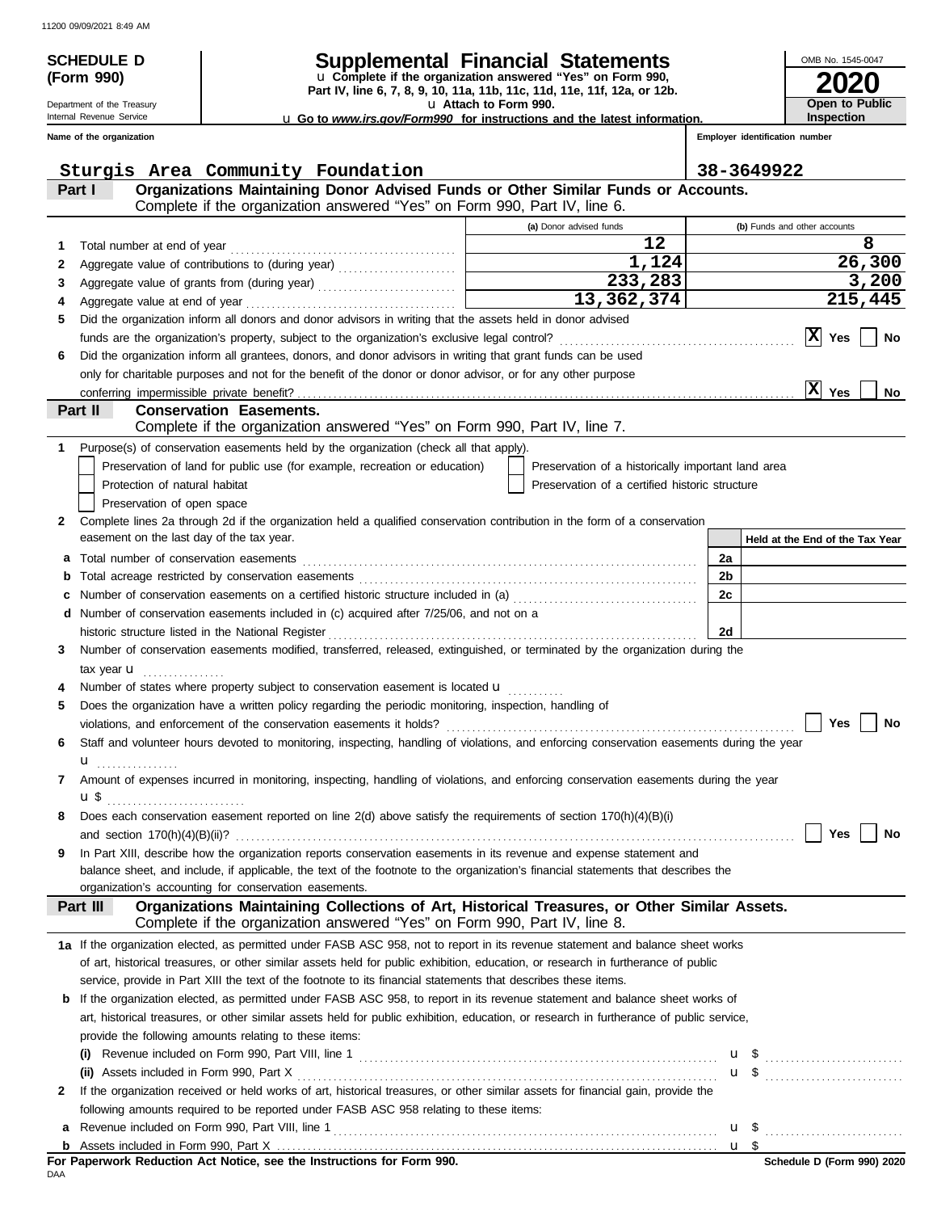**SCHEDULE D (Form 990)**

Department of the Treasury
Internal Revenue Service

# Supplemental Financial Statements

u Complete if the organization answered "Yes" on Form 990, Part IV, line 6, 7, 8, 9, 10, 11a, 11b, 11c, 11d, 11e, 11f, 12a, or 12b.
u Attach to Form 990.
u Go to *www.irs.gov/Form990* for instructions and the latest information.

OMB No. 1545-0047

**2020**

**Open to Public Inspection**

**Name of the organization:** Sturgis Area Community Foundation

**Employer identification number:** 38-3649922

## Part I — Organizations Maintaining Donor Advised Funds or Other Similar Funds or Accounts.

Complete if the organization answered "Yes" on Form 990, Part IV, line 6.

| | | (a) Donor advised funds | (b) Funds and other accounts |
|---|---|---|---|
| 1 | Total number at end of year | 12 | 8 |
| 2 | Aggregate value of contributions to (during year) | 1,124 | 26,300 |
| 3 | Aggregate value of grants from (during year) | 233,283 | 3,200 |
| 4 | Aggregate value at end of year | 13,362,374 | 215,445 |

5 Did the organization inform all donors and donor advisors in writing that the assets held in donor advised funds are the organization's property, subject to the organization's exclusive legal control? **[X] Yes** [ ] No

6 Did the organization inform all grantees, donors, and donor advisors in writing that grant funds can be used only for charitable purposes and not for the benefit of the donor or donor advisor, or for any other purpose conferring impermissible private benefit? **[X] Yes** [ ] No

## Part II — Conservation Easements.

Complete if the organization answered "Yes" on Form 990, Part IV, line 7.

1 Purpose(s) of conservation easements held by the organization (check all that apply).

- [ ] Preservation of land for public use (for example, recreation or education)
- [ ] Protection of natural habitat
- [ ] Preservation of open space
- [ ] Preservation of a historically important land area
- [ ] Preservation of a certified historic structure

2 Complete lines 2a through 2d if the organization held a qualified conservation contribution in the form of a conservation easement on the last day of the tax year.

| | | | Held at the End of the Tax Year |
|---|---|---|---|
| a | Total number of conservation easements | 2a | |
| b | Total acreage restricted by conservation easements | 2b | |
| c | Number of conservation easements on a certified historic structure included in (a) | 2c | |
| d | Number of conservation easements included in (c) acquired after 7/25/06, and not on a historic structure listed in the National Register | 2d | |

3 Number of conservation easements modified, transferred, released, extinguished, or terminated by the organization during the tax year u

4 Number of states where property subject to conservation easement is located u

5 Does the organization have a written policy regarding the periodic monitoring, inspection, handling of violations, and enforcement of the conservation easements it holds? [ ] Yes [ ] No

6 Staff and volunteer hours devoted to monitoring, inspecting, handling of violations, and enforcing conservation easements during the year u

7 Amount of expenses incurred in monitoring, inspecting, handling of violations, and enforcing conservation easements during the year u $

8 Does each conservation easement reported on line 2(d) above satisfy the requirements of section 170(h)(4)(B)(i) and section 170(h)(4)(B)(ii)? [ ] Yes [ ] No

9 In Part XIII, describe how the organization reports conservation easements in its revenue and expense statement and balance sheet, and include, if applicable, the text of the footnote to the organization's financial statements that describes the organization's accounting for conservation easements.

## Part III — Organizations Maintaining Collections of Art, Historical Treasures, or Other Similar Assets.

Complete if the organization answered "Yes" on Form 990, Part IV, line 8.

1a If the organization elected, as permitted under FASB ASC 958, not to report in its revenue statement and balance sheet works of art, historical treasures, or other similar assets held for public exhibition, education, or research in furtherance of public service, provide in Part XIII the text of the footnote to its financial statements that describes these items.

b If the organization elected, as permitted under FASB ASC 958, to report in its revenue statement and balance sheet works of art, historical treasures, or other similar assets held for public exhibition, education, or research in furtherance of public service, provide the following amounts relating to these items:

(i) Revenue included on Form 990, Part VIII, line 1 u $

(ii) Assets included in Form 990, Part X u $

2 If the organization received or held works of art, historical treasures, or other similar assets for financial gain, provide the following amounts required to be reported under FASB ASC 958 relating to these items:

a Revenue included on Form 990, Part VIII, line 1 u $

b Assets included in Form 990, Part X u $

**For Paperwork Reduction Act Notice, see the Instructions for Form 990.**

**Schedule D (Form 990) 2020**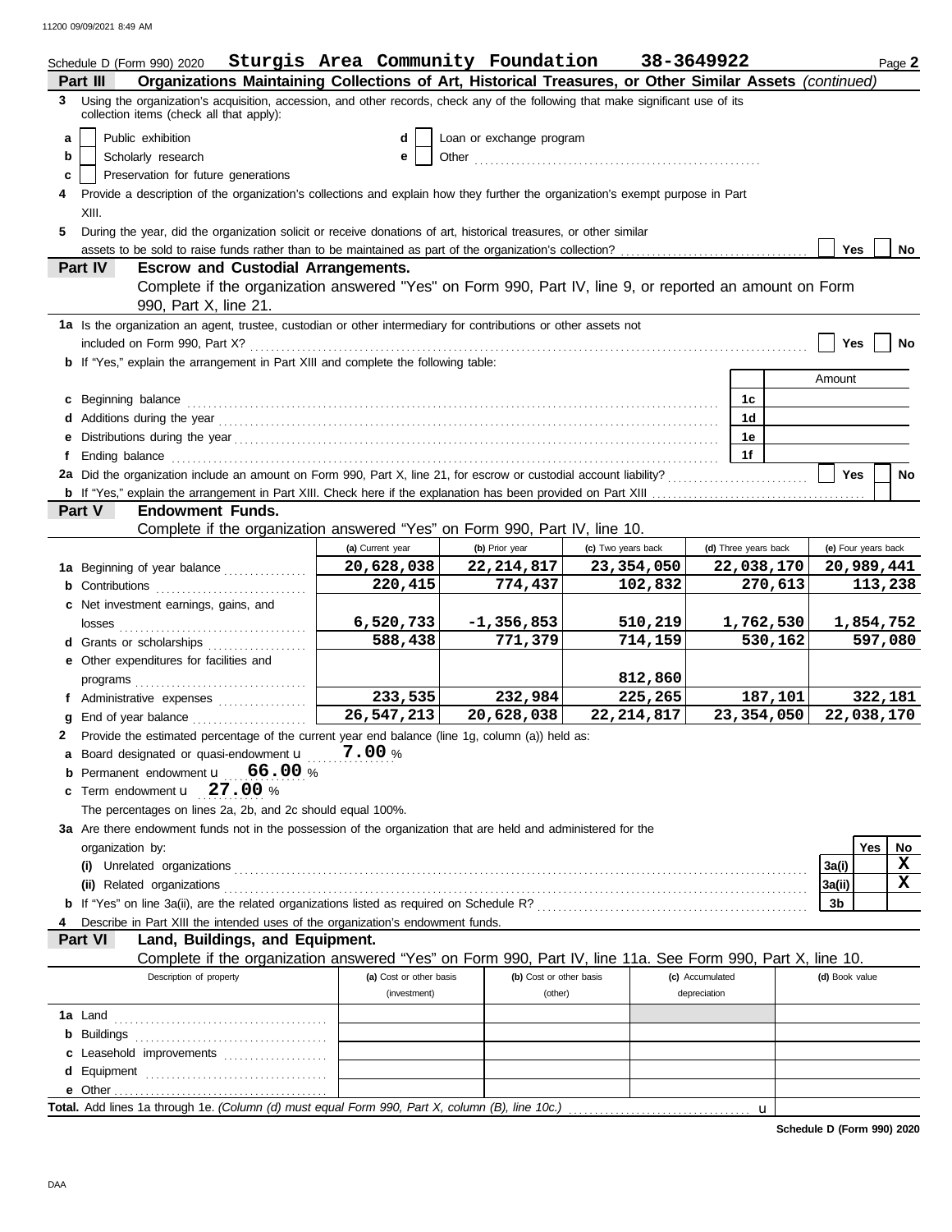Schedule D (Form 990) 2020 **Sturgis Area Community Foundation** **38-3649922** Page **2**

**Part III** **Organizations Maintaining Collections of Art, Historical Treasures, or Other Similar Assets** *(continued)*

**3** Using the organization's acquisition, accession, and other records, check any of the following that make significant use of its collection items (check all that apply):

- **a** Public exhibition
- **b** Scholarly research
- **c** Preservation for future generations
- **d** Loan or exchange program
- **e** Other

**4** Provide a description of the organization's collections and explain how they further the organization's exempt purpose in Part XIII.

**5** During the year, did the organization solicit or receive donations of art, historical treasures, or other similar assets to be sold to raise funds rather than to be maintained as part of the organization's collection? Yes No

**Part IV** **Escrow and Custodial Arrangements.**
Complete if the organization answered "Yes" on Form 990, Part IV, line 9, or reported an amount on Form 990, Part X, line 21.

**1a** Is the organization an agent, trustee, custodian or other intermediary for contributions or other assets not included on Form 990, Part X? Yes No

**b** If "Yes," explain the arrangement in Part XIII and complete the following table:

| | | Amount |
|---|---|---|
| **c** Beginning balance | 1c | |
| **d** Additions during the year | 1d | |
| **e** Distributions during the year | 1e | |
| **f** Ending balance | 1f | |

**2a** Did the organization include an amount on Form 990, Part X, line 21, for escrow or custodial account liability? Yes No

**b** If "Yes," explain the arrangement in Part XIII. Check here if the explanation has been provided on Part XIII

**Part V** **Endowment Funds.**
Complete if the organization answered "Yes" on Form 990, Part IV, line 10.

| | (a) Current year | (b) Prior year | (c) Two years back | (d) Three years back | (e) Four years back |
|---|---|---|---|---|---|
| **1a** Beginning of year balance | 20,628,038 | 22,214,817 | 23,354,050 | 22,038,170 | 20,989,441 |
| **b** Contributions | 220,415 | 774,437 | 102,832 | 270,613 | 113,238 |
| **c** Net investment earnings, gains, and losses | 6,520,733 | -1,356,853 | 510,219 | 1,762,530 | 1,854,752 |
| **d** Grants or scholarships | 588,438 | 771,379 | 714,159 | 530,162 | 597,080 |
| **e** Other expenditures for facilities and programs | | | 812,860 | | |
| **f** Administrative expenses | 233,535 | 232,984 | 225,265 | 187,101 | 322,181 |
| **g** End of year balance | 26,547,213 | 20,628,038 | 22,214,817 | 23,354,050 | 22,038,170 |

**2** Provide the estimated percentage of the current year end balance (line 1g, column (a)) held as:

- **a** Board designated or quasi-endowment u **7.00** %
- **b** Permanent endowment u **66.00** %
- **c** Term endowment u **27.00** %

The percentages on lines 2a, 2b, and 2c should equal 100%.

**3a** Are there endowment funds not in the possession of the organization that are held and administered for the organization by:

| | | Yes | No |
|---|---|---|---|
| **(i)** Unrelated organizations | 3a(i) | | X |
| **(ii)** Related organizations | 3a(ii) | | X |
| **b** If "Yes" on line 3a(ii), are the related organizations listed as required on Schedule R? | 3b | | |

**4** Describe in Part XIII the intended uses of the organization's endowment funds.

**Part VI** **Land, Buildings, and Equipment.**
Complete if the organization answered "Yes" on Form 990, Part IV, line 11a. See Form 990, Part X, line 10.

| Description of property | (a) Cost or other basis (investment) | (b) Cost or other basis (other) | (c) Accumulated depreciation | (d) Book value |
|---|---|---|---|---|
| **1a** Land | | | | |
| **b** Buildings | | | | |
| **c** Leasehold improvements | | | | |
| **d** Equipment | | | | |
| **e** Other | | | | |

**Total.** Add lines 1a through 1e. *(Column (d) must equal Form 990, Part X, column (B), line 10c.)* u

**Schedule D (Form 990) 2020**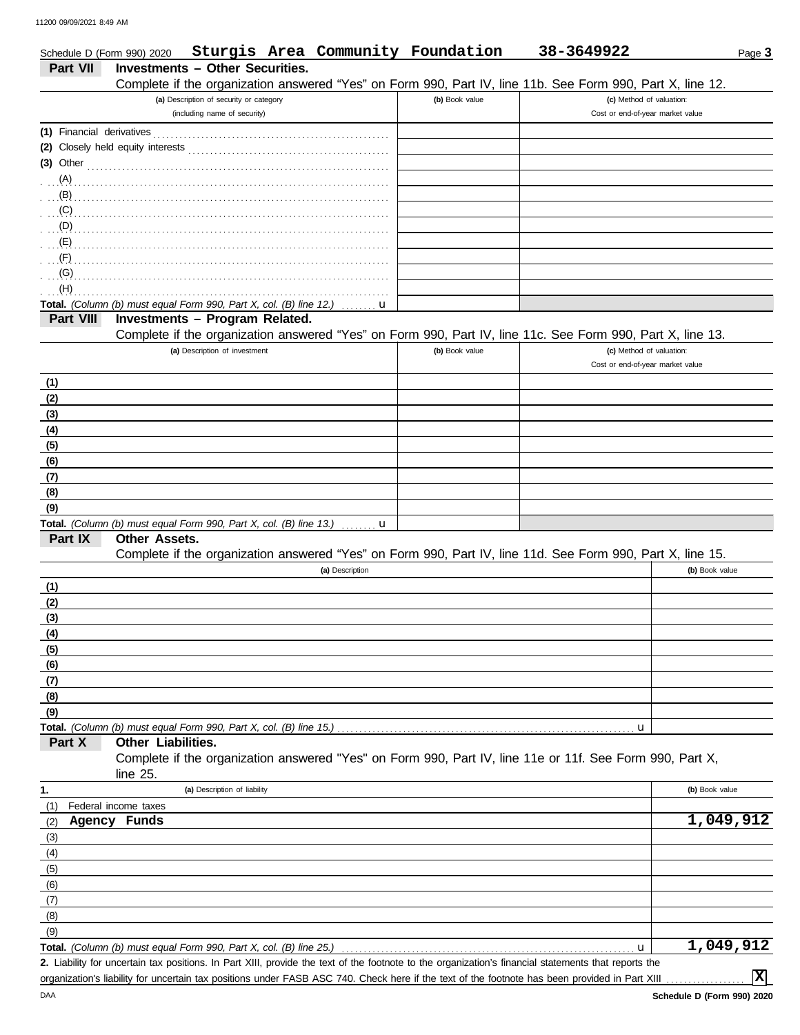Schedule D (Form 990) 2020 **Sturgis Area Community Foundation** **38-3649922** Page **3**

## Part VII Investments – Other Securities.

Complete if the organization answered "Yes" on Form 990, Part IV, line 11b. See Form 990, Part X, line 12.

| (a) Description of security or category (including name of security) | (b) Book value | (c) Method of valuation: Cost or end-of-year market value |
|---|---|---|
| (1) Financial derivatives | | |
| (2) Closely held equity interests | | |
| (3) Other | | |
| (A) | | |
| (B) | | |
| (C) | | |
| (D) | | |
| (E) | | |
| (F) | | |
| (G) | | |
| (H) | | |
| **Total.** *(Column (b) must equal Form 990, Part X, col. (B) line 12.)* u | | |

## Part VIII Investments – Program Related.

Complete if the organization answered "Yes" on Form 990, Part IV, line 11c. See Form 990, Part X, line 13.

| (a) Description of investment | (b) Book value | (c) Method of valuation: Cost or end-of-year market value |
|---|---|---|
| (1) | | |
| (2) | | |
| (3) | | |
| (4) | | |
| (5) | | |
| (6) | | |
| (7) | | |
| (8) | | |
| (9) | | |
| **Total.** *(Column (b) must equal Form 990, Part X, col. (B) line 13.)* u | | |

## Part IX Other Assets.

Complete if the organization answered "Yes" on Form 990, Part IV, line 11d. See Form 990, Part X, line 15.

| (a) Description | (b) Book value |
|---|---|
| (1) | |
| (2) | |
| (3) | |
| (4) | |
| (5) | |
| (6) | |
| (7) | |
| (8) | |
| (9) | |
| **Total.** *(Column (b) must equal Form 990, Part X, col. (B) line 15.)* u | |

## Part X Other Liabilities.

Complete if the organization answered "Yes" on Form 990, Part IV, line 11e or 11f. See Form 990, Part X, line 25.

| 1. (a) Description of liability | (b) Book value |
|---|---|
| (1) Federal income taxes | |
| (2) **Agency Funds** | **1,049,912** |
| (3) | |
| (4) | |
| (5) | |
| (6) | |
| (7) | |
| (8) | |
| (9) | |
| **Total.** *(Column (b) must equal Form 990, Part X, col. (B) line 25.)* u | **1,049,912** |

**2.** Liability for uncertain tax positions. In Part XIII, provide the text of the footnote to the organization's financial statements that reports the organization's liability for uncertain tax positions under FASB ASC 740. Check here if the text of the footnote has been provided in Part XIII .................. **X**

Schedule D (Form 990) 2020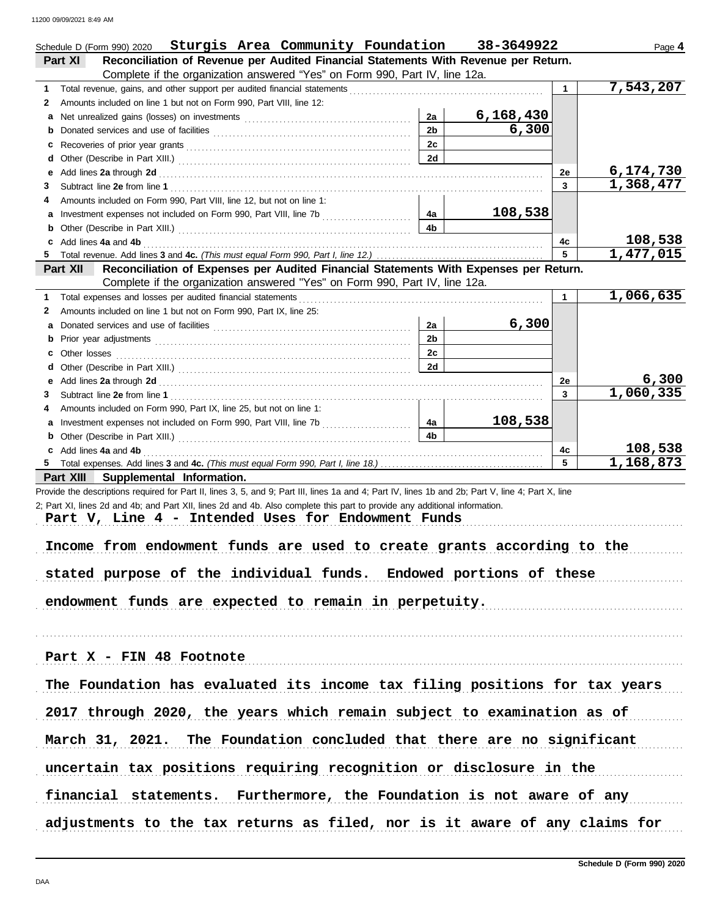Schedule D (Form 990) 2020 Sturgis Area Community Foundation 38-3649922 Page 4

## Part XI Reconciliation of Revenue per Audited Financial Statements With Revenue per Return.

Complete if the organization answered "Yes" on Form 990, Part IV, line 12a.

| | | | | | |
|---|---|---|---|---|---|
| 1 | Total revenue, gains, and other support per audited financial statements | | | 1 | 7,543,207 |
| 2 | Amounts included on line 1 but not on Form 990, Part VIII, line 12: | | | | |
| a | Net unrealized gains (losses) on investments | 2a | 6,168,430 | | |
| b | Donated services and use of facilities | 2b | 6,300 | | |
| c | Recoveries of prior year grants | 2c | | | |
| d | Other (Describe in Part XIII.) | 2d | | | |
| e | Add lines **2a** through **2d** | | | 2e | 6,174,730 |
| 3 | Subtract line **2e** from line **1** | | | 3 | 1,368,477 |
| 4 | Amounts included on Form 990, Part VIII, line 12, but not on line 1: | | | | |
| a | Investment expenses not included on Form 990, Part VIII, line 7b | 4a | 108,538 | | |
| b | Other (Describe in Part XIII.) | 4b | | | |
| c | Add lines **4a** and **4b** | | | 4c | 108,538 |
| 5 | Total revenue. Add lines **3** and **4c.** *(This must equal Form 990, Part I, line 12.)* | | | 5 | 1,477,015 |

## Part XII Reconciliation of Expenses per Audited Financial Statements With Expenses per Return.

Complete if the organization answered "Yes" on Form 990, Part IV, line 12a.

| | | | | | |
|---|---|---|---|---|---|
| 1 | Total expenses and losses per audited financial statements | | | 1 | 1,066,635 |
| 2 | Amounts included on line 1 but not on Form 990, Part IX, line 25: | | | | |
| a | Donated services and use of facilities | 2a | 6,300 | | |
| b | Prior year adjustments | 2b | | | |
| c | Other losses | 2c | | | |
| d | Other (Describe in Part XIII.) | 2d | | | |
| e | Add lines **2a** through **2d** | | | 2e | 6,300 |
| 3 | Subtract line **2e** from line **1** | | | 3 | 1,060,335 |
| 4 | Amounts included on Form 990, Part IX, line 25, but not on line 1: | | | | |
| a | Investment expenses not included on Form 990, Part VIII, line 7b | 4a | 108,538 | | |
| b | Other (Describe in Part XIII.) | 4b | | | |
| c | Add lines **4a** and **4b** | | | 4c | 108,538 |
| 5 | Total expenses. Add lines **3** and **4c.** *(This must equal Form 990, Part I, line 18.)* | | | 5 | 1,168,873 |

## Part XIII Supplemental Information.

Provide the descriptions required for Part II, lines 3, 5, and 9; Part III, lines 1a and 4; Part IV, lines 1b and 2b; Part V, line 4; Part X, line 2; Part XI, lines 2d and 4b; and Part XII, lines 2d and 4b. Also complete this part to provide any additional information.

Part V, Line 4 - Intended Uses for Endowment Funds

Income from endowment funds are used to create grants according to the stated purpose of the individual funds. Endowed portions of these endowment funds are expected to remain in perpetuity.

Part X - FIN 48 Footnote

The Foundation has evaluated its income tax filing positions for tax years 2017 through 2020, the years which remain subject to examination as of March 31, 2021. The Foundation concluded that there are no significant uncertain tax positions requiring recognition or disclosure in the financial statements. Furthermore, the Foundation is not aware of any adjustments to the tax returns as filed, nor is it aware of any claims for

Schedule D (Form 990) 2020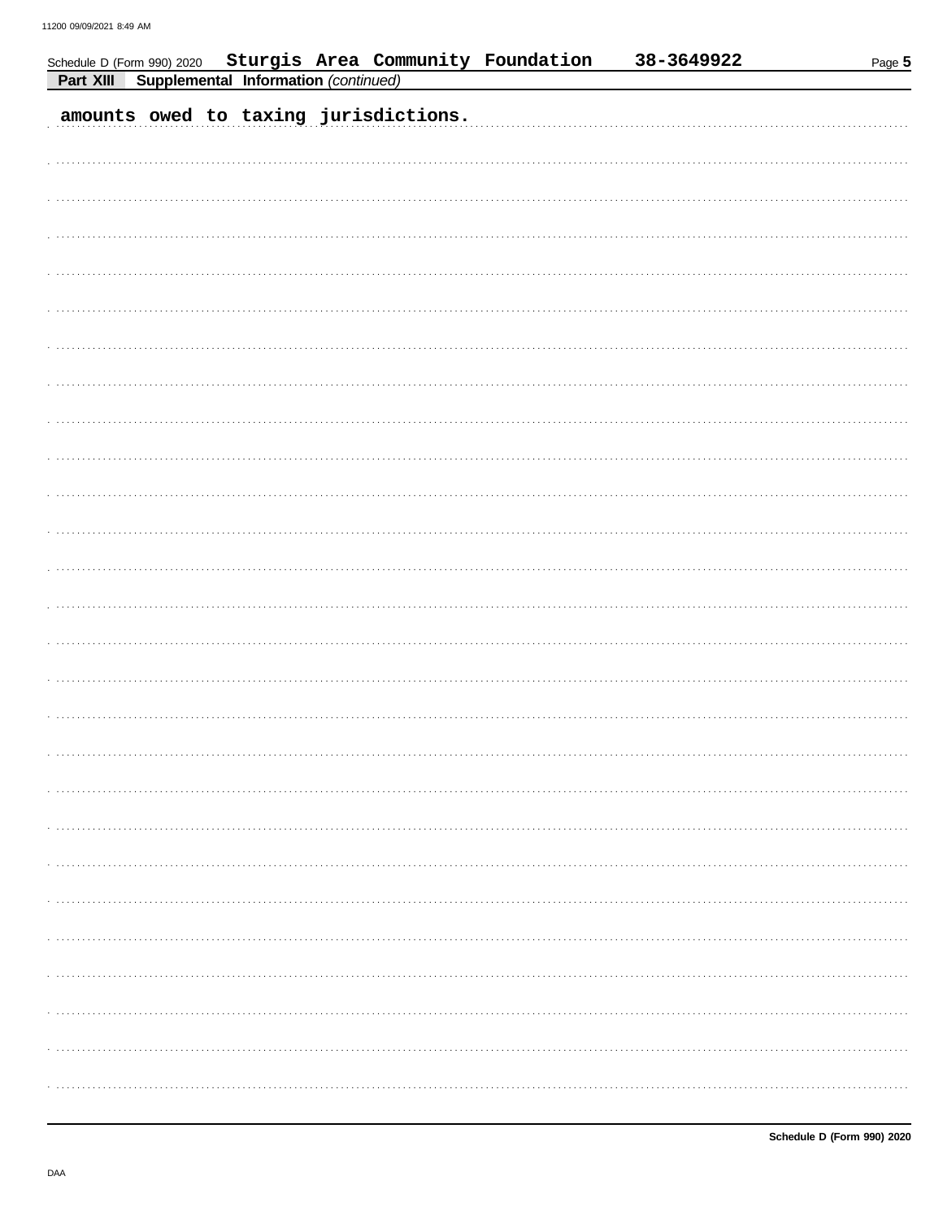Schedule D (Form 990) 2020 Sturgis Area Community Foundation 38-3649922

**Part XIII Supplemental Information** *(continued)*

amounts owed to taxing jurisdictions.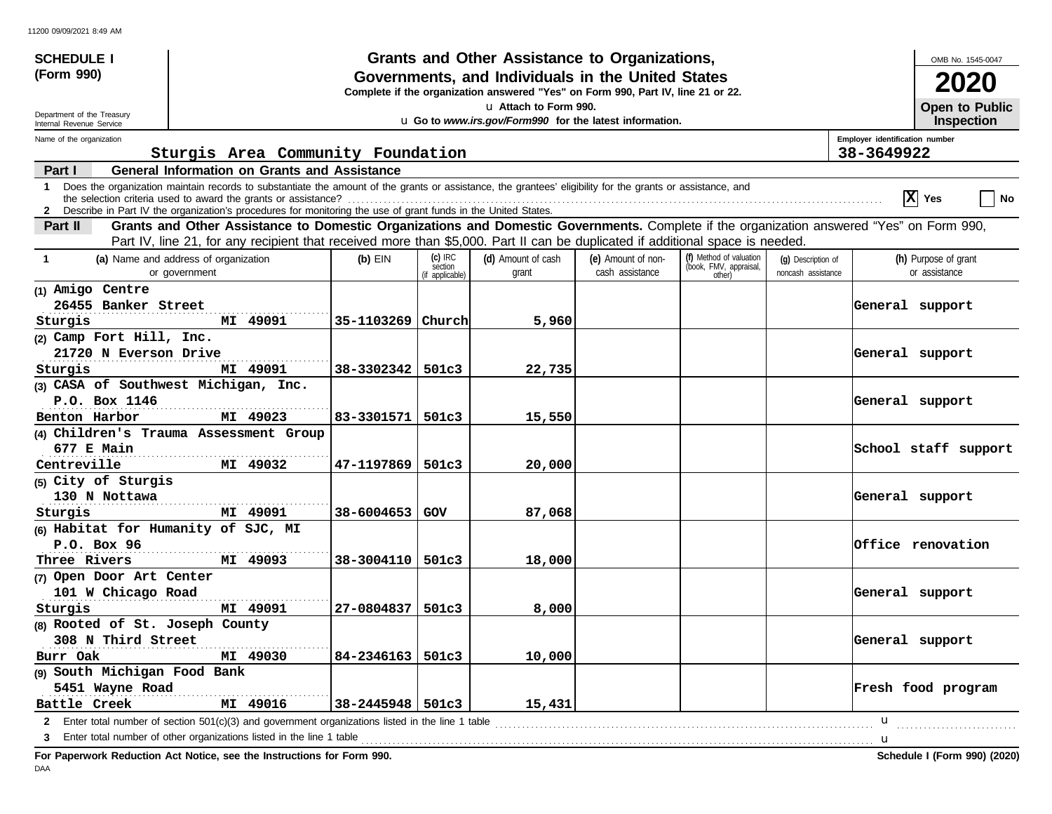11200 09/09/2021 8:49 AM

**SCHEDULE I (Form 990)**

Department of the Treasury
Internal Revenue Service

# Grants and Other Assistance to Organizations, Governments, and Individuals in the United States

**Complete if the organization answered "Yes" on Form 990, Part IV, line 21 or 22.**

u Attach to Form 990.

u Go to *www.irs.gov/Form990* for the latest information.

OMB No. 1545-0047

**2020**

**Open to Public Inspection**

Name of the organization: **Sturgis Area Community Foundation**

Employer identification number: **38-3649922**

## Part I — General Information on Grants and Assistance

1 Does the organization maintain records to substantiate the amount of the grants or assistance, the grantees' eligibility for the grants or assistance, and the selection criteria used to award the grants or assistance? **[X] Yes** [ ] No

2 Describe in Part IV the organization's procedures for monitoring the use of grant funds in the United States.

## Part II — Grants and Other Assistance to Domestic Organizations and Domestic Governments.

Complete if the organization answered "Yes" on Form 990, Part IV, line 21, for any recipient that received more than $5,000. Part II can be duplicated if additional space is needed.

| 1 (a) Name and address of organization or government | (b) EIN | (c) IRC section (if applicable) | (d) Amount of cash grant | (e) Amount of non-cash assistance | (f) Method of valuation (book, FMV, appraisal, other) | (g) Description of noncash assistance | (h) Purpose of grant or assistance |
|---|---|---|---|---|---|---|---|
| (1) Amigo Centre<br>26455 Banker Street<br>Sturgis MI 49091 | 35-1103269 | Church | 5,960 | | | | General support |
| (2) Camp Fort Hill, Inc.<br>21720 N Everson Drive<br>Sturgis MI 49091 | 38-3302342 | 501c3 | 22,735 | | | | General support |
| (3) CASA of Southwest Michigan, Inc.<br>P.O. Box 1146<br>Benton Harbor MI 49023 | 83-3301571 | 501c3 | 15,550 | | | | General support |
| (4) Children's Trauma Assessment Group<br>677 E Main<br>Centreville MI 49032 | 47-1197869 | 501c3 | 20,000 | | | | School staff support |
| (5) City of Sturgis<br>130 N Nottawa<br>Sturgis MI 49091 | 38-6004653 | GOV | 87,068 | | | | General support |
| (6) Habitat for Humanity of SJC, MI<br>P.O. Box 96<br>Three Rivers MI 49093 | 38-3004110 | 501c3 | 18,000 | | | | Office renovation |
| (7) Open Door Art Center<br>101 W Chicago Road<br>Sturgis MI 49091 | 27-0804837 | 501c3 | 8,000 | | | | General support |
| (8) Rooted of St. Joseph County<br>308 N Third Street<br>Burr Oak MI 49030 | 84-2346163 | 501c3 | 10,000 | | | | General support |
| (9) South Michigan Food Bank<br>5451 Wayne Road<br>Battle Creek MI 49016 | 38-2445948 | 501c3 | 15,431 | | | | Fresh food program |

2 Enter total number of section 501(c)(3) and government organizations listed in the line 1 table u

3 Enter total number of other organizations listed in the line 1 table u

**For Paperwork Reduction Act Notice, see the Instructions for Form 990.** **Schedule I (Form 990) (2020)**

DAA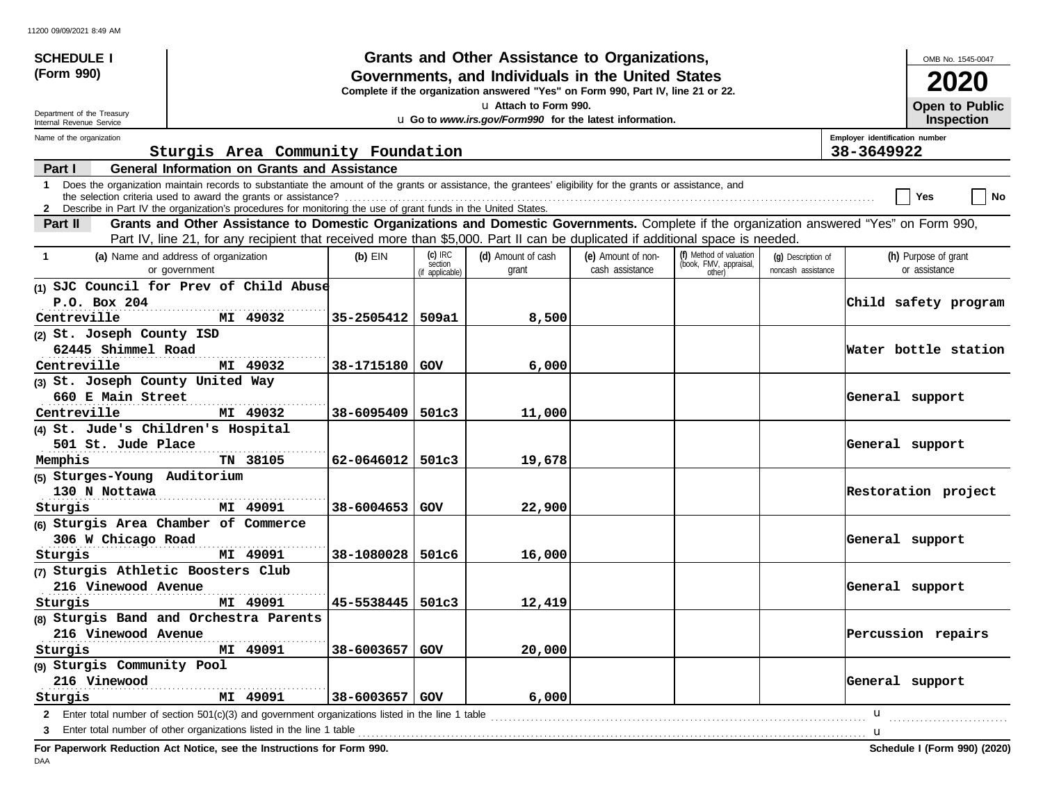**SCHEDULE I**
**(Form 990)**

Department of the Treasury
Internal Revenue Service

# Grants and Other Assistance to Organizations, Governments, and Individuals in the United States

**Complete if the organization answered "Yes" on Form 990, Part IV, line 21 or 22.**
u **Attach to Form 990.**
u **Go to *www.irs.gov/Form990* for the latest information.**

OMB No. 1545-0047
**2020**
**Open to Public Inspection**

Name of the organization: **Sturgis Area Community Foundation**
Employer identification number: **38-3649922**

## Part I — General Information on Grants and Assistance

1 Does the organization maintain records to substantiate the amount of the grants or assistance, the grantees' eligibility for the grants or assistance, and the selection criteria used to award the grants or assistance? ☐ Yes ☐ No

2 Describe in Part IV the organization's procedures for monitoring the use of grant funds in the United States.

## Part II — Grants and Other Assistance to Domestic Organizations and Domestic Governments.

Complete if the organization answered "Yes" on Form 990, Part IV, line 21, for any recipient that received more than $5,000. Part II can be duplicated if additional space is needed.

| 1 (a) Name and address of organization or government | (b) EIN | (c) IRC section (if applicable) | (d) Amount of cash grant | (e) Amount of non-cash assistance | (f) Method of valuation (book, FMV, appraisal, other) | (g) Description of noncash assistance | (h) Purpose of grant or assistance |
|---|---|---|---|---|---|---|---|
| (1) SJC Council for Prev of Child Abuse, P.O. Box 204, Centreville MI 49032 | 35-2505412 | 509a1 | 8,500 | | | | Child safety program |
| (2) St. Joseph County ISD, 62445 Shimmel Road, Centreville MI 49032 | 38-1715180 | GOV | 6,000 | | | | Water bottle station |
| (3) St. Joseph County United Way, 660 E Main Street, Centreville MI 49032 | 38-6095409 | 501c3 | 11,000 | | | | General support |
| (4) St. Jude's Children's Hospital, 501 St. Jude Place, Memphis TN 38105 | 62-0646012 | 501c3 | 19,678 | | | | General support |
| (5) Sturges-Young Auditorium, 130 N Nottawa, Sturgis MI 49091 | 38-6004653 | GOV | 22,900 | | | | Restoration project |
| (6) Sturgis Area Chamber of Commerce, 306 W Chicago Road, Sturgis MI 49091 | 38-1080028 | 501c6 | 16,000 | | | | General support |
| (7) Sturgis Athletic Boosters Club, 216 Vinewood Avenue, Sturgis MI 49091 | 45-5538445 | 501c3 | 12,419 | | | | General support |
| (8) Sturgis Band and Orchestra Parents, 216 Vinewood Avenue, Sturgis MI 49091 | 38-6003657 | GOV | 20,000 | | | | Percussion repairs |
| (9) Sturgis Community Pool, 216 Vinewood, Sturgis MI 49091 | 38-6003657 | GOV | 6,000 | | | | General support |

2 Enter total number of section 501(c)(3) and government organizations listed in the line 1 table u

3 Enter total number of other organizations listed in the line 1 table u

**For Paperwork Reduction Act Notice, see the Instructions for Form 990.**
**Schedule I (Form 990) (2020)**

DAA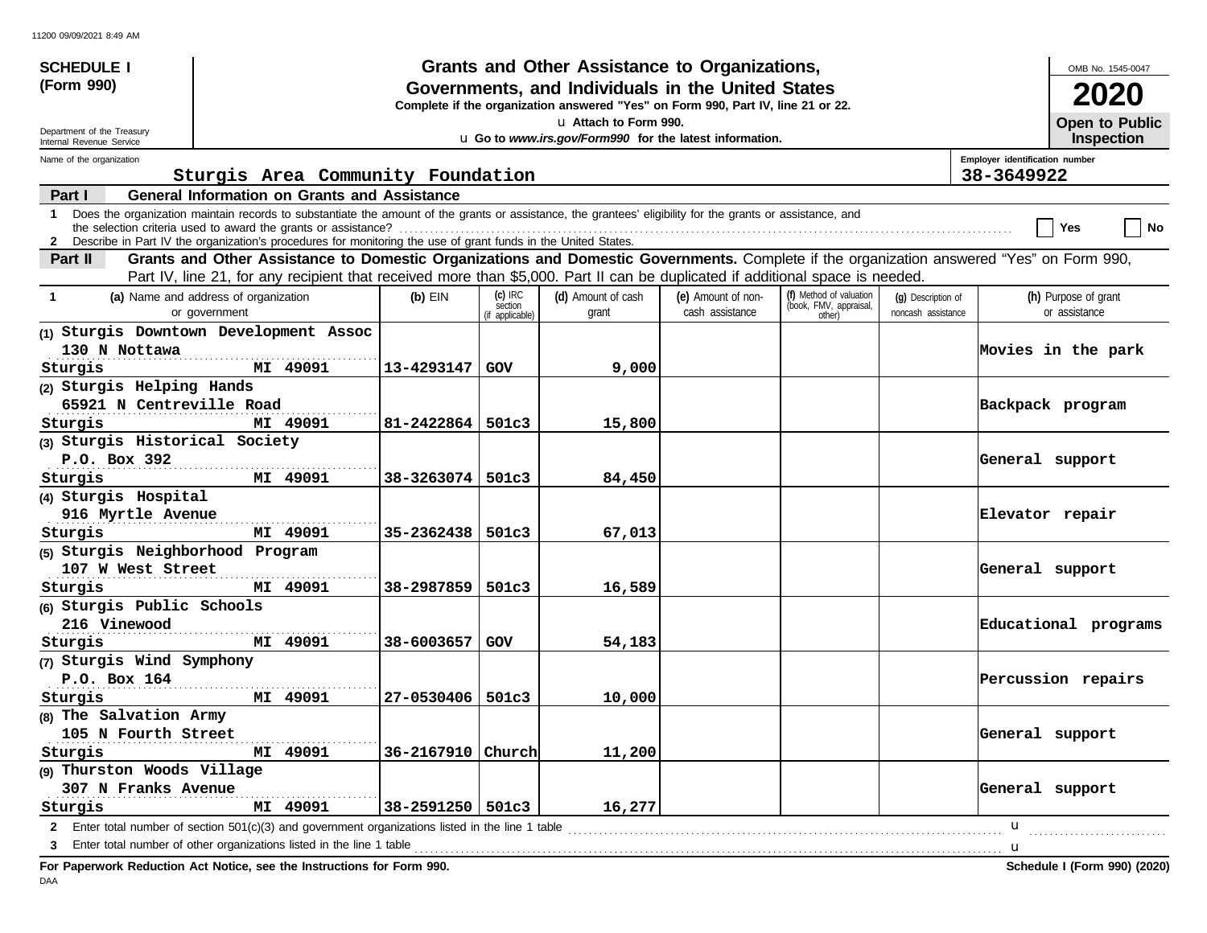**SCHEDULE I (Form 990)**

Department of the Treasury
Internal Revenue Service

# Grants and Other Assistance to Organizations, Governments, and Individuals in the United States

**Complete if the organization answered "Yes" on Form 990, Part IV, line 21 or 22.**

u Attach to Form 990.

u Go to *www.irs.gov/Form990* for the latest information.

OMB No. 1545-0047

**2020**

**Open to Public Inspection**

Name of the organization: **Sturgis Area Community Foundation**

Employer identification number: **38-3649922**

## Part I General Information on Grants and Assistance

1 Does the organization maintain records to substantiate the amount of the grants or assistance, the grantees' eligibility for the grants or assistance, and the selection criteria used to award the grants or assistance? Yes No

2 Describe in Part IV the organization's procedures for monitoring the use of grant funds in the United States.

## Part II Grants and Other Assistance to Domestic Organizations and Domestic Governments.

Complete if the organization answered "Yes" on Form 990, Part IV, line 21, for any recipient that received more than $5,000. Part II can be duplicated if additional space is needed.

| 1 (a) Name and address of organization or government | (b) EIN | (c) IRC section (if applicable) | (d) Amount of cash grant | (e) Amount of non-cash assistance | (f) Method of valuation (book, FMV, appraisal, other) | (g) Description of noncash assistance | (h) Purpose of grant or assistance |
|---|---|---|---|---|---|---|---|
| (1) Sturgis Downtown Development Assoc<br>130 N Nottawa<br>Sturgis MI 49091 | 13-4293147 | GOV | 9,000 | | | | Movies in the park |
| (2) Sturgis Helping Hands<br>65921 N Centreville Road<br>Sturgis MI 49091 | 81-2422864 | 501c3 | 15,800 | | | | Backpack program |
| (3) Sturgis Historical Society<br>P.O. Box 392<br>Sturgis MI 49091 | 38-3263074 | 501c3 | 84,450 | | | | General support |
| (4) Sturgis Hospital<br>916 Myrtle Avenue<br>Sturgis MI 49091 | 35-2362438 | 501c3 | 67,013 | | | | Elevator repair |
| (5) Sturgis Neighborhood Program<br>107 W West Street<br>Sturgis MI 49091 | 38-2987859 | 501c3 | 16,589 | | | | General support |
| (6) Sturgis Public Schools<br>216 Vinewood<br>Sturgis MI 49091 | 38-6003657 | GOV | 54,183 | | | | Educational programs |
| (7) Sturgis Wind Symphony<br>P.O. Box 164<br>Sturgis MI 49091 | 27-0530406 | 501c3 | 10,000 | | | | Percussion repairs |
| (8) The Salvation Army<br>105 N Fourth Street<br>Sturgis MI 49091 | 36-2167910 | Church | 11,200 | | | | General support |
| (9) Thurston Woods Village<br>307 N Franks Avenue<br>Sturgis MI 49091 | 38-2591250 | 501c3 | 16,277 | | | | General support |

2 Enter total number of section 501(c)(3) and government organizations listed in the line 1 table u

3 Enter total number of other organizations listed in the line 1 table u

**For Paperwork Reduction Act Notice, see the Instructions for Form 990.** **Schedule I (Form 990) (2020)**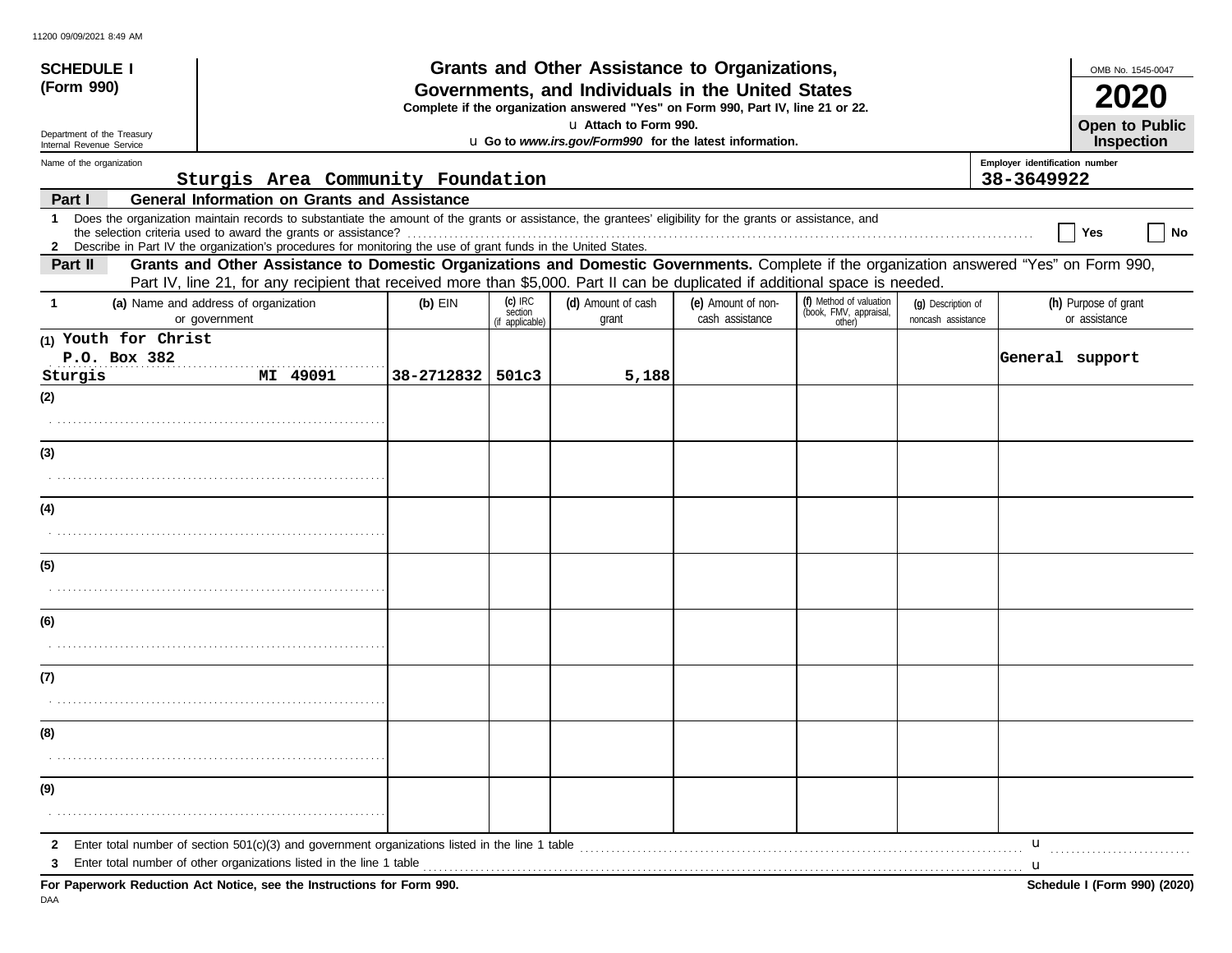**SCHEDULE I**
**(Form 990)**

Department of the Treasury
Internal Revenue Service

# Grants and Other Assistance to Organizations, Governments, and Individuals in the United States

**Complete if the organization answered "Yes" on Form 990, Part IV, line 21 or 22.**
**u Attach to Form 990.**
**u Go to *www.irs.gov/Form990* for the latest information.**

OMB No. 1545-0047
**2020**
**Open to Public Inspection**

Name of the organization: Sturgis Area Community Foundation
Employer identification number: 38-3649922

## Part I General Information on Grants and Assistance

1 Does the organization maintain records to substantiate the amount of the grants or assistance, the grantees' eligibility for the grants or assistance, and the selection criteria used to award the grants or assistance? ☐ Yes ☐ No

2 Describe in Part IV the organization's procedures for monitoring the use of grant funds in the United States.

## Part II Grants and Other Assistance to Domestic Organizations and Domestic Governments.

Complete if the organization answered "Yes" on Form 990, Part IV, line 21, for any recipient that received more than $5,000. Part II can be duplicated if additional space is needed.

| 1 (a) Name and address of organization or government | (b) EIN | (c) IRC section (if applicable) | (d) Amount of cash grant | (e) Amount of non-cash assistance | (f) Method of valuation (book, FMV, appraisal, other) | (g) Description of noncash assistance | (h) Purpose of grant or assistance |
|---|---|---|---|---|---|---|---|
| (1) Youth for Christ<br>P.O. Box 382<br>Sturgis MI 49091 | 38-2712832 | 501c3 | 5,188 | | | | General support |
| (2) | | | | | | | |
| (3) | | | | | | | |
| (4) | | | | | | | |
| (5) | | | | | | | |
| (6) | | | | | | | |
| (7) | | | | | | | |
| (8) | | | | | | | |
| (9) | | | | | | | |

2 Enter total number of section 501(c)(3) and government organizations listed in the line 1 table u

3 Enter total number of other organizations listed in the line 1 table u

**For Paperwork Reduction Act Notice, see the Instructions for Form 990.**
**Schedule I (Form 990) (2020)**

DAA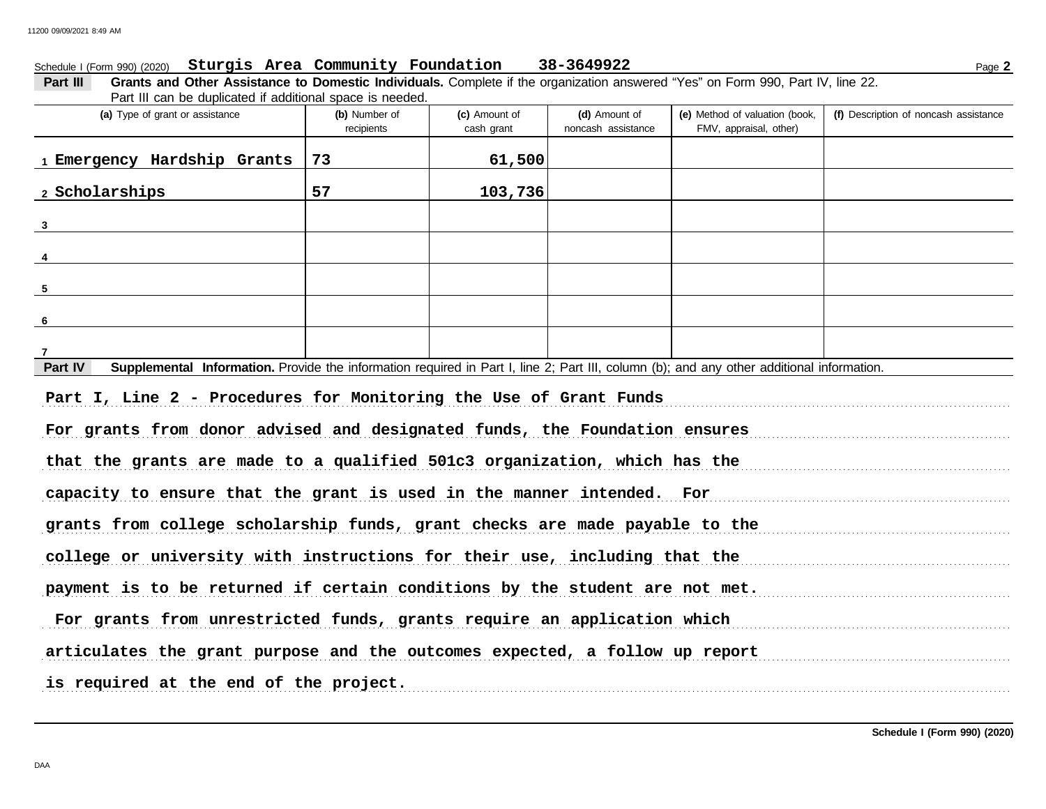Schedule I (Form 990) (2020) **Sturgis Area Community Foundation 38-3649922**

**Part III** **Grants and Other Assistance to Domestic Individuals.** Complete if the organization answered "Yes" on Form 990, Part IV, line 22. Part III can be duplicated if additional space is needed.

| (a) Type of grant or assistance | (b) Number of recipients | (c) Amount of cash grant | (d) Amount of noncash assistance | (e) Method of valuation (book, FMV, appraisal, other) | (f) Description of noncash assistance |
|---|---|---|---|---|---|
| 1 Emergency Hardship Grants | 73 | 61,500 | | | |
| 2 Scholarships | 57 | 103,736 | | | |
| 3 | | | | | |
| 4 | | | | | |
| 5 | | | | | |
| 6 | | | | | |
| 7 | | | | | |

**Part IV** **Supplemental Information.** Provide the information required in Part I, line 2; Part III, column (b); and any other additional information.

Part I, Line 2 - Procedures for Monitoring the Use of Grant Funds

For grants from donor advised and designated funds, the Foundation ensures that the grants are made to a qualified 501c3 organization, which has the capacity to ensure that the grant is used in the manner intended. For grants from college scholarship funds, grant checks are made payable to the college or university with instructions for their use, including that the payment is to be returned if certain conditions by the student are not met. For grants from unrestricted funds, grants require an application which articulates the grant purpose and the outcomes expected, a follow up report is required at the end of the project.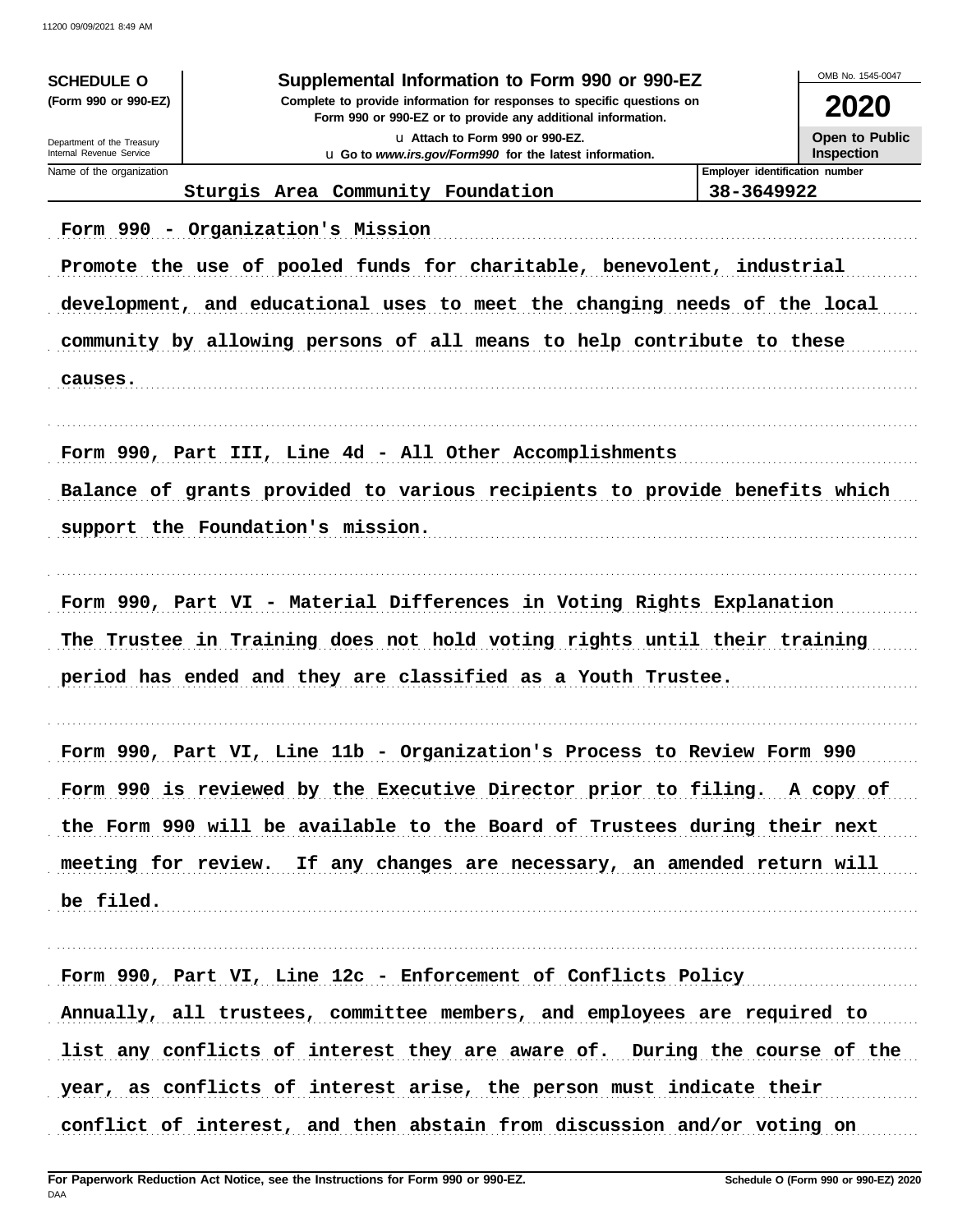**SCHEDULE O (Form 990 or 990-EZ)**

Department of the Treasury
Internal Revenue Service

# Supplemental Information to Form 990 or 990-EZ

**Complete to provide information for responses to specific questions on Form 990 or 990-EZ or to provide any additional information.**

u Attach to Form 990 or 990-EZ.

u Go to *www.irs.gov/Form990* for the latest information.

OMB No. 1545-0047

**2020**

**Open to Public Inspection**

| Name of the organization | Employer identification number |
|---|---|
| Sturgis Area Community Foundation | 38-3649922 |

Form 990 - Organization's Mission

Promote the use of pooled funds for charitable, benevolent, industrial development, and educational uses to meet the changing needs of the local community by allowing persons of all means to help contribute to these causes.

Form 990, Part III, Line 4d - All Other Accomplishments

Balance of grants provided to various recipients to provide benefits which support the Foundation's mission.

Form 990, Part VI - Material Differences in Voting Rights Explanation

The Trustee in Training does not hold voting rights until their training period has ended and they are classified as a Youth Trustee.

Form 990, Part VI, Line 11b - Organization's Process to Review Form 990

Form 990 is reviewed by the Executive Director prior to filing. A copy of the Form 990 will be available to the Board of Trustees during their next meeting for review. If any changes are necessary, an amended return will be filed.

Form 990, Part VI, Line 12c - Enforcement of Conflicts Policy

Annually, all trustees, committee members, and employees are required to list any conflicts of interest they are aware of. During the course of the year, as conflicts of interest arise, the person must indicate their conflict of interest, and then abstain from discussion and/or voting on

**For Paperwork Reduction Act Notice, see the Instructions for Form 990 or 990-EZ.**

**Schedule O (Form 990 or 990-EZ) 2020**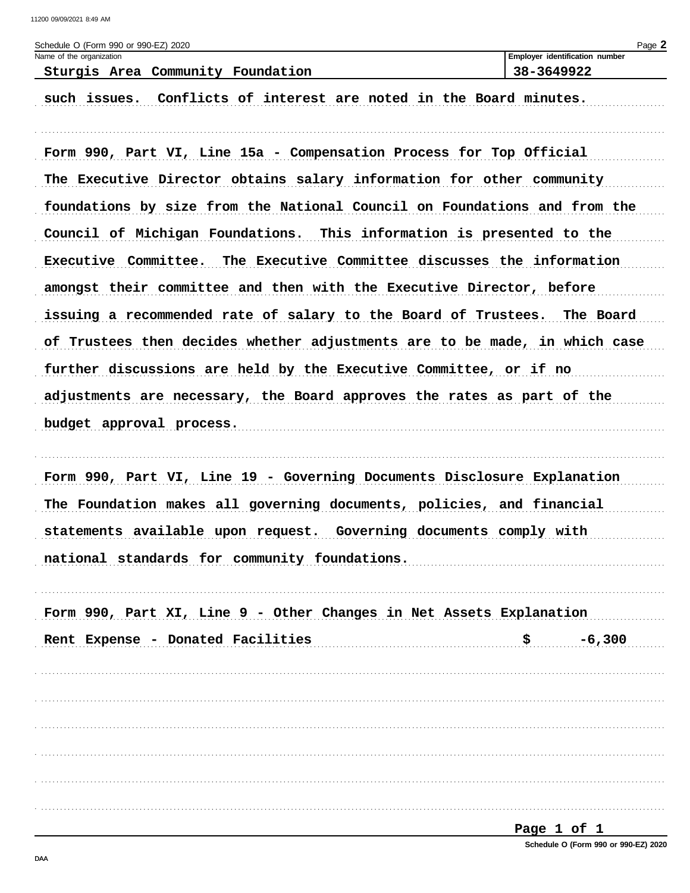Schedule O (Form 990 or 990-EZ) 2020

| Name of the organization | Employer identification number |
| --- | --- |
| Sturgis Area Community Foundation | 38-3649922 |

such issues. Conflicts of interest are noted in the Board minutes.

Form 990, Part VI, Line 15a - Compensation Process for Top Official

The Executive Director obtains salary information for other community foundations by size from the National Council on Foundations and from the Council of Michigan Foundations. This information is presented to the Executive Committee. The Executive Committee discusses the information amongst their committee and then with the Executive Director, before issuing a recommended rate of salary to the Board of Trustees. The Board of Trustees then decides whether adjustments are to be made, in which case further discussions are held by the Executive Committee, or if no adjustments are necessary, the Board approves the rates as part of the budget approval process.

Form 990, Part VI, Line 19 - Governing Documents Disclosure Explanation

The Foundation makes all governing documents, policies, and financial statements available upon request. Governing documents comply with national standards for community foundations.

Form 990, Part XI, Line 9 - Other Changes in Net Assets Explanation

| | |
| --- | --- |
| Rent Expense - Donated Facilities | $ -6,300 |

Schedule O (Form 990 or 990-EZ) 2020